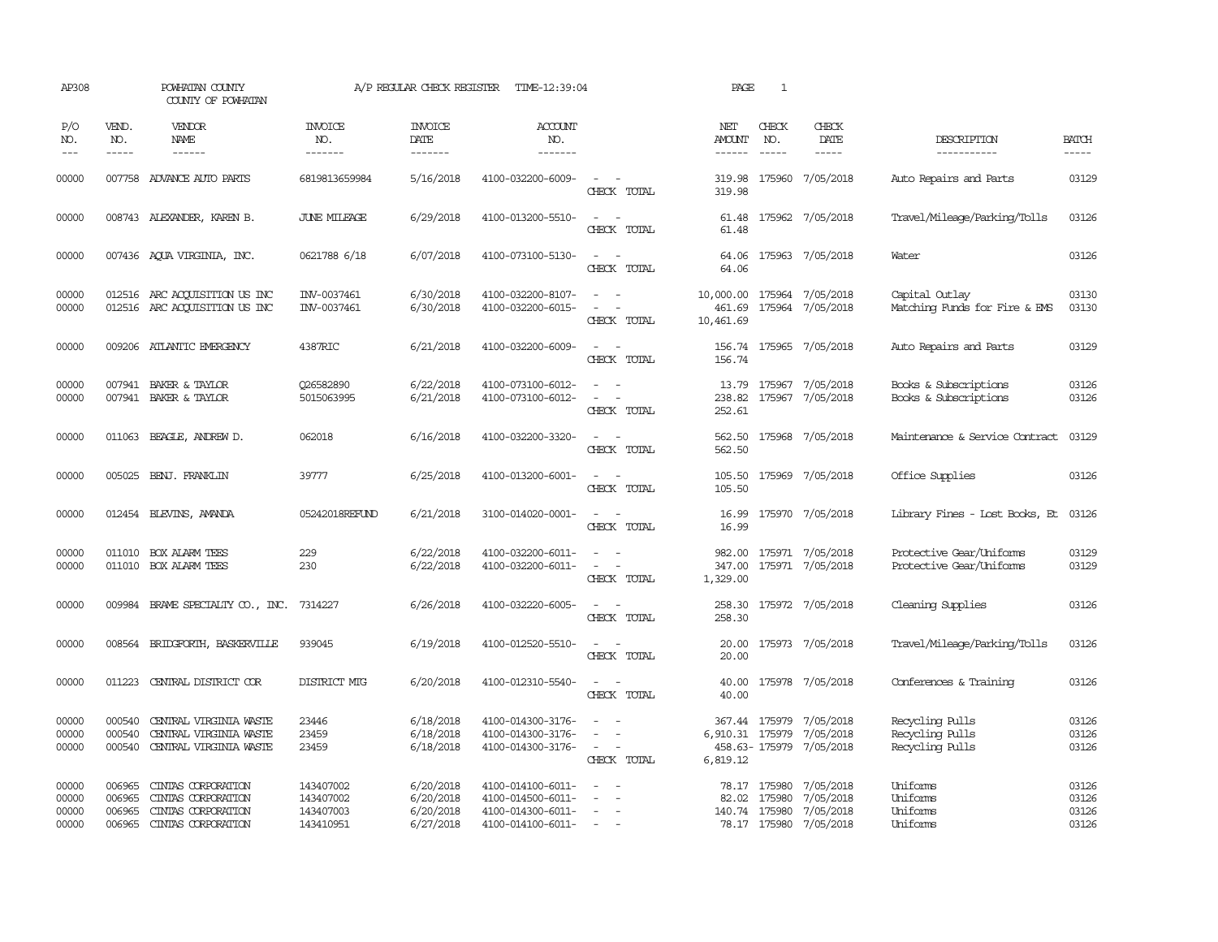AP308 POWHATAN COUNTY A/P REGULAR CHECK REGISTER TIME-12:39:04 PAGE 1

COUNTY OF POWHATAN

| P/O NO. | VEND. NO. | VENDOR NAME | INVOICE NO. | INVOICE DATE | ACCOUNT NO. | | NET AMOUNT | CHECK NO. | CHECK DATE | DESCRIPTION | BATCH |
|---|---|---|---|---|---|---|---|---|---|---|---|
| 00000 | 007758 | ADVANCE AUTO PARTS | 6819813659984 | 5/16/2018 | 4100-032200-6009- | - - | 319.98 | 175960 | 7/05/2018 | Auto Repairs and Parts | 03129 |
| | | | | | | CHECK TOTAL | 319.98 | | | | |
| 00000 | 008743 | ALEXANDER, KAREN B. | JUNE MILEAGE | 6/29/2018 | 4100-013200-5510- | - - | 61.48 | 175962 | 7/05/2018 | Travel/Mileage/Parking/Tolls | 03126 |
| | | | | | | CHECK TOTAL | 61.48 | | | | |
| 00000 | 007436 | AQUA VIRGINIA, INC. | 0621788 6/18 | 6/07/2018 | 4100-073100-5130- | - - | 64.06 | 175963 | 7/05/2018 | Water | 03126 |
| | | | | | | CHECK TOTAL | 64.06 | | | | |
| 00000 | 012516 | ARC ACQUISITION US INC | INV-0037461 | 6/30/2018 | 4100-032200-8107- | - - | 10,000.00 | 175964 | 7/05/2018 | Capital Outlay | 03130 |
| 00000 | 012516 | ARC ACQUISITION US INC | INV-0037461 | 6/30/2018 | 4100-032200-6015- | - - | 461.69 | 175964 | 7/05/2018 | Matching Funds for Fire & EMS | 03130 |
| | | | | | | CHECK TOTAL | 10,461.69 | | | | |
| 00000 | 009206 | ATLANTIC EMERGENCY | 4387RIC | 6/21/2018 | 4100-032200-6009- | - - | 156.74 | 175965 | 7/05/2018 | Auto Repairs and Parts | 03129 |
| | | | | | | CHECK TOTAL | 156.74 | | | | |
| 00000 | 007941 | BAKER & TAYLOR | Q26582890 | 6/22/2018 | 4100-073100-6012- | - - | 13.79 | 175967 | 7/05/2018 | Books & Subscriptions | 03126 |
| 00000 | 007941 | BAKER & TAYLOR | 5015063995 | 6/21/2018 | 4100-073100-6012- | - - | 238.82 | 175967 | 7/05/2018 | Books & Subscriptions | 03126 |
| | | | | | | CHECK TOTAL | 252.61 | | | | |
| 00000 | 011063 | BEAGLE, ANDREW D. | 062018 | 6/16/2018 | 4100-032200-3320- | - - | 562.50 | 175968 | 7/05/2018 | Maintenance & Service Contract | 03129 |
| | | | | | | CHECK TOTAL | 562.50 | | | | |
| 00000 | 005025 | BENJ. FRANKLIN | 39777 | 6/25/2018 | 4100-013200-6001- | - - | 105.50 | 175969 | 7/05/2018 | Office Supplies | 03126 |
| | | | | | | CHECK TOTAL | 105.50 | | | | |
| 00000 | 012454 | BLEVINS, AMANDA | 05242018REFUND | 6/21/2018 | 3100-014020-0001- | - - | 16.99 | 175970 | 7/05/2018 | Library Fines - Lost Books, Et | 03126 |
| | | | | | | CHECK TOTAL | 16.99 | | | | |
| 00000 | 011010 | BOX ALARM TEES | 229 | 6/22/2018 | 4100-032200-6011- | - - | 982.00 | 175971 | 7/05/2018 | Protective Gear/Uniforms | 03129 |
| 00000 | 011010 | BOX ALARM TEES | 230 | 6/22/2018 | 4100-032200-6011- | - - | 347.00 | 175971 | 7/05/2018 | Protective Gear/Uniforms | 03129 |
| | | | | | | CHECK TOTAL | 1,329.00 | | | | |
| 00000 | 009984 | BRAME SPECIALTY CO., INC. | 7314227 | 6/26/2018 | 4100-032220-6005- | - - | 258.30 | 175972 | 7/05/2018 | Cleaning Supplies | 03126 |
| | | | | | | CHECK TOTAL | 258.30 | | | | |
| 00000 | 008564 | BRIDGFORTH, BASKERVILLE | 939045 | 6/19/2018 | 4100-012520-5510- | - - | 20.00 | 175973 | 7/05/2018 | Travel/Mileage/Parking/Tolls | 03126 |
| | | | | | | CHECK TOTAL | 20.00 | | | | |
| 00000 | 011223 | CENTRAL DISTRICT COR | DISTRICT MTG | 6/20/2018 | 4100-012310-5540- | - - | 40.00 | 175978 | 7/05/2018 | Conferences & Training | 03126 |
| | | | | | | CHECK TOTAL | 40.00 | | | | |
| 00000 | 000540 | CENTRAL VIRGINIA WASTE | 23446 | 6/18/2018 | 4100-014300-3176- | - - | 367.44 | 175979 | 7/05/2018 | Recycling Pulls | 03126 |
| 00000 | 000540 | CENTRAL VIRGINIA WASTE | 23459 | 6/18/2018 | 4100-014300-3176- | - - | 6,910.31 | 175979 | 7/05/2018 | Recycling Pulls | 03126 |
| 00000 | 000540 | CENTRAL VIRGINIA WASTE | 23459 | 6/18/2018 | 4100-014300-3176- | - - | 458.63- | 175979 | 7/05/2018 | Recycling Pulls | 03126 |
| | | | | | | CHECK TOTAL | 6,819.12 | | | | |
| 00000 | 006965 | CINTAS CORPORATION | 143407002 | 6/20/2018 | 4100-014100-6011- | - - | 78.17 | 175980 | 7/05/2018 | Uniforms | 03126 |
| 00000 | 006965 | CINTAS CORPORATION | 143407002 | 6/20/2018 | 4100-014500-6011- | - - | 82.02 | 175980 | 7/05/2018 | Uniforms | 03126 |
| 00000 | 006965 | CINTAS CORPORATION | 143407003 | 6/20/2018 | 4100-014300-6011- | - - | 140.74 | 175980 | 7/05/2018 | Uniforms | 03126 |
| 00000 | 006965 | CINTAS CORPORATION | 143410951 | 6/27/2018 | 4100-014100-6011- | - - | 78.17 | 175980 | 7/05/2018 | Uniforms | 03126 |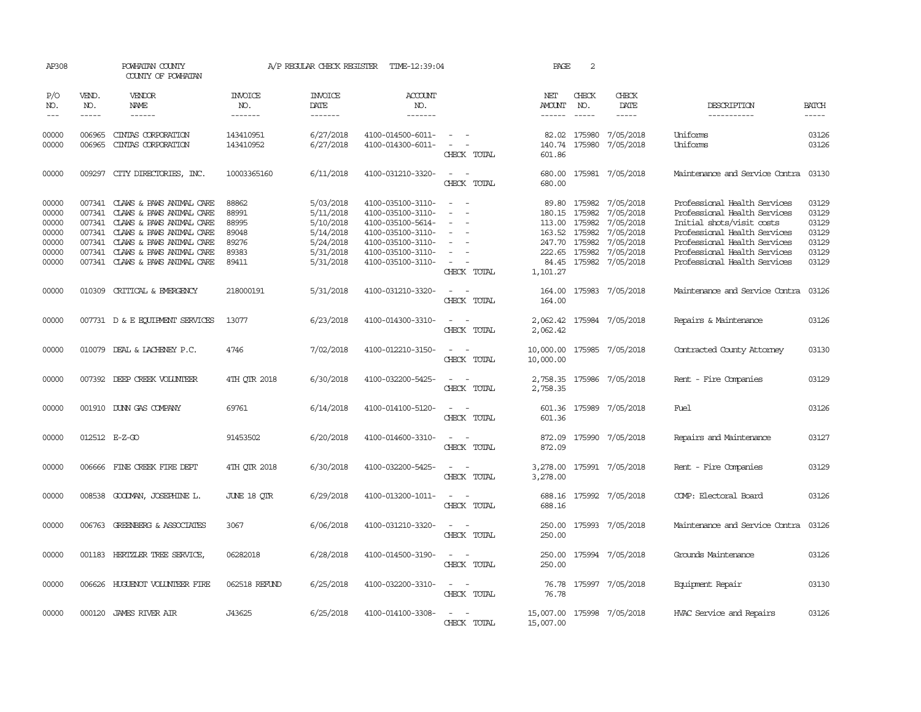AP308 POWHATAN COUNTY A/P REGULAR CHECK REGISTER TIME-12:39:04

COUNTY OF POWHATAN

| P/O NO. | VEND. NO. | VENDOR NAME | INVOICE NO. | INVOICE DATE | ACCOUNT NO. | | NET AMOUNT | CHECK NO. | CHECK DATE | DESCRIPTION | BATCH |
|---|---|---|---|---|---|---|---|---|---|---|---|
| 00000 | 006965 | CINTAS CORPORATION | 143410951 | 6/27/2018 | 4100-014500-6011- | - - | 82.02 | 175980 | 7/05/2018 | Uniforms | 03126 |
| 00000 | 006965 | CINTAS CORPORATION | 143410952 | 6/27/2018 | 4100-014300-6011- | - - | 140.74 | 175980 | 7/05/2018 | Uniforms | 03126 |
| | | | | | | CHECK TOTAL | 601.86 | | | | |
| 00000 | 009297 | CITY DIRECTORIES, INC. | 10003365160 | 6/11/2018 | 4100-031210-3320- | - - | 680.00 | 175981 | 7/05/2018 | Maintenance and Service Contra | 03130 |
| | | | | | | CHECK TOTAL | 680.00 | | | | |
| 00000 | 007341 | CLAWS & PAWS ANIMAL CARE | 88862 | 5/03/2018 | 4100-035100-3110- | - - | 89.80 | 175982 | 7/05/2018 | Professional Health Services | 03129 |
| 00000 | 007341 | CLAWS & PAWS ANIMAL CARE | 88991 | 5/11/2018 | 4100-035100-3110- | - - | 180.15 | 175982 | 7/05/2018 | Professional Health Services | 03129 |
| 00000 | 007341 | CLAWS & PAWS ANIMAL CARE | 88995 | 5/10/2018 | 4100-035100-5614- | - - | 113.00 | 175982 | 7/05/2018 | Initial shots/visit costs | 03129 |
| 00000 | 007341 | CLAWS & PAWS ANIMAL CARE | 89048 | 5/14/2018 | 4100-035100-3110- | - - | 163.52 | 175982 | 7/05/2018 | Professional Health Services | 03129 |
| 00000 | 007341 | CLAWS & PAWS ANIMAL CARE | 89276 | 5/24/2018 | 4100-035100-3110- | - - | 247.70 | 175982 | 7/05/2018 | Professional Health Services | 03129 |
| 00000 | 007341 | CLAWS & PAWS ANIMAL CARE | 89383 | 5/31/2018 | 4100-035100-3110- | - - | 222.65 | 175982 | 7/05/2018 | Professional Health Services | 03129 |
| 00000 | 007341 | CLAWS & PAWS ANIMAL CARE | 89411 | 5/31/2018 | 4100-035100-3110- | - - | 84.45 | 175982 | 7/05/2018 | Professional Health Services | 03129 |
| | | | | | | CHECK TOTAL | 1,101.27 | | | | |
| 00000 | 010309 | CRITICAL & EMERGENCY | 218000191 | 5/31/2018 | 4100-031210-3320- | - - | 164.00 | 175983 | 7/05/2018 | Maintenance and Service Contra | 03126 |
| | | | | | | CHECK TOTAL | 164.00 | | | | |
| 00000 | 007731 | D & E EQUIPMENT SERVICES | 13077 | 6/23/2018 | 4100-014300-3310- | - - | 2,062.42 | 175984 | 7/05/2018 | Repairs & Maintenance | 03126 |
| | | | | | | CHECK TOTAL | 2,062.42 | | | | |
| 00000 | 010079 | DEAL & LACHENEY P.C. | 4746 | 7/02/2018 | 4100-012210-3150- | - - | 10,000.00 | 175985 | 7/05/2018 | Contracted County Attorney | 03130 |
| | | | | | | CHECK TOTAL | 10,000.00 | | | | |
| 00000 | 007392 | DEEP CREEK VOLUNTEER | 4TH QTR 2018 | 6/30/2018 | 4100-032200-5425- | - - | 2,758.35 | 175986 | 7/05/2018 | Rent - Fire Companies | 03129 |
| | | | | | | CHECK TOTAL | 2,758.35 | | | | |
| 00000 | 001910 | DUNN GAS COMPANY | 69761 | 6/14/2018 | 4100-014100-5120- | - - | 601.36 | 175989 | 7/05/2018 | Fuel | 03126 |
| | | | | | | CHECK TOTAL | 601.36 | | | | |
| 00000 | 012512 | E-Z-GO | 91453502 | 6/20/2018 | 4100-014600-3310- | - - | 872.09 | 175990 | 7/05/2018 | Repairs and Maintenance | 03127 |
| | | | | | | CHECK TOTAL | 872.09 | | | | |
| 00000 | 006666 | FINE CREEK FIRE DEPT | 4TH QTR 2018 | 6/30/2018 | 4100-032200-5425- | - - | 3,278.00 | 175991 | 7/05/2018 | Rent - Fire Companies | 03129 |
| | | | | | | CHECK TOTAL | 3,278.00 | | | | |
| 00000 | 008538 | GOODMAN, JOSEPHINE L. | JUNE 18 QTR | 6/29/2018 | 4100-013200-1011- | - - | 688.16 | 175992 | 7/05/2018 | COMP: Electoral Board | 03126 |
| | | | | | | CHECK TOTAL | 688.16 | | | | |
| 00000 | 006763 | GREENBERG & ASSOCIATES | 3067 | 6/06/2018 | 4100-031210-3320- | - - | 250.00 | 175993 | 7/05/2018 | Maintenance and Service Contra | 03126 |
| | | | | | | CHECK TOTAL | 250.00 | | | | |
| 00000 | 001183 | HERTZLER TREE SERVICE, | 06282018 | 6/28/2018 | 4100-014500-3190- | - - | 250.00 | 175994 | 7/05/2018 | Grounds Maintenance | 03126 |
| | | | | | | CHECK TOTAL | 250.00 | | | | |
| 00000 | 006626 | HUGUENOT VOLUNTEER FIRE | 062518 REFUND | 6/25/2018 | 4100-032200-3310- | - - | 76.78 | 175997 | 7/05/2018 | Equipment Repair | 03130 |
| | | | | | | CHECK TOTAL | 76.78 | | | | |
| 00000 | 000120 | JAMES RIVER AIR | J43625 | 6/25/2018 | 4100-014100-3308- | - - | 15,007.00 | 175998 | 7/05/2018 | HVAC Service and Repairs | 03126 |
| | | | | | | CHECK TOTAL | 15,007.00 | | | | |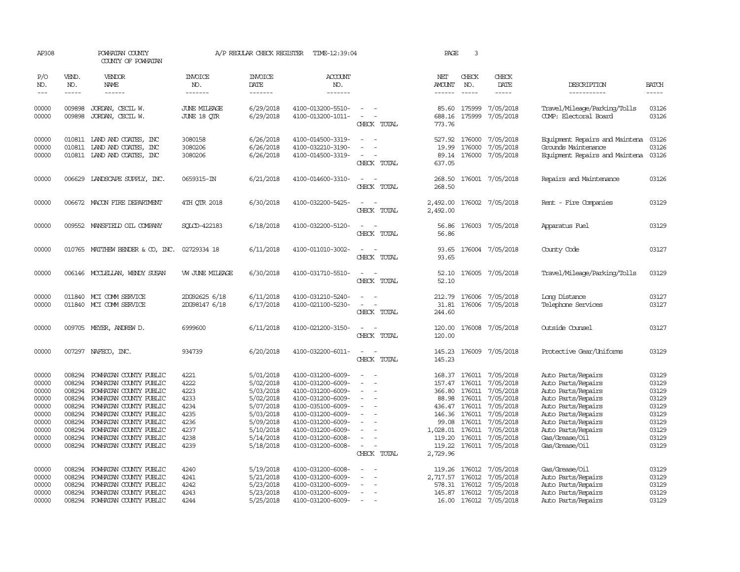AP308 POWHATAN COUNTY A/P REGULAR CHECK REGISTER TIME-12:39:04 PAGE 3

COUNTY OF POWHATAN

| P/O NO. | VEND. NO. | VENDOR NAME | INVOICE NO. | INVOICE DATE | ACCOUNT NO. | | NET AMOUNT | CHECK NO. | CHECK DATE | DESCRIPTION | BATCH |
|---|---|---|---|---|---|---|---|---|---|---|---|
| 00000 | 009898 | JORDAN, CECIL W. | JUNE MILEAGE | 6/29/2018 | 4100-013200-5510- | - - | 85.60 | 175999 | 7/05/2018 | Travel/Mileage/Parking/Tolls | 03126 |
| 00000 | 009898 | JORDAN, CECIL W. | JUNE 18 QTR | 6/29/2018 | 4100-013200-1011- | - - | 688.16 | 175999 | 7/05/2018 | COMP: Electoral Board | 03126 |
| | | | | | | CHECK TOTAL | 773.76 | | | | |
| 00000 | 010811 | LAND AND COATES, INC | 3080158 | 6/26/2018 | 4100-014500-3319- | - - | 527.92 | 176000 | 7/05/2018 | Equipment Repairs and Maintena | 03126 |
| 00000 | 010811 | LAND AND COATES, INC | 3080206 | 6/26/2018 | 4100-032210-3190- | - - | 19.99 | 176000 | 7/05/2018 | Grounds Maintenance | 03126 |
| 00000 | 010811 | LAND AND COATES, INC | 3080206 | 6/26/2018 | 4100-014500-3319- | - - | 89.14 | 176000 | 7/05/2018 | Equipment Repairs and Maintena | 03126 |
| | | | | | | CHECK TOTAL | 637.05 | | | | |
| 00000 | 006629 | LANDSCAPE SUPPLY, INC. | 0659315-IN | 6/21/2018 | 4100-014600-3310- | - - | 268.50 | 176001 | 7/05/2018 | Repairs and Maintenance | 03126 |
| | | | | | | CHECK TOTAL | 268.50 | | | | |
| 00000 | 006672 | MACON FIRE DEPARTMENT | 4TH QTR 2018 | 6/30/2018 | 4100-032200-5425- | - - | 2,492.00 | 176002 | 7/05/2018 | Rent - Fire Companies | 03129 |
| | | | | | | CHECK TOTAL | 2,492.00 | | | | |
| 00000 | 009552 | MANSFIELD OIL COMPANY | SQLCD-422183 | 6/18/2018 | 4100-032200-5120- | - - | 56.86 | 176003 | 7/05/2018 | Apparatus Fuel | 03129 |
| | | | | | | CHECK TOTAL | 56.86 | | | | |
| 00000 | 010765 | MATTHEW BENDER & CO, INC. | 02729334 18 | 6/11/2018 | 4100-011010-3002- | - - | 93.65 | 176004 | 7/05/2018 | County Code | 03127 |
| | | | | | | CHECK TOTAL | 93.65 | | | | |
| 00000 | 006146 | MCCLELLAN, WENDY SUSAN | VW JUNE MILEAGE | 6/30/2018 | 4100-031710-5510- | - - | 52.10 | 176005 | 7/05/2018 | Travel/Mileage/Parking/Tolls | 03129 |
| | | | | | | CHECK TOTAL | 52.10 | | | | |
| 00000 | 011840 | MCI COMM SERVICE | 2DG92625 6/18 | 6/11/2018 | 4100-031210-5240- | - - | 212.79 | 176006 | 7/05/2018 | Long Distance | 03127 |
| 00000 | 011840 | MCI COMM SERVICE | 2DG98147 6/18 | 6/17/2018 | 4100-021100-5230- | - - | 31.81 | 176006 | 7/05/2018 | Telephone Services | 03127 |
| | | | | | | CHECK TOTAL | 244.60 | | | | |
| 00000 | 009705 | MEYER, ANDREW D. | 6999600 | 6/11/2018 | 4100-021200-3150- | - - | 120.00 | 176008 | 7/05/2018 | Outside Counsel | 03127 |
| | | | | | | CHECK TOTAL | 120.00 | | | | |
| 00000 | 007297 | NAFECO, INC. | 934739 | 6/20/2018 | 4100-032200-6011- | - - | 145.23 | 176009 | 7/05/2018 | Protective Gear/Uniforms | 03129 |
| | | | | | | CHECK TOTAL | 145.23 | | | | |
| 00000 | 008294 | POWHATAN COUNTY PUBLIC | 4221 | 5/01/2018 | 4100-031200-6009- | - - | 168.37 | 176011 | 7/05/2018 | Auto Parts/Repairs | 03129 |
| 00000 | 008294 | POWHATAN COUNTY PUBLIC | 4222 | 5/02/2018 | 4100-031200-6009- | - - | 157.47 | 176011 | 7/05/2018 | Auto Parts/Repairs | 03129 |
| 00000 | 008294 | POWHATAN COUNTY PUBLIC | 4223 | 5/03/2018 | 4100-031200-6009- | - - | 366.80 | 176011 | 7/05/2018 | Auto Parts/Repairs | 03129 |
| 00000 | 008294 | POWHATAN COUNTY PUBLIC | 4233 | 5/02/2018 | 4100-031200-6009- | - - | 88.98 | 176011 | 7/05/2018 | Auto Parts/Repairs | 03129 |
| 00000 | 008294 | POWHATAN COUNTY PUBLIC | 4234 | 5/07/2018 | 4100-035100-6009- | - - | 436.47 | 176011 | 7/05/2018 | Auto Parts/Repairs | 03129 |
| 00000 | 008294 | POWHATAN COUNTY PUBLIC | 4235 | 5/03/2018 | 4100-031200-6009- | - - | 146.36 | 176011 | 7/05/2018 | Auto Parts/Repairs | 03129 |
| 00000 | 008294 | POWHATAN COUNTY PUBLIC | 4236 | 5/09/2018 | 4100-031200-6009- | - - | 99.08 | 176011 | 7/05/2018 | Auto Parts/Repairs | 03129 |
| 00000 | 008294 | POWHATAN COUNTY PUBLIC | 4237 | 5/10/2018 | 4100-031200-6009- | - - | 1,028.01 | 176011 | 7/05/2018 | Auto Parts/Repairs | 03129 |
| 00000 | 008294 | POWHATAN COUNTY PUBLIC | 4238 | 5/14/2018 | 4100-031200-6008- | - - | 119.20 | 176011 | 7/05/2018 | Gas/Grease/Oil | 03129 |
| 00000 | 008294 | POWHATAN COUNTY PUBLIC | 4239 | 5/18/2018 | 4100-031200-6008- | - - | 119.22 | 176011 | 7/05/2018 | Gas/Grease/Oil | 03129 |
| | | | | | | CHECK TOTAL | 2,729.96 | | | | |
| 00000 | 008294 | POWHATAN COUNTY PUBLIC | 4240 | 5/19/2018 | 4100-031200-6008- | - - | 119.26 | 176012 | 7/05/2018 | Gas/Grease/Oil | 03129 |
| 00000 | 008294 | POWHATAN COUNTY PUBLIC | 4241 | 5/21/2018 | 4100-031200-6009- | - - | 2,717.57 | 176012 | 7/05/2018 | Auto Parts/Repairs | 03129 |
| 00000 | 008294 | POWHATAN COUNTY PUBLIC | 4242 | 5/23/2018 | 4100-031200-6009- | - - | 578.31 | 176012 | 7/05/2018 | Auto Parts/Repairs | 03129 |
| 00000 | 008294 | POWHATAN COUNTY PUBLIC | 4243 | 5/23/2018 | 4100-031200-6009- | - - | 145.87 | 176012 | 7/05/2018 | Auto Parts/Repairs | 03129 |
| 00000 | 008294 | POWHATAN COUNTY PUBLIC | 4244 | 5/25/2018 | 4100-031200-6009- | - - | 16.00 | 176012 | 7/05/2018 | Auto Parts/Repairs | 03129 |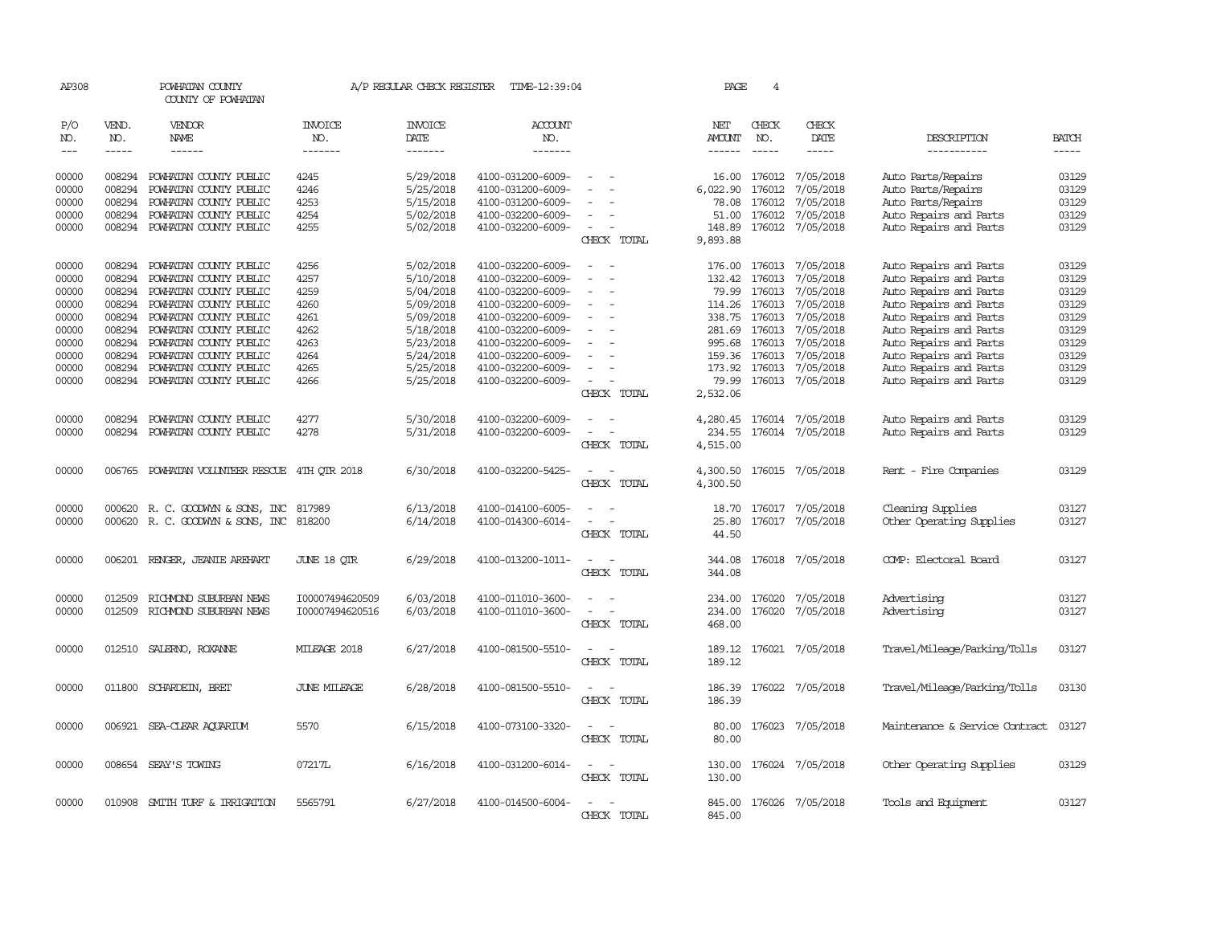AP308 POWHATAN COUNTY COUNTY OF POWHATAN A/P REGULAR CHECK REGISTER TIME-12:39:04

| P/O NO. | VEND. NO. | VENDOR NAME | INVOICE NO. | INVOICE DATE | ACCOUNT NO. | | NET AMOUNT | CHECK NO. | CHECK DATE | DESCRIPTION | BATCH |
|---|---|---|---|---|---|---|---|---|---|---|---|
| 00000 | 008294 | POWHATAN COUNTY PUBLIC | 4245 | 5/29/2018 | 4100-031200-6009- | - - | 16.00 | 176012 | 7/05/2018 | Auto Parts/Repairs | 03129 |
| 00000 | 008294 | POWHATAN COUNTY PUBLIC | 4246 | 5/25/2018 | 4100-031200-6009- | - - | 6,022.90 | 176012 | 7/05/2018 | Auto Parts/Repairs | 03129 |
| 00000 | 008294 | POWHATAN COUNTY PUBLIC | 4253 | 5/15/2018 | 4100-031200-6009- | - - | 78.08 | 176012 | 7/05/2018 | Auto Parts/Repairs | 03129 |
| 00000 | 008294 | POWHATAN COUNTY PUBLIC | 4254 | 5/02/2018 | 4100-032200-6009- | - - | 51.00 | 176012 | 7/05/2018 | Auto Repairs and Parts | 03129 |
| 00000 | 008294 | POWHATAN COUNTY PUBLIC | 4255 | 5/02/2018 | 4100-032200-6009- | - - | 148.89 | 176012 | 7/05/2018 | Auto Repairs and Parts | 03129 |
| | | | | | | CHECK TOTAL | 9,893.88 | | | | |
| 00000 | 008294 | POWHATAN COUNTY PUBLIC | 4256 | 5/02/2018 | 4100-032200-6009- | - - | 176.00 | 176013 | 7/05/2018 | Auto Repairs and Parts | 03129 |
| 00000 | 008294 | POWHATAN COUNTY PUBLIC | 4257 | 5/10/2018 | 4100-032200-6009- | - - | 132.42 | 176013 | 7/05/2018 | Auto Repairs and Parts | 03129 |
| 00000 | 008294 | POWHATAN COUNTY PUBLIC | 4259 | 5/04/2018 | 4100-032200-6009- | - - | 79.99 | 176013 | 7/05/2018 | Auto Repairs and Parts | 03129 |
| 00000 | 008294 | POWHATAN COUNTY PUBLIC | 4260 | 5/09/2018 | 4100-032200-6009- | - - | 114.26 | 176013 | 7/05/2018 | Auto Repairs and Parts | 03129 |
| 00000 | 008294 | POWHATAN COUNTY PUBLIC | 4261 | 5/09/2018 | 4100-032200-6009- | - - | 338.75 | 176013 | 7/05/2018 | Auto Repairs and Parts | 03129 |
| 00000 | 008294 | POWHATAN COUNTY PUBLIC | 4262 | 5/18/2018 | 4100-032200-6009- | - - | 281.69 | 176013 | 7/05/2018 | Auto Repairs and Parts | 03129 |
| 00000 | 008294 | POWHATAN COUNTY PUBLIC | 4263 | 5/23/2018 | 4100-032200-6009- | - - | 995.68 | 176013 | 7/05/2018 | Auto Repairs and Parts | 03129 |
| 00000 | 008294 | POWHATAN COUNTY PUBLIC | 4264 | 5/24/2018 | 4100-032200-6009- | - - | 159.36 | 176013 | 7/05/2018 | Auto Repairs and Parts | 03129 |
| 00000 | 008294 | POWHATAN COUNTY PUBLIC | 4265 | 5/25/2018 | 4100-032200-6009- | - - | 173.92 | 176013 | 7/05/2018 | Auto Repairs and Parts | 03129 |
| 00000 | 008294 | POWHATAN COUNTY PUBLIC | 4266 | 5/25/2018 | 4100-032200-6009- | - - | 79.99 | 176013 | 7/05/2018 | Auto Repairs and Parts | 03129 |
| | | | | | | CHECK TOTAL | 2,532.06 | | | | |
| 00000 | 008294 | POWHATAN COUNTY PUBLIC | 4277 | 5/30/2018 | 4100-032200-6009- | - - | 4,280.45 | 176014 | 7/05/2018 | Auto Repairs and Parts | 03129 |
| 00000 | 008294 | POWHATAN COUNTY PUBLIC | 4278 | 5/31/2018 | 4100-032200-6009- | - - | 234.55 | 176014 | 7/05/2018 | Auto Repairs and Parts | 03129 |
| | | | | | | CHECK TOTAL | 4,515.00 | | | | |
| 00000 | 006765 | POWHATAN VOLUNTEER RESCUE | 4TH QTR 2018 | 6/30/2018 | 4100-032200-5425- | - - | 4,300.50 | 176015 | 7/05/2018 | Rent - Fire Companies | 03129 |
| | | | | | | CHECK TOTAL | 4,300.50 | | | | |
| 00000 | 000620 | R. C. GOODWYN & SONS, INC | 817989 | 6/13/2018 | 4100-014100-6005- | - - | 18.70 | 176017 | 7/05/2018 | Cleaning Supplies | 03127 |
| 00000 | 000620 | R. C. GOODWYN & SONS, INC | 818200 | 6/14/2018 | 4100-014300-6014- | - - | 25.80 | 176017 | 7/05/2018 | Other Operating Supplies | 03127 |
| | | | | | | CHECK TOTAL | 44.50 | | | | |
| 00000 | 006201 | RENGER, JEANIE AREHART | JUNE 18 QTR | 6/29/2018 | 4100-013200-1011- | - - | 344.08 | 176018 | 7/05/2018 | COMP: Electoral Board | 03127 |
| | | | | | | CHECK TOTAL | 344.08 | | | | |
| 00000 | 012509 | RICHMOND SUBURBAN NEWS | I00007494620509 | 6/03/2018 | 4100-011010-3600- | - - | 234.00 | 176020 | 7/05/2018 | Advertising | 03127 |
| 00000 | 012509 | RICHMOND SUBURBAN NEWS | I00007494620516 | 6/03/2018 | 4100-011010-3600- | - - | 234.00 | 176020 | 7/05/2018 | Advertising | 03127 |
| | | | | | | CHECK TOTAL | 468.00 | | | | |
| 00000 | 012510 | SALERNO, ROXANNE | MILEAGE 2018 | 6/27/2018 | 4100-081500-5510- | - - | 189.12 | 176021 | 7/05/2018 | Travel/Mileage/Parking/Tolls | 03127 |
| | | | | | | CHECK TOTAL | 189.12 | | | | |
| 00000 | 011800 | SCHARDEIN, BRET | JUNE MILEAGE | 6/28/2018 | 4100-081500-5510- | - - | 186.39 | 176022 | 7/05/2018 | Travel/Mileage/Parking/Tolls | 03130 |
| | | | | | | CHECK TOTAL | 186.39 | | | | |
| 00000 | 006921 | SEA-CLEAR AQUARIUM | 5570 | 6/15/2018 | 4100-073100-3320- | - - | 80.00 | 176023 | 7/05/2018 | Maintenance & Service Contract | 03127 |
| | | | | | | CHECK TOTAL | 80.00 | | | | |
| 00000 | 008654 | SEAY'S TOWING | 07217L | 6/16/2018 | 4100-031200-6014- | - - | 130.00 | 176024 | 7/05/2018 | Other Operating Supplies | 03129 |
| | | | | | | CHECK TOTAL | 130.00 | | | | |
| 00000 | 010908 | SMITH TURF & IRRIGATION | 5565791 | 6/27/2018 | 4100-014500-6004- | - - | 845.00 | 176026 | 7/05/2018 | Tools and Equipment | 03127 |
| | | | | | | CHECK TOTAL | 845.00 | | | | |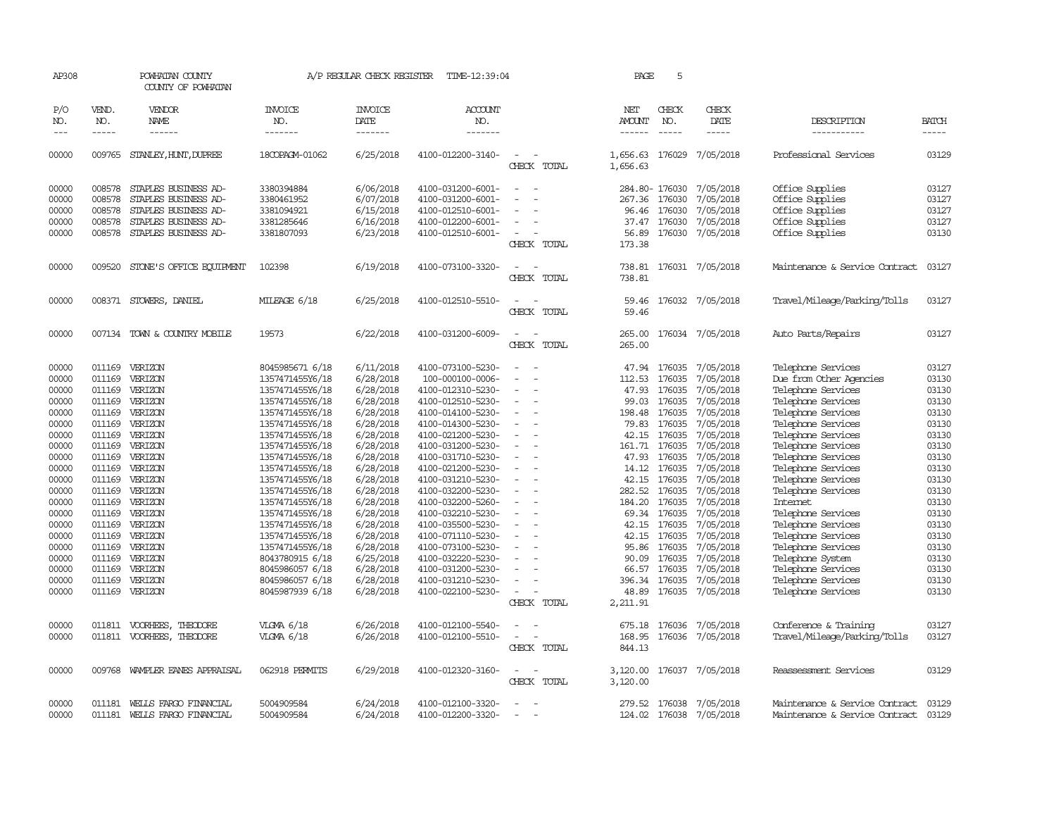AP308 POWHATAN COUNTY A/P REGULAR CHECK REGISTER TIME-12:39:04 PAGE 5

COUNTY OF POWHATAN

| P/O NO. | VEND. NO. | VENDOR NAME | INVOICE NO. | INVOICE DATE | ACCOUNT NO. | | NET AMOUNT | CHECK NO. | CHECK DATE | DESCRIPTION | BATCH |
|---|---|---|---|---|---|---|---|---|---|---|---|
| --- | ----- | ------ | ------- | ------- | ------- | | ------ | ----- | ----- | ----------- | ----- |
| 00000 | 009765 | STANLEY,HUNT,DUPREE | 18COPAGM-01062 | 6/25/2018 | 4100-012200-3140- | - - | 1,656.63 | 176029 | 7/05/2018 | Professional Services | 03129 |
| | | | | | | CHECK TOTAL | 1,656.63 | | | | |
| 00000 | 008578 | STAPLES BUSINESS AD- | 3380394884 | 6/06/2018 | 4100-031200-6001- | - - | 284.80- | 176030 | 7/05/2018 | Office Supplies | 03127 |
| 00000 | 008578 | STAPLES BUSINESS AD- | 3380461952 | 6/07/2018 | 4100-031200-6001- | - - | 267.36 | 176030 | 7/05/2018 | Office Supplies | 03127 |
| 00000 | 008578 | STAPLES BUSINESS AD- | 3381094921 | 6/15/2018 | 4100-012510-6001- | - - | 96.46 | 176030 | 7/05/2018 | Office Supplies | 03127 |
| 00000 | 008578 | STAPLES BUSINESS AD- | 3381285646 | 6/16/2018 | 4100-012200-6001- | - - | 37.47 | 176030 | 7/05/2018 | Office Supplies | 03127 |
| 00000 | 008578 | STAPLES BUSINESS AD- | 3381807093 | 6/23/2018 | 4100-012510-6001- | - - | 56.89 | 176030 | 7/05/2018 | Office Supplies | 03130 |
| | | | | | | CHECK TOTAL | 173.38 | | | | |
| 00000 | 009520 | STONE'S OFFICE EQUIPMENT | 102398 | 6/19/2018 | 4100-073100-3320- | - - | 738.81 | 176031 | 7/05/2018 | Maintenance & Service Contract | 03127 |
| | | | | | | CHECK TOTAL | 738.81 | | | | |
| 00000 | 008371 | STOWERS, DANIEL | MILEAGE 6/18 | 6/25/2018 | 4100-012510-5510- | - - | 59.46 | 176032 | 7/05/2018 | Travel/Mileage/Parking/Tolls | 03127 |
| | | | | | | CHECK TOTAL | 59.46 | | | | |
| 00000 | 007134 | TOWN & COUNTRY MOBILE | 19573 | 6/22/2018 | 4100-031200-6009- | - - | 265.00 | 176034 | 7/05/2018 | Auto Parts/Repairs | 03127 |
| | | | | | | CHECK TOTAL | 265.00 | | | | |
| 00000 | 011169 | VERIZON | 8045985671 6/18 | 6/11/2018 | 4100-073100-5230- | - - | 47.94 | 176035 | 7/05/2018 | Telephone Services | 03127 |
| 00000 | 011169 | VERIZON | 1357471455Y6/18 | 6/28/2018 | 100-000100-0006- | - - | 112.53 | 176035 | 7/05/2018 | Due from Other Agencies | 03130 |
| 00000 | 011169 | VERIZON | 1357471455Y6/18 | 6/28/2018 | 4100-012310-5230- | - - | 47.93 | 176035 | 7/05/2018 | Telephone Services | 03130 |
| 00000 | 011169 | VERIZON | 1357471455Y6/18 | 6/28/2018 | 4100-012510-5230- | - - | 99.03 | 176035 | 7/05/2018 | Telephone Services | 03130 |
| 00000 | 011169 | VERIZON | 1357471455Y6/18 | 6/28/2018 | 4100-014100-5230- | - - | 198.48 | 176035 | 7/05/2018 | Telephone Services | 03130 |
| 00000 | 011169 | VERIZON | 1357471455Y6/18 | 6/28/2018 | 4100-014300-5230- | - - | 79.83 | 176035 | 7/05/2018 | Telephone Services | 03130 |
| 00000 | 011169 | VERIZON | 1357471455Y6/18 | 6/28/2018 | 4100-021200-5230- | - - | 42.15 | 176035 | 7/05/2018 | Telephone Services | 03130 |
| 00000 | 011169 | VERIZON | 1357471455Y6/18 | 6/28/2018 | 4100-031200-5230- | - - | 161.71 | 176035 | 7/05/2018 | Telephone Services | 03130 |
| 00000 | 011169 | VERIZON | 1357471455Y6/18 | 6/28/2018 | 4100-031710-5230- | - - | 47.93 | 176035 | 7/05/2018 | Telephone Services | 03130 |
| 00000 | 011169 | VERIZON | 1357471455Y6/18 | 6/28/2018 | 4100-021200-5230- | - - | 14.12 | 176035 | 7/05/2018 | Telephone Services | 03130 |
| 00000 | 011169 | VERIZON | 1357471455Y6/18 | 6/28/2018 | 4100-031210-5230- | - - | 42.15 | 176035 | 7/05/2018 | Telephone Services | 03130 |
| 00000 | 011169 | VERIZON | 1357471455Y6/18 | 6/28/2018 | 4100-032200-5230- | - - | 282.52 | 176035 | 7/05/2018 | Telephone Services | 03130 |
| 00000 | 011169 | VERIZON | 1357471455Y6/18 | 6/28/2018 | 4100-032200-5260- | - - | 184.20 | 176035 | 7/05/2018 | Internet | 03130 |
| 00000 | 011169 | VERIZON | 1357471455Y6/18 | 6/28/2018 | 4100-032210-5230- | - - | 69.34 | 176035 | 7/05/2018 | Telephone Services | 03130 |
| 00000 | 011169 | VERIZON | 1357471455Y6/18 | 6/28/2018 | 4100-035500-5230- | - - | 42.15 | 176035 | 7/05/2018 | Telephone Services | 03130 |
| 00000 | 011169 | VERIZON | 1357471455Y6/18 | 6/28/2018 | 4100-071110-5230- | - - | 42.15 | 176035 | 7/05/2018 | Telephone Services | 03130 |
| 00000 | 011169 | VERIZON | 1357471455Y6/18 | 6/28/2018 | 4100-073100-5230- | - - | 95.86 | 176035 | 7/05/2018 | Telephone Services | 03130 |
| 00000 | 011169 | VERIZON | 8043780915 6/18 | 6/25/2018 | 4100-032220-5230- | - - | 90.09 | 176035 | 7/05/2018 | Telephone System | 03130 |
| 00000 | 011169 | VERIZON | 8045986057 6/18 | 6/28/2018 | 4100-031200-5230- | - - | 66.57 | 176035 | 7/05/2018 | Telephone Services | 03130 |
| 00000 | 011169 | VERIZON | 8045986057 6/18 | 6/28/2018 | 4100-031210-5230- | - - | 396.34 | 176035 | 7/05/2018 | Telephone Services | 03130 |
| 00000 | 011169 | VERIZON | 8045987939 6/18 | 6/28/2018 | 4100-022100-5230- | - - | 48.89 | 176035 | 7/05/2018 | Telephone Services | 03130 |
| | | | | | | CHECK TOTAL | 2,211.91 | | | | |
| 00000 | 011811 | VOORHEES, THEODORE | VLGMA 6/18 | 6/26/2018 | 4100-012100-5540- | - - | 675.18 | 176036 | 7/05/2018 | Conference & Training | 03127 |
| 00000 | 011811 | VOORHEES, THEODORE | VLGMA 6/18 | 6/26/2018 | 4100-012100-5510- | - - | 168.95 | 176036 | 7/05/2018 | Travel/Mileage/Parking/Tolls | 03127 |
| | | | | | | CHECK TOTAL | 844.13 | | | | |
| 00000 | 009768 | WAMPLER EANES APPRAISAL | 062918 PERMITS | 6/29/2018 | 4100-012320-3160- | - - | 3,120.00 | 176037 | 7/05/2018 | Reassessment Services | 03129 |
| | | | | | | CHECK TOTAL | 3,120.00 | | | | |
| 00000 | 011181 | WELLS FARGO FINANCIAL | 5004909584 | 6/24/2018 | 4100-012100-3320- | - - | 279.52 | 176038 | 7/05/2018 | Maintenance & Service Contract | 03129 |
| 00000 | 011181 | WELLS FARGO FINANCIAL | 5004909584 | 6/24/2018 | 4100-012200-3320- | - - | 124.02 | 176038 | 7/05/2018 | Maintenance & Service Contract | 03129 |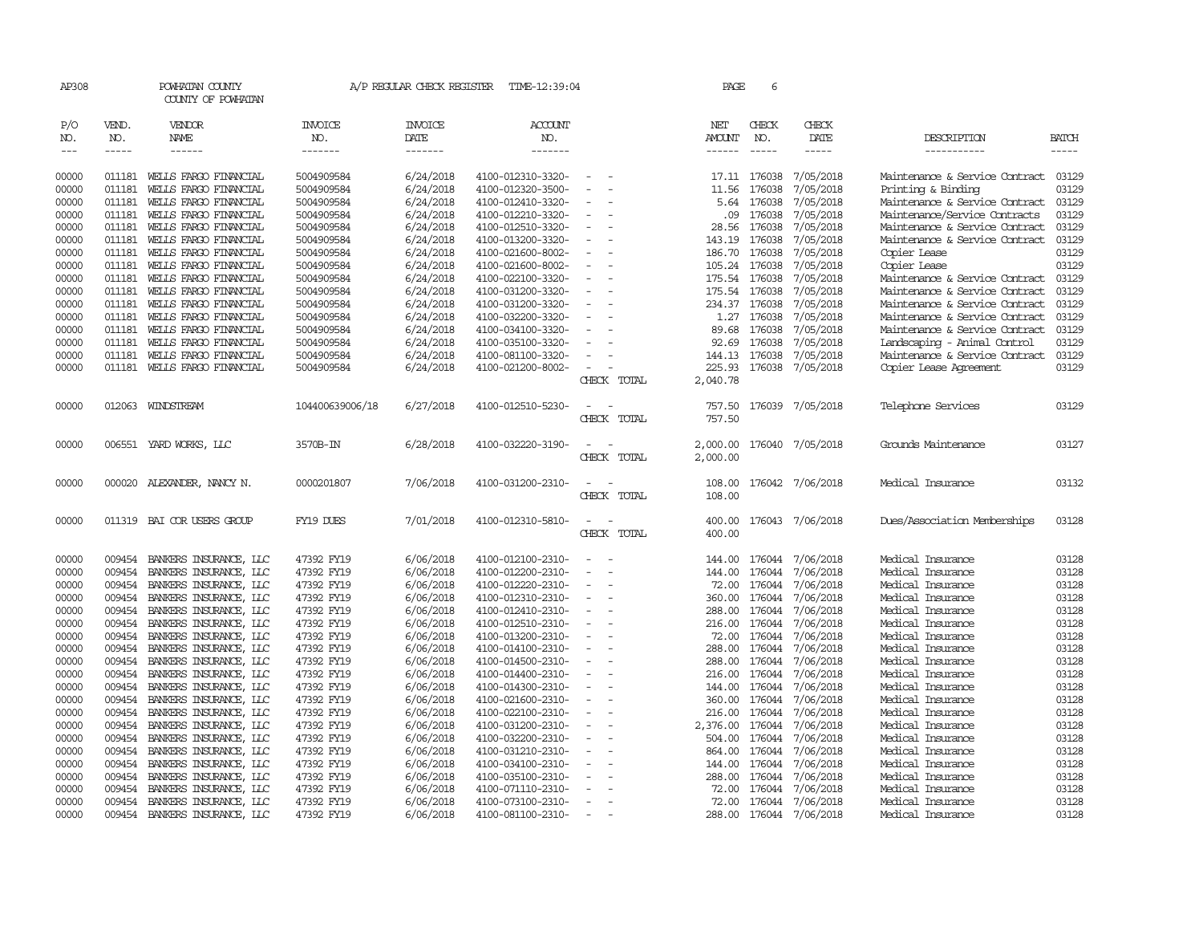AP308 POWHATAN COUNTY A/P REGULAR CHECK REGISTER TIME-12:39:04

COUNTY OF POWHATAN

| P/O NO. | VEND. NO. | VENDOR NAME | INVOICE NO. | INVOICE DATE | ACCOUNT NO. | | NET AMOUNT | CHECK NO. | CHECK DATE | DESCRIPTION | BATCH |
|---|---|---|---|---|---|---|---|---|---|---|---|
| 00000 | 011181 | WELLS FARGO FINANCIAL | 5004909584 | 6/24/2018 | 4100-012310-3320- | - - | 17.11 | 176038 | 7/05/2018 | Maintenance & Service Contract | 03129 |
| 00000 | 011181 | WELLS FARGO FINANCIAL | 5004909584 | 6/24/2018 | 4100-012320-3500- | - - | 11.56 | 176038 | 7/05/2018 | Printing & Binding | 03129 |
| 00000 | 011181 | WELLS FARGO FINANCIAL | 5004909584 | 6/24/2018 | 4100-012410-3320- | - - | 5.64 | 176038 | 7/05/2018 | Maintenance & Service Contract | 03129 |
| 00000 | 011181 | WELLS FARGO FINANCIAL | 5004909584 | 6/24/2018 | 4100-012210-3320- | - - | .09 | 176038 | 7/05/2018 | Maintenance/Service Contracts | 03129 |
| 00000 | 011181 | WELLS FARGO FINANCIAL | 5004909584 | 6/24/2018 | 4100-012510-3320- | - - | 28.56 | 176038 | 7/05/2018 | Maintenance & Service Contract | 03129 |
| 00000 | 011181 | WELLS FARGO FINANCIAL | 5004909584 | 6/24/2018 | 4100-013200-3320- | - - | 143.19 | 176038 | 7/05/2018 | Maintenance & Service Contract | 03129 |
| 00000 | 011181 | WELLS FARGO FINANCIAL | 5004909584 | 6/24/2018 | 4100-021600-8002- | - - | 186.70 | 176038 | 7/05/2018 | Copier Lease | 03129 |
| 00000 | 011181 | WELLS FARGO FINANCIAL | 5004909584 | 6/24/2018 | 4100-021600-8002- | - - | 105.24 | 176038 | 7/05/2018 | Copier Lease | 03129 |
| 00000 | 011181 | WELLS FARGO FINANCIAL | 5004909584 | 6/24/2018 | 4100-022100-3320- | - - | 175.54 | 176038 | 7/05/2018 | Maintenance & Service Contract | 03129 |
| 00000 | 011181 | WELLS FARGO FINANCIAL | 5004909584 | 6/24/2018 | 4100-031200-3320- | - - | 175.54 | 176038 | 7/05/2018 | Maintenance & Service Contract | 03129 |
| 00000 | 011181 | WELLS FARGO FINANCIAL | 5004909584 | 6/24/2018 | 4100-031200-3320- | - - | 234.37 | 176038 | 7/05/2018 | Maintenance & Service Contract | 03129 |
| 00000 | 011181 | WELLS FARGO FINANCIAL | 5004909584 | 6/24/2018 | 4100-032200-3320- | - - | 1.27 | 176038 | 7/05/2018 | Maintenance & Service Contract | 03129 |
| 00000 | 011181 | WELLS FARGO FINANCIAL | 5004909584 | 6/24/2018 | 4100-034100-3320- | - - | 89.68 | 176038 | 7/05/2018 | Maintenance & Service Contract | 03129 |
| 00000 | 011181 | WELLS FARGO FINANCIAL | 5004909584 | 6/24/2018 | 4100-035100-3320- | - - | 92.69 | 176038 | 7/05/2018 | Landscaping - Animal Control | 03129 |
| 00000 | 011181 | WELLS FARGO FINANCIAL | 5004909584 | 6/24/2018 | 4100-081100-3320- | - - | 144.13 | 176038 | 7/05/2018 | Maintenance & Service Contract | 03129 |
| 00000 | 011181 | WELLS FARGO FINANCIAL | 5004909584 | 6/24/2018 | 4100-021200-8002- | - - | 225.93 | 176038 | 7/05/2018 | Copier Lease Agreement | 03129 |
| | | | | | | CHECK TOTAL | 2,040.78 | | | | |
| 00000 | 012063 | WINDSTREAM | 104400639006/18 | 6/27/2018 | 4100-012510-5230- | - - | 757.50 | 176039 | 7/05/2018 | Telephone Services | 03129 |
| | | | | | | CHECK TOTAL | 757.50 | | | | |
| 00000 | 006551 | YARD WORKS, LLC | 3570B-IN | 6/28/2018 | 4100-032220-3190- | - - | 2,000.00 | 176040 | 7/05/2018 | Grounds Maintenance | 03127 |
| | | | | | | CHECK TOTAL | 2,000.00 | | | | |
| 00000 | 000020 | ALEXANDER, NANCY N. | 0000201807 | 7/06/2018 | 4100-031200-2310- | - - | 108.00 | 176042 | 7/06/2018 | Medical Insurance | 03132 |
| | | | | | | CHECK TOTAL | 108.00 | | | | |
| 00000 | 011319 | BAI COR USERS GROUP | FY19 DUES | 7/01/2018 | 4100-012310-5810- | - - | 400.00 | 176043 | 7/06/2018 | Dues/Association Memberships | 03128 |
| | | | | | | CHECK TOTAL | 400.00 | | | | |
| 00000 | 009454 | BANKERS INSURANCE, LLC | 47392 FY19 | 6/06/2018 | 4100-012100-2310- | - - | 144.00 | 176044 | 7/06/2018 | Medical Insurance | 03128 |
| 00000 | 009454 | BANKERS INSURANCE, LLC | 47392 FY19 | 6/06/2018 | 4100-012200-2310- | - - | 144.00 | 176044 | 7/06/2018 | Medical Insurance | 03128 |
| 00000 | 009454 | BANKERS INSURANCE, LLC | 47392 FY19 | 6/06/2018 | 4100-012220-2310- | - - | 72.00 | 176044 | 7/06/2018 | Medical Insurance | 03128 |
| 00000 | 009454 | BANKERS INSURANCE, LLC | 47392 FY19 | 6/06/2018 | 4100-012310-2310- | - - | 360.00 | 176044 | 7/06/2018 | Medical Insurance | 03128 |
| 00000 | 009454 | BANKERS INSURANCE, LLC | 47392 FY19 | 6/06/2018 | 4100-012410-2310- | - - | 288.00 | 176044 | 7/06/2018 | Medical Insurance | 03128 |
| 00000 | 009454 | BANKERS INSURANCE, LLC | 47392 FY19 | 6/06/2018 | 4100-012510-2310- | - - | 216.00 | 176044 | 7/06/2018 | Medical Insurance | 03128 |
| 00000 | 009454 | BANKERS INSURANCE, LLC | 47392 FY19 | 6/06/2018 | 4100-013200-2310- | - - | 72.00 | 176044 | 7/06/2018 | Medical Insurance | 03128 |
| 00000 | 009454 | BANKERS INSURANCE, LLC | 47392 FY19 | 6/06/2018 | 4100-014100-2310- | - - | 288.00 | 176044 | 7/06/2018 | Medical Insurance | 03128 |
| 00000 | 009454 | BANKERS INSURANCE, LLC | 47392 FY19 | 6/06/2018 | 4100-014500-2310- | - - | 288.00 | 176044 | 7/06/2018 | Medical Insurance | 03128 |
| 00000 | 009454 | BANKERS INSURANCE, LLC | 47392 FY19 | 6/06/2018 | 4100-014400-2310- | - - | 216.00 | 176044 | 7/06/2018 | Medical Insurance | 03128 |
| 00000 | 009454 | BANKERS INSURANCE, LLC | 47392 FY19 | 6/06/2018 | 4100-014300-2310- | - - | 144.00 | 176044 | 7/06/2018 | Medical Insurance | 03128 |
| 00000 | 009454 | BANKERS INSURANCE, LLC | 47392 FY19 | 6/06/2018 | 4100-021600-2310- | - - | 360.00 | 176044 | 7/06/2018 | Medical Insurance | 03128 |
| 00000 | 009454 | BANKERS INSURANCE, LLC | 47392 FY19 | 6/06/2018 | 4100-022100-2310- | - - | 216.00 | 176044 | 7/06/2018 | Medical Insurance | 03128 |
| 00000 | 009454 | BANKERS INSURANCE, LLC | 47392 FY19 | 6/06/2018 | 4100-031200-2310- | - - | 2,376.00 | 176044 | 7/06/2018 | Medical Insurance | 03128 |
| 00000 | 009454 | BANKERS INSURANCE, LLC | 47392 FY19 | 6/06/2018 | 4100-032200-2310- | - - | 504.00 | 176044 | 7/06/2018 | Medical Insurance | 03128 |
| 00000 | 009454 | BANKERS INSURANCE, LLC | 47392 FY19 | 6/06/2018 | 4100-031210-2310- | - - | 864.00 | 176044 | 7/06/2018 | Medical Insurance | 03128 |
| 00000 | 009454 | BANKERS INSURANCE, LLC | 47392 FY19 | 6/06/2018 | 4100-034100-2310- | - - | 144.00 | 176044 | 7/06/2018 | Medical Insurance | 03128 |
| 00000 | 009454 | BANKERS INSURANCE, LLC | 47392 FY19 | 6/06/2018 | 4100-035100-2310- | - - | 288.00 | 176044 | 7/06/2018 | Medical Insurance | 03128 |
| 00000 | 009454 | BANKERS INSURANCE, LLC | 47392 FY19 | 6/06/2018 | 4100-071110-2310- | - - | 72.00 | 176044 | 7/06/2018 | Medical Insurance | 03128 |
| 00000 | 009454 | BANKERS INSURANCE, LLC | 47392 FY19 | 6/06/2018 | 4100-073100-2310- | - - | 72.00 | 176044 | 7/06/2018 | Medical Insurance | 03128 |
| 00000 | 009454 | BANKERS INSURANCE, LLC | 47392 FY19 | 6/06/2018 | 4100-081100-2310- | - - | 288.00 | 176044 | 7/06/2018 | Medical Insurance | 03128 |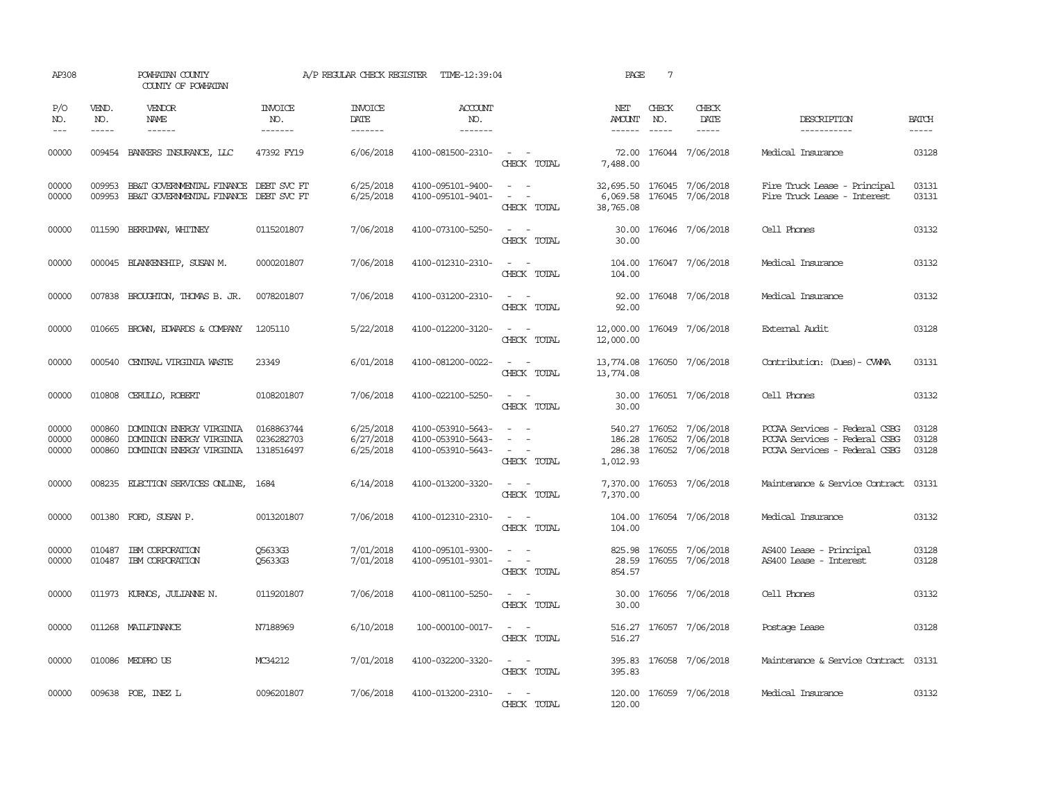AP308 POWHATAN COUNTY A/P REGULAR CHECK REGISTER TIME-12:39:04 PAGE 7
COUNTY OF POWHATAN

| P/O NO. | VEND. NO. | VENDOR NAME | INVOICE NO. | INVOICE DATE | ACCOUNT NO. | | NET AMOUNT | CHECK NO. | CHECK DATE | DESCRIPTION | BATCH |
|---|---|---|---|---|---|---|---|---|---|---|---|
| 00000 | 009454 | BANKERS INSURANCE, LLC | 47392 FY19 | 6/06/2018 | 4100-081500-2310- | - - | 72.00 | 176044 | 7/06/2018 | Medical Insurance | 03128 |
| | | | | | | CHECK TOTAL | 7,488.00 | | | | |
| 00000 | 009953 | BB&T GOVERNMENTAL FINANCE | DEBT SVC FT | 6/25/2018 | 4100-095101-9400- | - - | 32,695.50 | 176045 | 7/06/2018 | Fire Truck Lease - Principal | 03131 |
| 00000 | 009953 | BB&T GOVERNMENTAL FINANCE | DEBT SVC FT | 6/25/2018 | 4100-095101-9401- | - - | 6,069.58 | 176045 | 7/06/2018 | Fire Truck Lease - Interest | 03131 |
| | | | | | | CHECK TOTAL | 38,765.08 | | | | |
| 00000 | 011590 | BERRIMAN, WHITNEY | 0115201807 | 7/06/2018 | 4100-073100-5250- | - - | 30.00 | 176046 | 7/06/2018 | Cell Phones | 03132 |
| | | | | | | CHECK TOTAL | 30.00 | | | | |
| 00000 | 000045 | BLANKENSHIP, SUSAN M. | 0000201807 | 7/06/2018 | 4100-012310-2310- | - - | 104.00 | 176047 | 7/06/2018 | Medical Insurance | 03132 |
| | | | | | | CHECK TOTAL | 104.00 | | | | |
| 00000 | 007838 | BROUGHTON, THOMAS B. JR. | 0078201807 | 7/06/2018 | 4100-031200-2310- | - - | 92.00 | 176048 | 7/06/2018 | Medical Insurance | 03132 |
| | | | | | | CHECK TOTAL | 92.00 | | | | |
| 00000 | 010665 | BROWN, EDWARDS & COMPANY | 1205110 | 5/22/2018 | 4100-012200-3120- | - - | 12,000.00 | 176049 | 7/06/2018 | External Audit | 03128 |
| | | | | | | CHECK TOTAL | 12,000.00 | | | | |
| 00000 | 000540 | CENTRAL VIRGINIA WASTE | 23349 | 6/01/2018 | 4100-081200-0022- | - - | 13,774.08 | 176050 | 7/06/2018 | Contribution: (Dues)- CVWMA | 03131 |
| | | | | | | CHECK TOTAL | 13,774.08 | | | | |
| 00000 | 010808 | CERULLO, ROBERT | 0108201807 | 7/06/2018 | 4100-022100-5250- | - - | 30.00 | 176051 | 7/06/2018 | Cell Phones | 03132 |
| | | | | | | CHECK TOTAL | 30.00 | | | | |
| 00000 | 000860 | DOMINION ENERGY VIRGINIA | 0168863744 | 6/25/2018 | 4100-053910-5643- | - - | 540.27 | 176052 | 7/06/2018 | PCCAA Services - Federal CSBG | 03128 |
| 00000 | 000860 | DOMINION ENERGY VIRGINIA | 0236282703 | 6/27/2018 | 4100-053910-5643- | - - | 186.28 | 176052 | 7/06/2018 | PCCAA Services - Federal CSBG | 03128 |
| 00000 | 000860 | DOMINION ENERGY VIRGINIA | 1318516497 | 6/25/2018 | 4100-053910-5643- | - - | 286.38 | 176052 | 7/06/2018 | PCCAA Services - Federal CSBG | 03128 |
| | | | | | | CHECK TOTAL | 1,012.93 | | | | |
| 00000 | 008235 | ELECTION SERVICES ONLINE, | 1684 | 6/14/2018 | 4100-013200-3320- | - - | 7,370.00 | 176053 | 7/06/2018 | Maintenance & Service Contract | 03131 |
| | | | | | | CHECK TOTAL | 7,370.00 | | | | |
| 00000 | 001380 | FORD, SUSAN P. | 0013201807 | 7/06/2018 | 4100-012310-2310- | - - | 104.00 | 176054 | 7/06/2018 | Medical Insurance | 03132 |
| | | | | | | CHECK TOTAL | 104.00 | | | | |
| 00000 | 010487 | IBM CORPORATION | Q5633G3 | 7/01/2018 | 4100-095101-9300- | - - | 825.98 | 176055 | 7/06/2018 | AS400 Lease - Principal | 03128 |
| 00000 | 010487 | IBM CORPORATION | Q5633G3 | 7/01/2018 | 4100-095101-9301- | - - | 28.59 | 176055 | 7/06/2018 | AS400 Lease - Interest | 03128 |
| | | | | | | CHECK TOTAL | 854.57 | | | | |
| 00000 | 011973 | KURNOS, JULIANNE N. | 0119201807 | 7/06/2018 | 4100-081100-5250- | - - | 30.00 | 176056 | 7/06/2018 | Cell Phones | 03132 |
| | | | | | | CHECK TOTAL | 30.00 | | | | |
| 00000 | 011268 | MAILFINANCE | N7188969 | 6/10/2018 | 100-000100-0017- | - - | 516.27 | 176057 | 7/06/2018 | Postage Lease | 03128 |
| | | | | | | CHECK TOTAL | 516.27 | | | | |
| 00000 | 010086 | MEDPRO US | MC34212 | 7/01/2018 | 4100-032200-3320- | - - | 395.83 | 176058 | 7/06/2018 | Maintenance & Service Contract | 03131 |
| | | | | | | CHECK TOTAL | 395.83 | | | | |
| 00000 | 009638 | POE, INEZ L | 0096201807 | 7/06/2018 | 4100-013200-2310- | - - | 120.00 | 176059 | 7/06/2018 | Medical Insurance | 03132 |
| | | | | | | CHECK TOTAL | 120.00 | | | | |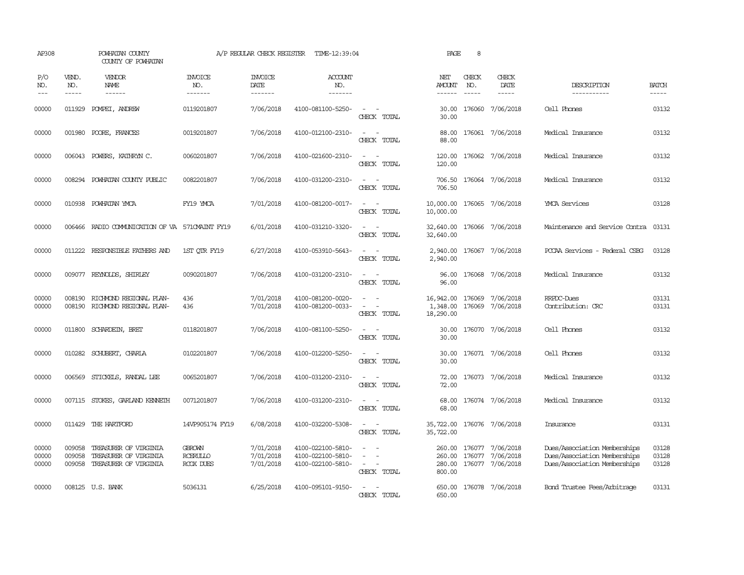AP308 POWHATAN COUNTY A/P REGULAR CHECK REGISTER TIME-12:39:04 PAGE 8

COUNTY OF POWHATAN

| P/O NO. | VEND. NO. | VENDOR NAME | INVOICE NO. | INVOICE DATE | ACCOUNT NO. | | NET AMOUNT | CHECK NO. | CHECK DATE | DESCRIPTION | BATCH |
|---|---|---|---|---|---|---|---|---|---|---|---|
| 00000 | 011929 | POMPEI, ANDREW | 0119201807 | 7/06/2018 | 4100-081100-5250- | - - | 30.00 | 176060 | 7/06/2018 | Cell Phones | 03132 |
| | | | | | | CHECK TOTAL | 30.00 | | | | |
| 00000 | 001980 | POORE, FRANCES | 0019201807 | 7/06/2018 | 4100-012100-2310- | - - | 88.00 | 176061 | 7/06/2018 | Medical Insurance | 03132 |
| | | | | | | CHECK TOTAL | 88.00 | | | | |
| 00000 | 006043 | POWERS, KATHRYN C. | 0060201807 | 7/06/2018 | 4100-021600-2310- | - - | 120.00 | 176062 | 7/06/2018 | Medical Insurance | 03132 |
| | | | | | | CHECK TOTAL | 120.00 | | | | |
| 00000 | 008294 | POWHATAN COUNTY PUBLIC | 0082201807 | 7/06/2018 | 4100-031200-2310- | - - | 706.50 | 176064 | 7/06/2018 | Medical Insurance | 03132 |
| | | | | | | CHECK TOTAL | 706.50 | | | | |
| 00000 | 010938 | POWHATAN YMCA | FY19 YMCA | 7/01/2018 | 4100-081200-0017- | - - | 10,000.00 | 176065 | 7/06/2018 | YMCA Services | 03128 |
| | | | | | | CHECK TOTAL | 10,000.00 | | | | |
| 00000 | 006466 | RADIO COMMUNICATION OF VA | 571CMAINT FY19 | 6/01/2018 | 4100-031210-3320- | - - | 32,640.00 | 176066 | 7/06/2018 | Maintenance and Service Contra | 03131 |
| | | | | | | CHECK TOTAL | 32,640.00 | | | | |
| 00000 | 011222 | RESPONSIBLE FATHERS AND | 1ST QTR FY19 | 6/27/2018 | 4100-053910-5643- | - - | 2,940.00 | 176067 | 7/06/2018 | PCCAA Services - Federal CSBG | 03128 |
| | | | | | | CHECK TOTAL | 2,940.00 | | | | |
| 00000 | 009077 | REYNOLDS, SHIRLEY | 0090201807 | 7/06/2018 | 4100-031200-2310- | - - | 96.00 | 176068 | 7/06/2018 | Medical Insurance | 03132 |
| | | | | | | CHECK TOTAL | 96.00 | | | | |
| 00000 | 008190 | RICHMOND REGIONAL PLAN- | 436 | 7/01/2018 | 4100-081200-0020- | - - | 16,942.00 | 176069 | 7/06/2018 | RRPDC-Dues | 03131 |
| 00000 | 008190 | RICHMOND REGIONAL PLAN- | 436 | 7/01/2018 | 4100-081200-0033- | - - | 1,348.00 | 176069 | 7/06/2018 | Contribution: CRC | 03131 |
| | | | | | | CHECK TOTAL | 18,290.00 | | | | |
| 00000 | 011800 | SCHARDEIN, BRET | 0118201807 | 7/06/2018 | 4100-081100-5250- | - - | 30.00 | 176070 | 7/06/2018 | Cell Phones | 03132 |
| | | | | | | CHECK TOTAL | 30.00 | | | | |
| 00000 | 010282 | SCHUBERT, CHARLA | 0102201807 | 7/06/2018 | 4100-012200-5250- | - - | 30.00 | 176071 | 7/06/2018 | Cell Phones | 03132 |
| | | | | | | CHECK TOTAL | 30.00 | | | | |
| 00000 | 006569 | STICKELS, RANDAL LEE | 0065201807 | 7/06/2018 | 4100-031200-2310- | - - | 72.00 | 176073 | 7/06/2018 | Medical Insurance | 03132 |
| | | | | | | CHECK TOTAL | 72.00 | | | | |
| 00000 | 007115 | STOKES, GARLAND KENNETH | 0071201807 | 7/06/2018 | 4100-031200-2310- | - - | 68.00 | 176074 | 7/06/2018 | Medical Insurance | 03132 |
| | | | | | | CHECK TOTAL | 68.00 | | | | |
| 00000 | 011429 | THE HARTFORD | 14VP905174 FY19 | 6/08/2018 | 4100-032200-5308- | - - | 35,722.00 | 176076 | 7/06/2018 | Insurance | 03131 |
| | | | | | | CHECK TOTAL | 35,722.00 | | | | |
| 00000 | 009058 | TREASURER OF VIRGINIA | GBROWN | 7/01/2018 | 4100-022100-5810- | - - | 260.00 | 176077 | 7/06/2018 | Dues/Association Memberships | 03128 |
| 00000 | 009058 | TREASURER OF VIRGINIA | RCERULLO | 7/01/2018 | 4100-022100-5810- | - - | 260.00 | 176077 | 7/06/2018 | Dues/Association Memberships | 03128 |
| 00000 | 009058 | TREASURER OF VIRGINIA | RCOX DUES | 7/01/2018 | 4100-022100-5810- | - - | 280.00 | 176077 | 7/06/2018 | Dues/Association Memberships | 03128 |
| | | | | | | CHECK TOTAL | 800.00 | | | | |
| 00000 | 008125 | U.S. BANK | 5036131 | 6/25/2018 | 4100-095101-9150- | - - | 650.00 | 176078 | 7/06/2018 | Bond Trustee Fees/Arbitrage | 03131 |
| | | | | | | CHECK TOTAL | 650.00 | | | | |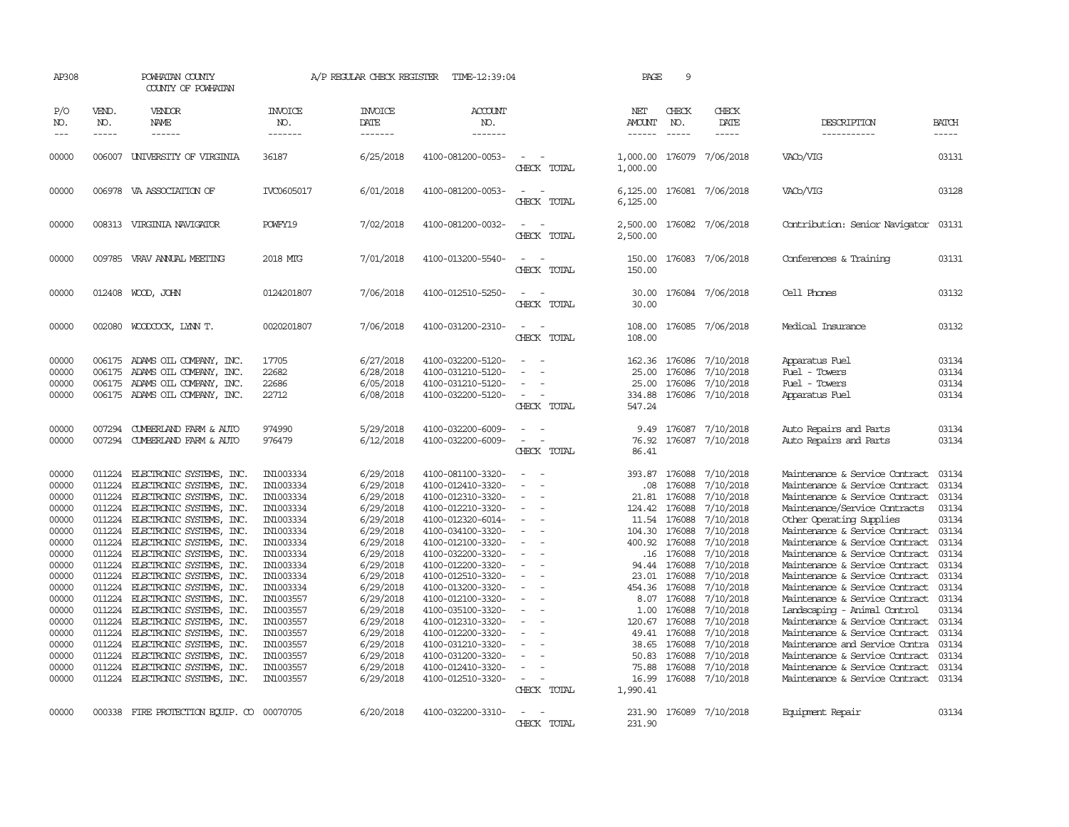AP308 POWHATAN COUNTY A/P REGULAR CHECK REGISTER TIME-12:39:04

COUNTY OF POWHATAN

| P/O NO. | VEND. NO. | VENDOR NAME | INVOICE NO. | INVOICE DATE | ACCOUNT NO. | | NET AMOUNT | CHECK NO. | CHECK DATE | DESCRIPTION | BATCH |
|---|---|---|---|---|---|---|---|---|---|---|---|
| 00000 | 006007 | UNIVERSITY OF VIRGINIA | 36187 | 6/25/2018 | 4100-081200-0053- | - - | 1,000.00 | 176079 | 7/06/2018 | VACo/VIG | 03131 |
| | | | | | | CHECK TOTAL | 1,000.00 | | | | |
| 00000 | 006978 | VA ASSOCIATION OF | IVC0605017 | 6/01/2018 | 4100-081200-0053- | - - | 6,125.00 | 176081 | 7/06/2018 | VACo/VIG | 03128 |
| | | | | | | CHECK TOTAL | 6,125.00 | | | | |
| 00000 | 008313 | VIRGINIA NAVIGATOR | POWFY19 | 7/02/2018 | 4100-081200-0032- | - - | 2,500.00 | 176082 | 7/06/2018 | Contribution: Senior Navigator | 03131 |
| | | | | | | CHECK TOTAL | 2,500.00 | | | | |
| 00000 | 009785 | VRAV ANNUAL MEETING | 2018 MTG | 7/01/2018 | 4100-013200-5540- | - - | 150.00 | 176083 | 7/06/2018 | Conferences & Training | 03131 |
| | | | | | | CHECK TOTAL | 150.00 | | | | |
| 00000 | 012408 | WOOD, JOHN | 0124201807 | 7/06/2018 | 4100-012510-5250- | - - | 30.00 | 176084 | 7/06/2018 | Cell Phones | 03132 |
| | | | | | | CHECK TOTAL | 30.00 | | | | |
| 00000 | 002080 | WOODCOCK, LYNN T. | 0020201807 | 7/06/2018 | 4100-031200-2310- | - - | 108.00 | 176085 | 7/06/2018 | Medical Insurance | 03132 |
| | | | | | | CHECK TOTAL | 108.00 | | | | |
| 00000 | 006175 | ADAMS OIL COMPANY, INC. | 17705 | 6/27/2018 | 4100-032200-5120- | - - | 162.36 | 176086 | 7/10/2018 | Apparatus Fuel | 03134 |
| 00000 | 006175 | ADAMS OIL COMPANY, INC. | 22682 | 6/28/2018 | 4100-031210-5120- | - - | 25.00 | 176086 | 7/10/2018 | Fuel - Towers | 03134 |
| 00000 | 006175 | ADAMS OIL COMPANY, INC. | 22686 | 6/05/2018 | 4100-031210-5120- | - - | 25.00 | 176086 | 7/10/2018 | Fuel - Towers | 03134 |
| 00000 | 006175 | ADAMS OIL COMPANY, INC. | 22712 | 6/08/2018 | 4100-032200-5120- | - - | 334.88 | 176086 | 7/10/2018 | Apparatus Fuel | 03134 |
| | | | | | | CHECK TOTAL | 547.24 | | | | |
| 00000 | 007294 | CUMBERLAND FARM & AUTO | 974990 | 5/29/2018 | 4100-032200-6009- | - - | 9.49 | 176087 | 7/10/2018 | Auto Repairs and Parts | 03134 |
| 00000 | 007294 | CUMBERLAND FARM & AUTO | 976479 | 6/12/2018 | 4100-032200-6009- | - - | 76.92 | 176087 | 7/10/2018 | Auto Repairs and Parts | 03134 |
| | | | | | | CHECK TOTAL | 86.41 | | | | |
| 00000 | 011224 | ELECTRONIC SYSTEMS, INC. | IN1003334 | 6/29/2018 | 4100-081100-3320- | - - | 393.87 | 176088 | 7/10/2018 | Maintenance & Service Contract | 03134 |
| 00000 | 011224 | ELECTRONIC SYSTEMS, INC. | IN1003334 | 6/29/2018 | 4100-012410-3320- | - - | .08 | 176088 | 7/10/2018 | Maintenance & Service Contract | 03134 |
| 00000 | 011224 | ELECTRONIC SYSTEMS, INC. | IN1003334 | 6/29/2018 | 4100-012310-3320- | - - | 21.81 | 176088 | 7/10/2018 | Maintenance & Service Contract | 03134 |
| 00000 | 011224 | ELECTRONIC SYSTEMS, INC. | IN1003334 | 6/29/2018 | 4100-012210-3320- | - - | 124.42 | 176088 | 7/10/2018 | Maintenance/Service Contracts | 03134 |
| 00000 | 011224 | ELECTRONIC SYSTEMS, INC. | IN1003334 | 6/29/2018 | 4100-012320-6014- | - - | 11.54 | 176088 | 7/10/2018 | Other Operating Supplies | 03134 |
| 00000 | 011224 | ELECTRONIC SYSTEMS, INC. | IN1003334 | 6/29/2018 | 4100-034100-3320- | - - | 104.30 | 176088 | 7/10/2018 | Maintenance & Service Contract | 03134 |
| 00000 | 011224 | ELECTRONIC SYSTEMS, INC. | IN1003334 | 6/29/2018 | 4100-012100-3320- | - - | 400.92 | 176088 | 7/10/2018 | Maintenance & Service Contract | 03134 |
| 00000 | 011224 | ELECTRONIC SYSTEMS, INC. | IN1003334 | 6/29/2018 | 4100-032200-3320- | - - | .16 | 176088 | 7/10/2018 | Maintenance & Service Contract | 03134 |
| 00000 | 011224 | ELECTRONIC SYSTEMS, INC. | IN1003334 | 6/29/2018 | 4100-012200-3320- | - - | 94.44 | 176088 | 7/10/2018 | Maintenance & Service Contract | 03134 |
| 00000 | 011224 | ELECTRONIC SYSTEMS, INC. | IN1003334 | 6/29/2018 | 4100-012510-3320- | - - | 23.01 | 176088 | 7/10/2018 | Maintenance & Service Contract | 03134 |
| 00000 | 011224 | ELECTRONIC SYSTEMS, INC. | IN1003334 | 6/29/2018 | 4100-013200-3320- | - - | 454.36 | 176088 | 7/10/2018 | Maintenance & Service Contract | 03134 |
| 00000 | 011224 | ELECTRONIC SYSTEMS, INC. | IN1003557 | 6/29/2018 | 4100-012100-3320- | - - | 8.07 | 176088 | 7/10/2018 | Maintenance & Service Contract | 03134 |
| 00000 | 011224 | ELECTRONIC SYSTEMS, INC. | IN1003557 | 6/29/2018 | 4100-035100-3320- | - - | 1.00 | 176088 | 7/10/2018 | Landscaping - Animal Control | 03134 |
| 00000 | 011224 | ELECTRONIC SYSTEMS, INC. | IN1003557 | 6/29/2018 | 4100-012310-3320- | - - | 120.67 | 176088 | 7/10/2018 | Maintenance & Service Contract | 03134 |
| 00000 | 011224 | ELECTRONIC SYSTEMS, INC. | IN1003557 | 6/29/2018 | 4100-012200-3320- | - - | 49.41 | 176088 | 7/10/2018 | Maintenance & Service Contract | 03134 |
| 00000 | 011224 | ELECTRONIC SYSTEMS, INC. | IN1003557 | 6/29/2018 | 4100-031210-3320- | - - | 38.65 | 176088 | 7/10/2018 | Maintenance and Service Contra | 03134 |
| 00000 | 011224 | ELECTRONIC SYSTEMS, INC. | IN1003557 | 6/29/2018 | 4100-031200-3320- | - - | 50.83 | 176088 | 7/10/2018 | Maintenance & Service Contract | 03134 |
| 00000 | 011224 | ELECTRONIC SYSTEMS, INC. | IN1003557 | 6/29/2018 | 4100-012410-3320- | - - | 75.88 | 176088 | 7/10/2018 | Maintenance & Service Contract | 03134 |
| 00000 | 011224 | ELECTRONIC SYSTEMS, INC. | IN1003557 | 6/29/2018 | 4100-012510-3320- | - - | 16.99 | 176088 | 7/10/2018 | Maintenance & Service Contract | 03134 |
| | | | | | | CHECK TOTAL | 1,990.41 | | | | |
| 00000 | 000338 | FIRE PROTECTION EQUIP. CO | 00070705 | 6/20/2018 | 4100-032200-3310- | - - | 231.90 | 176089 | 7/10/2018 | Equipment Repair | 03134 |
| | | | | | | CHECK TOTAL | 231.90 | | | | |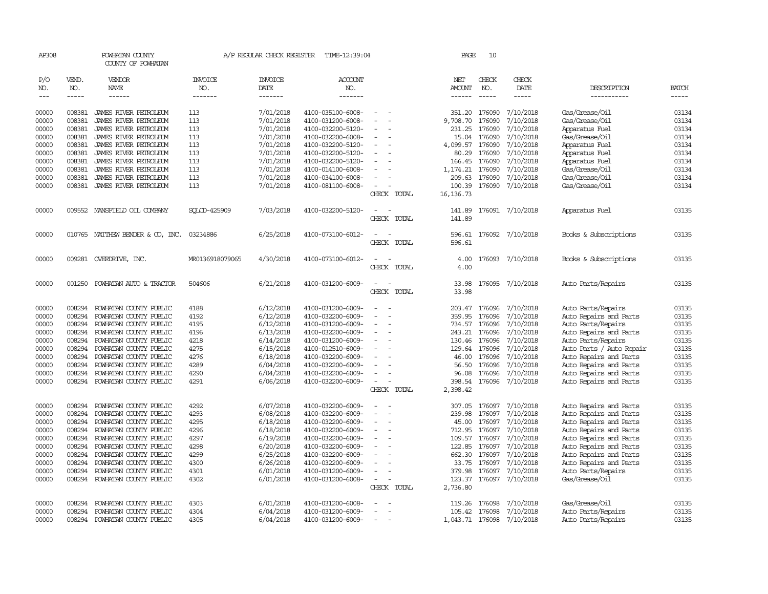AP308 POWHATAN COUNTY A/P REGULAR CHECK REGISTER TIME-12:39:04 PAGE 10

COUNTY OF POWHATAN

| P/O NO. | VEND. NO. | VENDOR NAME | INVOICE NO. | INVOICE DATE | ACCOUNT NO. | | NET AMOUNT | CHECK NO. | CHECK DATE | DESCRIPTION | BATCH |
|---|---|---|---|---|---|---|---|---|---|---|---|
| 00000 | 008381 | JAMES RIVER PETROLEUM | 113 | 7/01/2018 | 4100-035100-6008- | - - | 351.20 | 176090 | 7/10/2018 | Gas/Grease/Oil | 03134 |
| 00000 | 008381 | JAMES RIVER PETROLEUM | 113 | 7/01/2018 | 4100-031200-6008- | - - | 9,708.70 | 176090 | 7/10/2018 | Gas/Grease/Oil | 03134 |
| 00000 | 008381 | JAMES RIVER PETROLEUM | 113 | 7/01/2018 | 4100-032200-5120- | - - | 231.25 | 176090 | 7/10/2018 | Apparatus Fuel | 03134 |
| 00000 | 008381 | JAMES RIVER PETROLEUM | 113 | 7/01/2018 | 4100-032200-6008- | - - | 15.04 | 176090 | 7/10/2018 | Gas/Grease/Oil | 03134 |
| 00000 | 008381 | JAMES RIVER PETROLEUM | 113 | 7/01/2018 | 4100-032200-5120- | - - | 4,099.57 | 176090 | 7/10/2018 | Apparatus Fuel | 03134 |
| 00000 | 008381 | JAMES RIVER PETROLEUM | 113 | 7/01/2018 | 4100-032200-5120- | - - | 80.29 | 176090 | 7/10/2018 | Apparatus Fuel | 03134 |
| 00000 | 008381 | JAMES RIVER PETROLEUM | 113 | 7/01/2018 | 4100-032200-5120- | - - | 166.45 | 176090 | 7/10/2018 | Apparatus Fuel | 03134 |
| 00000 | 008381 | JAMES RIVER PETROLEUM | 113 | 7/01/2018 | 4100-014100-6008- | - - | 1,174.21 | 176090 | 7/10/2018 | Gas/Grease/Oil | 03134 |
| 00000 | 008381 | JAMES RIVER PETROLEUM | 113 | 7/01/2018 | 4100-034100-6008- | - - | 209.63 | 176090 | 7/10/2018 | Gas/Grease/Oil | 03134 |
| 00000 | 008381 | JAMES RIVER PETROLEUM | 113 | 7/01/2018 | 4100-081100-6008- | - - | 100.39 | 176090 | 7/10/2018 | Gas/Grease/Oil | 03134 |
| | | | | | | CHECK TOTAL | 16,136.73 | | | | |
| 00000 | 009552 | MANSFIELD OIL COMPANY | SQLCD-425909 | 7/03/2018 | 4100-032200-5120- | - - | 141.89 | 176091 | 7/10/2018 | Apparatus Fuel | 03135 |
| | | | | | | CHECK TOTAL | 141.89 | | | | |
| 00000 | 010765 | MATTHEW BENDER & CO, INC. | 03234886 | 6/25/2018 | 4100-073100-6012- | - - | 596.61 | 176092 | 7/10/2018 | Books & Subscriptions | 03135 |
| | | | | | | CHECK TOTAL | 596.61 | | | | |
| 00000 | 009281 | OVERDRIVE, INC. | MR0136918079065 | 4/30/2018 | 4100-073100-6012- | - - | 4.00 | 176093 | 7/10/2018 | Books & Subscriptions | 03135 |
| | | | | | | CHECK TOTAL | 4.00 | | | | |
| 00000 | 001250 | POWHATAN AUTO & TRACTOR | 504606 | 6/21/2018 | 4100-031200-6009- | - - | 33.98 | 176095 | 7/10/2018 | Auto Parts/Repairs | 03135 |
| | | | | | | CHECK TOTAL | 33.98 | | | | |
| 00000 | 008294 | POWHATAN COUNTY PUBLIC | 4188 | 6/12/2018 | 4100-031200-6009- | - - | 203.47 | 176096 | 7/10/2018 | Auto Parts/Repairs | 03135 |
| 00000 | 008294 | POWHATAN COUNTY PUBLIC | 4192 | 6/12/2018 | 4100-032200-6009- | - - | 359.95 | 176096 | 7/10/2018 | Auto Repairs and Parts | 03135 |
| 00000 | 008294 | POWHATAN COUNTY PUBLIC | 4195 | 6/12/2018 | 4100-031200-6009- | - - | 734.57 | 176096 | 7/10/2018 | Auto Parts/Repairs | 03135 |
| 00000 | 008294 | POWHATAN COUNTY PUBLIC | 4196 | 6/13/2018 | 4100-032200-6009- | - - | 243.21 | 176096 | 7/10/2018 | Auto Repairs and Parts | 03135 |
| 00000 | 008294 | POWHATAN COUNTY PUBLIC | 4218 | 6/14/2018 | 4100-031200-6009- | - - | 130.46 | 176096 | 7/10/2018 | Auto Parts/Repairs | 03135 |
| 00000 | 008294 | POWHATAN COUNTY PUBLIC | 4275 | 6/15/2018 | 4100-012510-6009- | - - | 129.64 | 176096 | 7/10/2018 | Auto Parts / Auto Repair | 03135 |
| 00000 | 008294 | POWHATAN COUNTY PUBLIC | 4276 | 6/18/2018 | 4100-032200-6009- | - - | 46.00 | 176096 | 7/10/2018 | Auto Repairs and Parts | 03135 |
| 00000 | 008294 | POWHATAN COUNTY PUBLIC | 4289 | 6/04/2018 | 4100-032200-6009- | - - | 56.50 | 176096 | 7/10/2018 | Auto Repairs and Parts | 03135 |
| 00000 | 008294 | POWHATAN COUNTY PUBLIC | 4290 | 6/04/2018 | 4100-032200-6009- | - - | 96.08 | 176096 | 7/10/2018 | Auto Repairs and Parts | 03135 |
| 00000 | 008294 | POWHATAN COUNTY PUBLIC | 4291 | 6/06/2018 | 4100-032200-6009- | - - | 398.54 | 176096 | 7/10/2018 | Auto Repairs and Parts | 03135 |
| | | | | | | CHECK TOTAL | 2,398.42 | | | | |
| 00000 | 008294 | POWHATAN COUNTY PUBLIC | 4292 | 6/07/2018 | 4100-032200-6009- | - - | 307.05 | 176097 | 7/10/2018 | Auto Repairs and Parts | 03135 |
| 00000 | 008294 | POWHATAN COUNTY PUBLIC | 4293 | 6/08/2018 | 4100-032200-6009- | - - | 239.98 | 176097 | 7/10/2018 | Auto Repairs and Parts | 03135 |
| 00000 | 008294 | POWHATAN COUNTY PUBLIC | 4295 | 6/18/2018 | 4100-032200-6009- | - - | 45.00 | 176097 | 7/10/2018 | Auto Repairs and Parts | 03135 |
| 00000 | 008294 | POWHATAN COUNTY PUBLIC | 4296 | 6/18/2018 | 4100-032200-6009- | - - | 712.95 | 176097 | 7/10/2018 | Auto Repairs and Parts | 03135 |
| 00000 | 008294 | POWHATAN COUNTY PUBLIC | 4297 | 6/19/2018 | 4100-032200-6009- | - - | 109.57 | 176097 | 7/10/2018 | Auto Repairs and Parts | 03135 |
| 00000 | 008294 | POWHATAN COUNTY PUBLIC | 4298 | 6/20/2018 | 4100-032200-6009- | - - | 122.85 | 176097 | 7/10/2018 | Auto Repairs and Parts | 03135 |
| 00000 | 008294 | POWHATAN COUNTY PUBLIC | 4299 | 6/25/2018 | 4100-032200-6009- | - - | 662.30 | 176097 | 7/10/2018 | Auto Repairs and Parts | 03135 |
| 00000 | 008294 | POWHATAN COUNTY PUBLIC | 4300 | 6/26/2018 | 4100-032200-6009- | - - | 33.75 | 176097 | 7/10/2018 | Auto Repairs and Parts | 03135 |
| 00000 | 008294 | POWHATAN COUNTY PUBLIC | 4301 | 6/01/2018 | 4100-031200-6009- | - - | 379.98 | 176097 | 7/10/2018 | Auto Parts/Repairs | 03135 |
| 00000 | 008294 | POWHATAN COUNTY PUBLIC | 4302 | 6/01/2018 | 4100-031200-6008- | - - | 123.37 | 176097 | 7/10/2018 | Gas/Grease/Oil | 03135 |
| | | | | | | CHECK TOTAL | 2,736.80 | | | | |
| 00000 | 008294 | POWHATAN COUNTY PUBLIC | 4303 | 6/01/2018 | 4100-031200-6008- | - - | 119.26 | 176098 | 7/10/2018 | Gas/Grease/Oil | 03135 |
| 00000 | 008294 | POWHATAN COUNTY PUBLIC | 4304 | 6/04/2018 | 4100-031200-6009- | - - | 105.42 | 176098 | 7/10/2018 | Auto Parts/Repairs | 03135 |
| 00000 | 008294 | POWHATAN COUNTY PUBLIC | 4305 | 6/04/2018 | 4100-031200-6009- | - - | 1,043.71 | 176098 | 7/10/2018 | Auto Parts/Repairs | 03135 |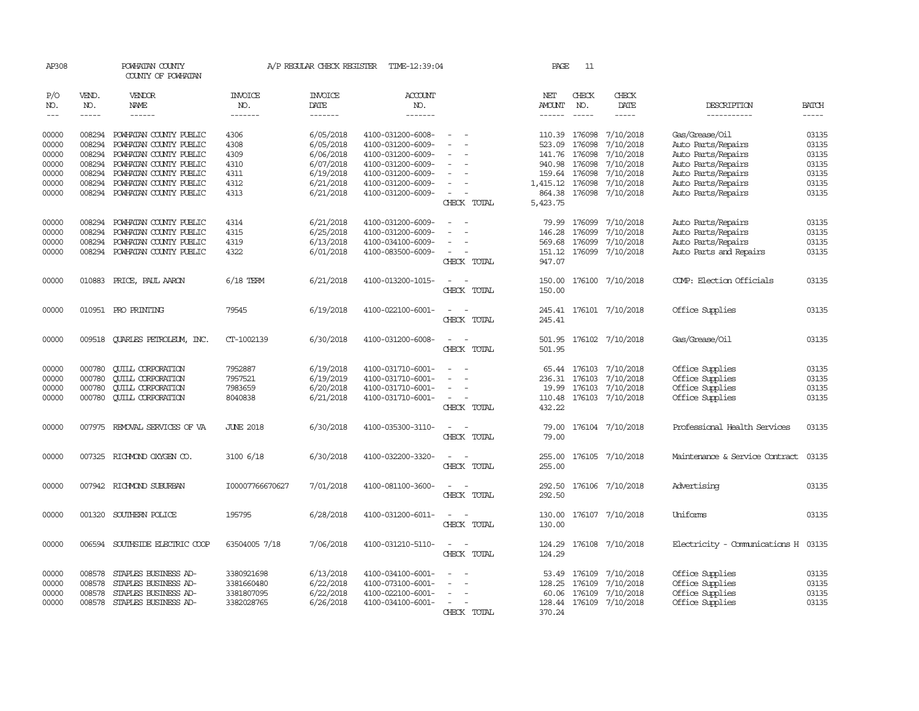AP308 POWHATAN COUNTY A/P REGULAR CHECK REGISTER TIME-12:39:04 PAGE 11

COUNTY OF POWHATAN

| P/O NO. | VEND. NO. | VENDOR NAME | INVOICE NO. | INVOICE DATE | ACCOUNT NO. | | NET AMOUNT | CHECK NO. | CHECK DATE | DESCRIPTION | BATCH |
|---|---|---|---|---|---|---|---|---|---|---|---|
| 00000 | 008294 | POWHATAN COUNTY PUBLIC | 4306 | 6/05/2018 | 4100-031200-6008- | - - | 110.39 | 176098 | 7/10/2018 | Gas/Grease/Oil | 03135 |
| 00000 | 008294 | POWHATAN COUNTY PUBLIC | 4308 | 6/05/2018 | 4100-031200-6009- | - - | 523.09 | 176098 | 7/10/2018 | Auto Parts/Repairs | 03135 |
| 00000 | 008294 | POWHATAN COUNTY PUBLIC | 4309 | 6/06/2018 | 4100-031200-6009- | - - | 141.76 | 176098 | 7/10/2018 | Auto Parts/Repairs | 03135 |
| 00000 | 008294 | POWHATAN COUNTY PUBLIC | 4310 | 6/07/2018 | 4100-031200-6009- | - - | 940.98 | 176098 | 7/10/2018 | Auto Parts/Repairs | 03135 |
| 00000 | 008294 | POWHATAN COUNTY PUBLIC | 4311 | 6/19/2018 | 4100-031200-6009- | - - | 159.64 | 176098 | 7/10/2018 | Auto Parts/Repairs | 03135 |
| 00000 | 008294 | POWHATAN COUNTY PUBLIC | 4312 | 6/21/2018 | 4100-031200-6009- | - - | 1,415.12 | 176098 | 7/10/2018 | Auto Parts/Repairs | 03135 |
| 00000 | 008294 | POWHATAN COUNTY PUBLIC | 4313 | 6/21/2018 | 4100-031200-6009- | - - | 864.38 | 176098 | 7/10/2018 | Auto Parts/Repairs | 03135 |
| | | | | | | CHECK TOTAL | 5,423.75 | | | | |
| 00000 | 008294 | POWHATAN COUNTY PUBLIC | 4314 | 6/21/2018 | 4100-031200-6009- | - - | 79.99 | 176099 | 7/10/2018 | Auto Parts/Repairs | 03135 |
| 00000 | 008294 | POWHATAN COUNTY PUBLIC | 4315 | 6/25/2018 | 4100-031200-6009- | - - | 146.28 | 176099 | 7/10/2018 | Auto Parts/Repairs | 03135 |
| 00000 | 008294 | POWHATAN COUNTY PUBLIC | 4319 | 6/13/2018 | 4100-034100-6009- | - - | 569.68 | 176099 | 7/10/2018 | Auto Parts/Repairs | 03135 |
| 00000 | 008294 | POWHATAN COUNTY PUBLIC | 4322 | 6/01/2018 | 4100-083500-6009- | - - | 151.12 | 176099 | 7/10/2018 | Auto Parts and Repairs | 03135 |
| | | | | | | CHECK TOTAL | 947.07 | | | | |
| 00000 | 010883 | PRICE, PAUL AARON | 6/18 TERM | 6/21/2018 | 4100-013200-1015- | - - | 150.00 | 176100 | 7/10/2018 | COMP: Election Officials | 03135 |
| | | | | | | CHECK TOTAL | 150.00 | | | | |
| 00000 | 010951 | PRO PRINTING | 79545 | 6/19/2018 | 4100-022100-6001- | - - | 245.41 | 176101 | 7/10/2018 | Office Supplies | 03135 |
| | | | | | | CHECK TOTAL | 245.41 | | | | |
| 00000 | 009518 | QUARLES PETROLEUM, INC. | CT-1002139 | 6/30/2018 | 4100-031200-6008- | - - | 501.95 | 176102 | 7/10/2018 | Gas/Grease/Oil | 03135 |
| | | | | | | CHECK TOTAL | 501.95 | | | | |
| 00000 | 000780 | QUILL CORPORATION | 7952887 | 6/19/2018 | 4100-031710-6001- | - - | 65.44 | 176103 | 7/10/2018 | Office Supplies | 03135 |
| 00000 | 000780 | QUILL CORPORATION | 7957521 | 6/19/2019 | 4100-031710-6001- | - - | 236.31 | 176103 | 7/10/2018 | Office Supplies | 03135 |
| 00000 | 000780 | QUILL CORPORATION | 7983659 | 6/20/2018 | 4100-031710-6001- | - - | 19.99 | 176103 | 7/10/2018 | Office Supplies | 03135 |
| 00000 | 000780 | QUILL CORPORATION | 8040838 | 6/21/2018 | 4100-031710-6001- | - - | 110.48 | 176103 | 7/10/2018 | Office Supplies | 03135 |
| | | | | | | CHECK TOTAL | 432.22 | | | | |
| 00000 | 007975 | REMOVAL SERVICES OF VA | JUNE 2018 | 6/30/2018 | 4100-035300-3110- | - - | 79.00 | 176104 | 7/10/2018 | Professional Health Services | 03135 |
| | | | | | | CHECK TOTAL | 79.00 | | | | |
| 00000 | 007325 | RICHMOND OXYGEN CO. | 3100 6/18 | 6/30/2018 | 4100-032200-3320- | - - | 255.00 | 176105 | 7/10/2018 | Maintenance & Service Contract | 03135 |
| | | | | | | CHECK TOTAL | 255.00 | | | | |
| 00000 | 007942 | RICHMOND SUBURBAN | I00007766670627 | 7/01/2018 | 4100-081100-3600- | - - | 292.50 | 176106 | 7/10/2018 | Advertising | 03135 |
| | | | | | | CHECK TOTAL | 292.50 | | | | |
| 00000 | 001320 | SOUTHERN POLICE | 195795 | 6/28/2018 | 4100-031200-6011- | - - | 130.00 | 176107 | 7/10/2018 | Uniforms | 03135 |
| | | | | | | CHECK TOTAL | 130.00 | | | | |
| 00000 | 006594 | SOUTHSIDE ELECTRIC COOP | 63504005 7/18 | 7/06/2018 | 4100-031210-5110- | - - | 124.29 | 176108 | 7/10/2018 | Electricity - Communications H | 03135 |
| | | | | | | CHECK TOTAL | 124.29 | | | | |
| 00000 | 008578 | STAPLES BUSINESS AD- | 3380921698 | 6/13/2018 | 4100-034100-6001- | - - | 53.49 | 176109 | 7/10/2018 | Office Supplies | 03135 |
| 00000 | 008578 | STAPLES BUSINESS AD- | 3381660480 | 6/22/2018 | 4100-073100-6001- | - - | 128.25 | 176109 | 7/10/2018 | Office Supplies | 03135 |
| 00000 | 008578 | STAPLES BUSINESS AD- | 3381807095 | 6/22/2018 | 4100-022100-6001- | - - | 60.06 | 176109 | 7/10/2018 | Office Supplies | 03135 |
| 00000 | 008578 | STAPLES BUSINESS AD- | 3382028765 | 6/26/2018 | 4100-034100-6001- | - - | 128.44 | 176109 | 7/10/2018 | Office Supplies | 03135 |
| | | | | | | CHECK TOTAL | 370.24 | | | | |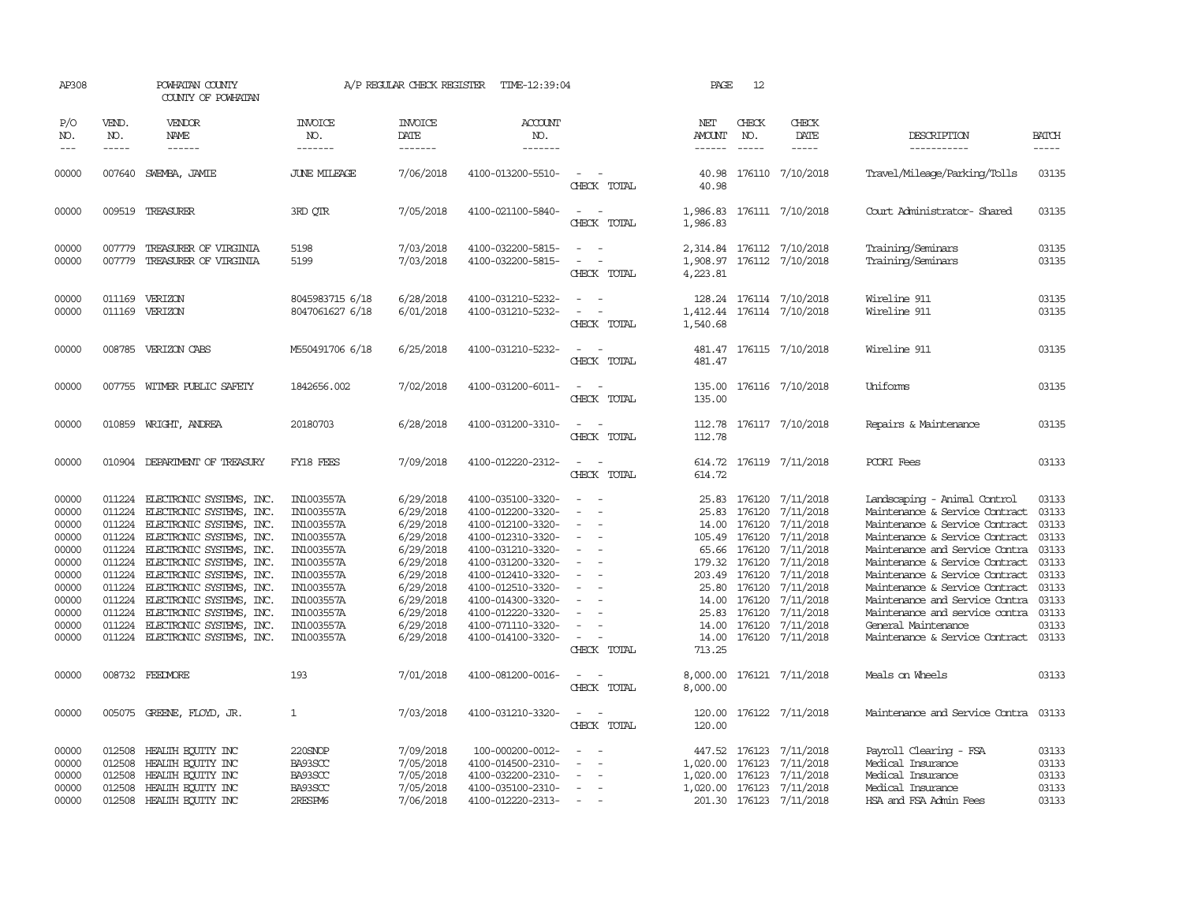AP308 POWHATAN COUNTY A/P REGULAR CHECK REGISTER TIME-12:39:04
COUNTY OF POWHATAN

| P/O NO. | VEND. NO. | VENDOR NAME | INVOICE NO. | INVOICE DATE | ACCOUNT NO. | | NET AMOUNT | CHECK NO. | CHECK DATE | DESCRIPTION | BATCH |
|---|---|---|---|---|---|---|---|---|---|---|---|
| 00000 | 007640 | SWEMBA, JAMIE | JUNE MILEAGE | 7/06/2018 | 4100-013200-5510- | - - | 40.98 | 176110 | 7/10/2018 | Travel/Mileage/Parking/Tolls | 03135 |
| | | | | | | CHECK TOTAL | 40.98 | | | | |
| 00000 | 009519 | TREASURER | 3RD QTR | 7/05/2018 | 4100-021100-5840- | - - | 1,986.83 | 176111 | 7/10/2018 | Court Administrator- Shared | 03135 |
| | | | | | | CHECK TOTAL | 1,986.83 | | | | |
| 00000 | 007779 | TREASURER OF VIRGINIA | 5198 | 7/03/2018 | 4100-032200-5815- | - - | 2,314.84 | 176112 | 7/10/2018 | Training/Seminars | 03135 |
| 00000 | 007779 | TREASURER OF VIRGINIA | 5199 | 7/03/2018 | 4100-032200-5815- | - - | 1,908.97 | 176112 | 7/10/2018 | Training/Seminars | 03135 |
| | | | | | | CHECK TOTAL | 4,223.81 | | | | |
| 00000 | 011169 | VERIZON | 8045983715 6/18 | 6/28/2018 | 4100-031210-5232- | - - | 128.24 | 176114 | 7/10/2018 | Wireline 911 | 03135 |
| 00000 | 011169 | VERIZON | 8047061627 6/18 | 6/01/2018 | 4100-031210-5232- | - - | 1,412.44 | 176114 | 7/10/2018 | Wireline 911 | 03135 |
| | | | | | | CHECK TOTAL | 1,540.68 | | | | |
| 00000 | 008785 | VERIZON CABS | M550491706 6/18 | 6/25/2018 | 4100-031210-5232- | - - | 481.47 | 176115 | 7/10/2018 | Wireline 911 | 03135 |
| | | | | | | CHECK TOTAL | 481.47 | | | | |
| 00000 | 007755 | WITMER PUBLIC SAFETY | 1842656.002 | 7/02/2018 | 4100-031200-6011- | - - | 135.00 | 176116 | 7/10/2018 | Uniforms | 03135 |
| | | | | | | CHECK TOTAL | 135.00 | | | | |
| 00000 | 010859 | WRIGHT, ANDREA | 20180703 | 6/28/2018 | 4100-031200-3310- | - - | 112.78 | 176117 | 7/10/2018 | Repairs & Maintenance | 03135 |
| | | | | | | CHECK TOTAL | 112.78 | | | | |
| 00000 | 010904 | DEPARTMENT OF TREASURY | FY18 FEES | 7/09/2018 | 4100-012220-2312- | - - | 614.72 | 176119 | 7/11/2018 | PCORI Fees | 03133 |
| | | | | | | CHECK TOTAL | 614.72 | | | | |
| 00000 | 011224 | ELECTRONIC SYSTEMS, INC. | IN1003557A | 6/29/2018 | 4100-035100-3320- | - - | 25.83 | 176120 | 7/11/2018 | Landscaping - Animal Control | 03133 |
| 00000 | 011224 | ELECTRONIC SYSTEMS, INC. | IN1003557A | 6/29/2018 | 4100-012200-3320- | - - | 25.83 | 176120 | 7/11/2018 | Maintenance & Service Contract | 03133 |
| 00000 | 011224 | ELECTRONIC SYSTEMS, INC. | IN1003557A | 6/29/2018 | 4100-012100-3320- | - - | 14.00 | 176120 | 7/11/2018 | Maintenance & Service Contract | 03133 |
| 00000 | 011224 | ELECTRONIC SYSTEMS, INC. | IN1003557A | 6/29/2018 | 4100-012310-3320- | - - | 105.49 | 176120 | 7/11/2018 | Maintenance & Service Contract | 03133 |
| 00000 | 011224 | ELECTRONIC SYSTEMS, INC. | IN1003557A | 6/29/2018 | 4100-031210-3320- | - - | 65.66 | 176120 | 7/11/2018 | Maintenance and Service Contra | 03133 |
| 00000 | 011224 | ELECTRONIC SYSTEMS, INC. | IN1003557A | 6/29/2018 | 4100-031200-3320- | - - | 179.32 | 176120 | 7/11/2018 | Maintenance & Service Contract | 03133 |
| 00000 | 011224 | ELECTRONIC SYSTEMS, INC. | IN1003557A | 6/29/2018 | 4100-012410-3320- | - - | 203.49 | 176120 | 7/11/2018 | Maintenance & Service Contract | 03133 |
| 00000 | 011224 | ELECTRONIC SYSTEMS, INC. | IN1003557A | 6/29/2018 | 4100-012510-3320- | - - | 25.80 | 176120 | 7/11/2018 | Maintenance & Service Contract | 03133 |
| 00000 | 011224 | ELECTRONIC SYSTEMS, INC. | IN1003557A | 6/29/2018 | 4100-014300-3320- | - - | 14.00 | 176120 | 7/11/2018 | Maintenance and Service Contra | 03133 |
| 00000 | 011224 | ELECTRONIC SYSTEMS, INC. | IN1003557A | 6/29/2018 | 4100-012220-3320- | - - | 25.83 | 176120 | 7/11/2018 | Maintenance and service contra | 03133 |
| 00000 | 011224 | ELECTRONIC SYSTEMS, INC. | IN1003557A | 6/29/2018 | 4100-071110-3320- | - - | 14.00 | 176120 | 7/11/2018 | General Maintenance | 03133 |
| 00000 | 011224 | ELECTRONIC SYSTEMS, INC. | IN1003557A | 6/29/2018 | 4100-014100-3320- | - - | 14.00 | 176120 | 7/11/2018 | Maintenance & Service Contract | 03133 |
| | | | | | | CHECK TOTAL | 713.25 | | | | |
| 00000 | 008732 | FEEDMORE | 193 | 7/01/2018 | 4100-081200-0016- | - - | 8,000.00 | 176121 | 7/11/2018 | Meals on Wheels | 03133 |
| | | | | | | CHECK TOTAL | 8,000.00 | | | | |
| 00000 | 005075 | GREENE, FLOYD, JR. | 1 | 7/03/2018 | 4100-031210-3320- | - - | 120.00 | 176122 | 7/11/2018 | Maintenance and Service Contra | 03133 |
| | | | | | | CHECK TOTAL | 120.00 | | | | |
| 00000 | 012508 | HEALTH EQUITY INC | 220SNOP | 7/09/2018 | 100-000200-0012- | - - | 447.52 | 176123 | 7/11/2018 | Payroll Clearing - FSA | 03133 |
| 00000 | 012508 | HEALTH EQUITY INC | BA93SCC | 7/05/2018 | 4100-014500-2310- | - - | 1,020.00 | 176123 | 7/11/2018 | Medical Insurance | 03133 |
| 00000 | 012508 | HEALTH EQUITY INC | BA93SCC | 7/05/2018 | 4100-032200-2310- | - - | 1,020.00 | 176123 | 7/11/2018 | Medical Insurance | 03133 |
| 00000 | 012508 | HEALTH EQUITY INC | BA93SCC | 7/05/2018 | 4100-035100-2310- | - - | 1,020.00 | 176123 | 7/11/2018 | Medical Insurance | 03133 |
| 00000 | 012508 | HEALTH EQUITY INC | 2RESPM6 | 7/06/2018 | 4100-012220-2313- | - - | 201.30 | 176123 | 7/11/2018 | HSA and FSA Admin Fees | 03133 |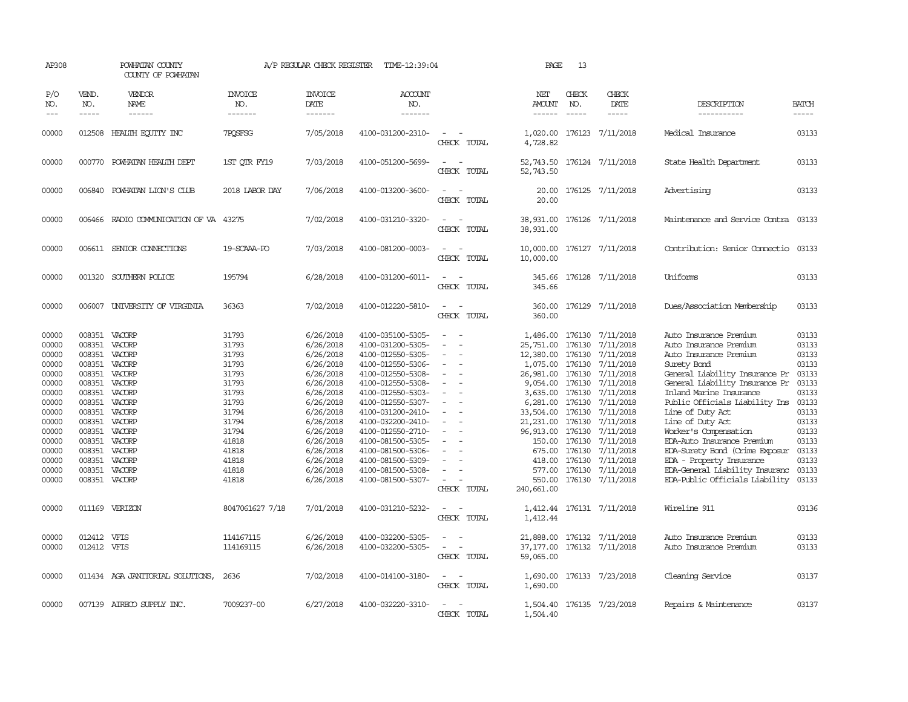AP308 POWHATAN COUNTY A/P REGULAR CHECK REGISTER TIME-12:39:04 PAGE 13

COUNTY OF POWHATAN

| P/O NO. | VEND. NO. | VENDOR NAME | INVOICE NO. | INVOICE DATE | ACCOUNT NO. | | NET AMOUNT | CHECK NO. | CHECK DATE | DESCRIPTION | BATCH |
|---|---|---|---|---|---|---|---|---|---|---|---|
| 00000 | 012508 | HEALTH EQUITY INC | 7PQSFSG | 7/05/2018 | 4100-031200-2310- | - - | 1,020.00 | 176123 | 7/11/2018 | Medical Insurance | 03133 |
| | | | | | | CHECK TOTAL | 4,728.82 | | | | |
| 00000 | 000770 | POWHATAN HEALTH DEPT | 1ST QTR FY19 | 7/03/2018 | 4100-051200-5699- | - - | 52,743.50 | 176124 | 7/11/2018 | State Health Department | 03133 |
| | | | | | | CHECK TOTAL | 52,743.50 | | | | |
| 00000 | 006840 | POWHATAN LION'S CLUB | 2018 LABOR DAY | 7/06/2018 | 4100-013200-3600- | - - | 20.00 | 176125 | 7/11/2018 | Advertising | 03133 |
| | | | | | | CHECK TOTAL | 20.00 | | | | |
| 00000 | 006466 | RADIO COMMUNICATION OF VA | 43275 | 7/02/2018 | 4100-031210-3320- | - - | 38,931.00 | 176126 | 7/11/2018 | Maintenance and Service Contra | 03133 |
| | | | | | | CHECK TOTAL | 38,931.00 | | | | |
| 00000 | 006611 | SENIOR CONNECTIONS | 19-SCAAA-PO | 7/03/2018 | 4100-081200-0003- | - - | 10,000.00 | 176127 | 7/11/2018 | Contribution: Senior Connectio | 03133 |
| | | | | | | CHECK TOTAL | 10,000.00 | | | | |
| 00000 | 001320 | SOUTHERN POLICE | 195794 | 6/28/2018 | 4100-031200-6011- | - - | 345.66 | 176128 | 7/11/2018 | Uniforms | 03133 |
| | | | | | | CHECK TOTAL | 345.66 | | | | |
| 00000 | 006007 | UNIVERSITY OF VIRGINIA | 36363 | 7/02/2018 | 4100-012220-5810- | - - | 360.00 | 176129 | 7/11/2018 | Dues/Association Membership | 03133 |
| | | | | | | CHECK TOTAL | 360.00 | | | | |
| 00000 | 008351 | VACORP | 31793 | 6/26/2018 | 4100-035100-5305- | - - | 1,486.00 | 176130 | 7/11/2018 | Auto Insurance Premium | 03133 |
| 00000 | 008351 | VACORP | 31793 | 6/26/2018 | 4100-031200-5305- | - - | 25,751.00 | 176130 | 7/11/2018 | Auto Insurance Premium | 03133 |
| 00000 | 008351 | VACORP | 31793 | 6/26/2018 | 4100-012550-5305- | - - | 12,380.00 | 176130 | 7/11/2018 | Auto Insurance Premium | 03133 |
| 00000 | 008351 | VACORP | 31793 | 6/26/2018 | 4100-012550-5306- | - - | 1,075.00 | 176130 | 7/11/2018 | Surety Bond | 03133 |
| 00000 | 008351 | VACORP | 31793 | 6/26/2018 | 4100-012550-5308- | - - | 26,981.00 | 176130 | 7/11/2018 | General Liability Insurance Pr | 03133 |
| 00000 | 008351 | VACORP | 31793 | 6/26/2018 | 4100-012550-5308- | - - | 9,054.00 | 176130 | 7/11/2018 | General Liability Insurance Pr | 03133 |
| 00000 | 008351 | VACORP | 31793 | 6/26/2018 | 4100-012550-5303- | - - | 3,635.00 | 176130 | 7/11/2018 | Inland Marine Insurance | 03133 |
| 00000 | 008351 | VACORP | 31793 | 6/26/2018 | 4100-012550-5307- | - - | 6,281.00 | 176130 | 7/11/2018 | Public Officials Liability Ins | 03133 |
| 00000 | 008351 | VACORP | 31794 | 6/26/2018 | 4100-031200-2410- | - - | 33,504.00 | 176130 | 7/11/2018 | Line of Duty Act | 03133 |
| 00000 | 008351 | VACORP | 31794 | 6/26/2018 | 4100-032200-2410- | - - | 21,231.00 | 176130 | 7/11/2018 | Line of Duty Act | 03133 |
| 00000 | 008351 | VACORP | 31794 | 6/26/2018 | 4100-012550-2710- | - - | 96,913.00 | 176130 | 7/11/2018 | Worker's Compensation | 03133 |
| 00000 | 008351 | VACORP | 41818 | 6/26/2018 | 4100-081500-5305- | - - | 150.00 | 176130 | 7/11/2018 | EDA-Auto Insurance Premium | 03133 |
| 00000 | 008351 | VACORP | 41818 | 6/26/2018 | 4100-081500-5306- | - - | 675.00 | 176130 | 7/11/2018 | EDA-Surety Bond (Crime Exposur | 03133 |
| 00000 | 008351 | VACORP | 41818 | 6/26/2018 | 4100-081500-5309- | - - | 418.00 | 176130 | 7/11/2018 | EDA - Property Insurance | 03133 |
| 00000 | 008351 | VACORP | 41818 | 6/26/2018 | 4100-081500-5308- | - - | 577.00 | 176130 | 7/11/2018 | EDA-General Liability Insuranc | 03133 |
| 00000 | 008351 | VACORP | 41818 | 6/26/2018 | 4100-081500-5307- | - - | 550.00 | 176130 | 7/11/2018 | EDA-Public Officials Liability | 03133 |
| | | | | | | CHECK TOTAL | 240,661.00 | | | | |
| 00000 | 011169 | VERIZON | 8047061627 7/18 | 7/01/2018 | 4100-031210-5232- | - - | 1,412.44 | 176131 | 7/11/2018 | Wireline 911 | 03136 |
| | | | | | | CHECK TOTAL | 1,412.44 | | | | |
| 00000 | 012412 | VFIS | 114167115 | 6/26/2018 | 4100-032200-5305- | - - | 21,888.00 | 176132 | 7/11/2018 | Auto Insurance Premium | 03133 |
| 00000 | 012412 | VFIS | 114169115 | 6/26/2018 | 4100-032200-5305- | - - | 37,177.00 | 176132 | 7/11/2018 | Auto Insurance Premium | 03133 |
| | | | | | | CHECK TOTAL | 59,065.00 | | | | |
| 00000 | 011434 | AGA JANITORIAL SOLUTIONS, | 2636 | 7/02/2018 | 4100-014100-3180- | - - | 1,690.00 | 176133 | 7/23/2018 | Cleaning Service | 03137 |
| | | | | | | CHECK TOTAL | 1,690.00 | | | | |
| 00000 | 007139 | AIRECO SUPPLY INC. | 7009237-00 | 6/27/2018 | 4100-032220-3310- | - - | 1,504.40 | 176135 | 7/23/2018 | Repairs & Maintenance | 03137 |
| | | | | | | CHECK TOTAL | 1,504.40 | | | | |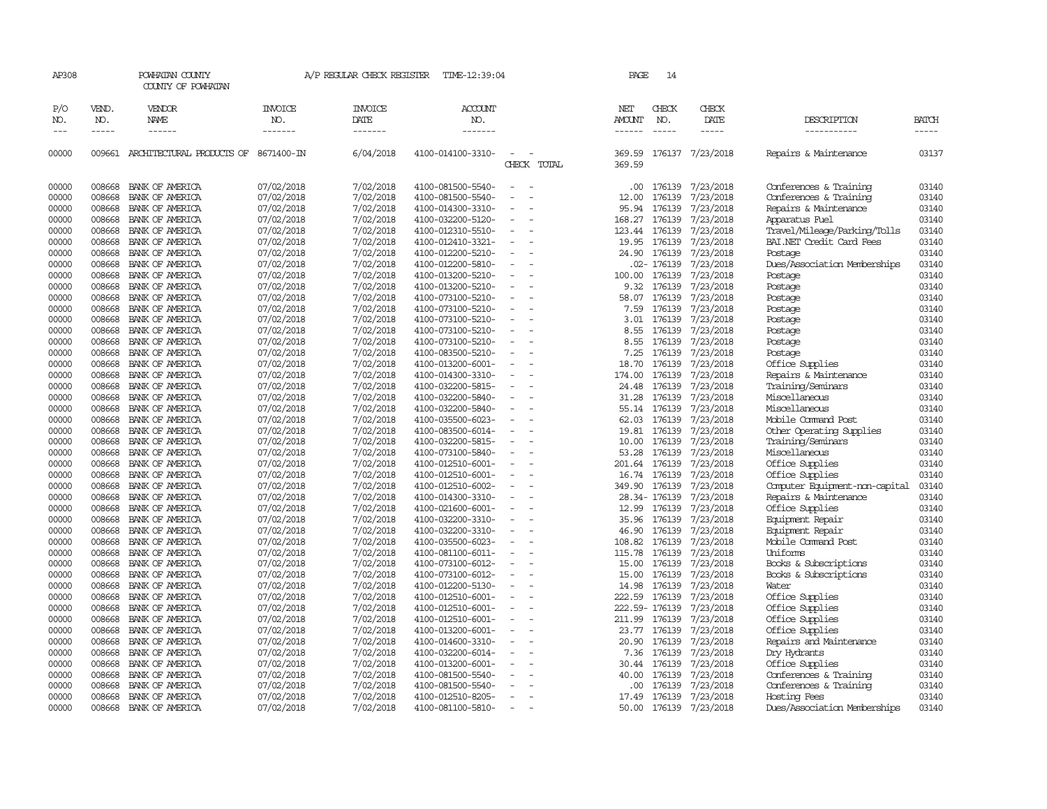AP308 POWHATAN COUNTY A/P REGULAR CHECK REGISTER TIME-12:39:04 PAGE 14

COUNTY OF POWHATAN

| P/O NO. | VEND. NO. | VENDOR NAME | INVOICE NO. | INVOICE DATE | ACCOUNT NO. | | NET AMOUNT | CHECK NO. | CHECK DATE | DESCRIPTION | BATCH |
|---|---|---|---|---|---|---|---|---|---|---|---|
| 00000 | 009661 | ARCHITECTURAL PRODUCTS OF | 8671400-IN | 6/04/2018 | 4100-014100-3310- | - - | 369.59 | 176137 | 7/23/2018 | Repairs & Maintenance | 03137 |
| | | | | | | CHECK TOTAL | 369.59 | | | | |
| 00000 | 008668 | BANK OF AMERICA | 07/02/2018 | 7/02/2018 | 4100-081500-5540- | - - | .00 | 176139 | 7/23/2018 | Conferences & Training | 03140 |
| 00000 | 008668 | BANK OF AMERICA | 07/02/2018 | 7/02/2018 | 4100-081500-5540- | - - | 12.00 | 176139 | 7/23/2018 | Conferences & Training | 03140 |
| 00000 | 008668 | BANK OF AMERICA | 07/02/2018 | 7/02/2018 | 4100-014300-3310- | - - | 95.94 | 176139 | 7/23/2018 | Repairs & Maintenance | 03140 |
| 00000 | 008668 | BANK OF AMERICA | 07/02/2018 | 7/02/2018 | 4100-032200-5120- | - - | 168.27 | 176139 | 7/23/2018 | Apparatus Fuel | 03140 |
| 00000 | 008668 | BANK OF AMERICA | 07/02/2018 | 7/02/2018 | 4100-012310-5510- | - - | 123.44 | 176139 | 7/23/2018 | Travel/Mileage/Parking/Tolls | 03140 |
| 00000 | 008668 | BANK OF AMERICA | 07/02/2018 | 7/02/2018 | 4100-012410-3321- | - - | 19.95 | 176139 | 7/23/2018 | BAI.NET Credit Card Fees | 03140 |
| 00000 | 008668 | BANK OF AMERICA | 07/02/2018 | 7/02/2018 | 4100-012200-5210- | - - | 24.90 | 176139 | 7/23/2018 | Postage | 03140 |
| 00000 | 008668 | BANK OF AMERICA | 07/02/2018 | 7/02/2018 | 4100-012200-5810- | - - | .02- | 176139 | 7/23/2018 | Dues/Association Memberships | 03140 |
| 00000 | 008668 | BANK OF AMERICA | 07/02/2018 | 7/02/2018 | 4100-013200-5210- | - - | 100.00 | 176139 | 7/23/2018 | Postage | 03140 |
| 00000 | 008668 | BANK OF AMERICA | 07/02/2018 | 7/02/2018 | 4100-013200-5210- | - - | 9.32 | 176139 | 7/23/2018 | Postage | 03140 |
| 00000 | 008668 | BANK OF AMERICA | 07/02/2018 | 7/02/2018 | 4100-073100-5210- | - - | 58.07 | 176139 | 7/23/2018 | Postage | 03140 |
| 00000 | 008668 | BANK OF AMERICA | 07/02/2018 | 7/02/2018 | 4100-073100-5210- | - - | 7.59 | 176139 | 7/23/2018 | Postage | 03140 |
| 00000 | 008668 | BANK OF AMERICA | 07/02/2018 | 7/02/2018 | 4100-073100-5210- | - - | 3.01 | 176139 | 7/23/2018 | Postage | 03140 |
| 00000 | 008668 | BANK OF AMERICA | 07/02/2018 | 7/02/2018 | 4100-073100-5210- | - - | 8.55 | 176139 | 7/23/2018 | Postage | 03140 |
| 00000 | 008668 | BANK OF AMERICA | 07/02/2018 | 7/02/2018 | 4100-073100-5210- | - - | 8.55 | 176139 | 7/23/2018 | Postage | 03140 |
| 00000 | 008668 | BANK OF AMERICA | 07/02/2018 | 7/02/2018 | 4100-083500-5210- | - - | 7.25 | 176139 | 7/23/2018 | Postage | 03140 |
| 00000 | 008668 | BANK OF AMERICA | 07/02/2018 | 7/02/2018 | 4100-013200-6001- | - - | 18.70 | 176139 | 7/23/2018 | Office Supplies | 03140 |
| 00000 | 008668 | BANK OF AMERICA | 07/02/2018 | 7/02/2018 | 4100-014300-3310- | - - | 174.00 | 176139 | 7/23/2018 | Repairs & Maintenance | 03140 |
| 00000 | 008668 | BANK OF AMERICA | 07/02/2018 | 7/02/2018 | 4100-032200-5815- | - - | 24.48 | 176139 | 7/23/2018 | Training/Seminars | 03140 |
| 00000 | 008668 | BANK OF AMERICA | 07/02/2018 | 7/02/2018 | 4100-032200-5840- | - - | 31.28 | 176139 | 7/23/2018 | Miscellaneous | 03140 |
| 00000 | 008668 | BANK OF AMERICA | 07/02/2018 | 7/02/2018 | 4100-032200-5840- | - - | 55.14 | 176139 | 7/23/2018 | Miscellaneous | 03140 |
| 00000 | 008668 | BANK OF AMERICA | 07/02/2018 | 7/02/2018 | 4100-035500-6023- | - - | 62.03 | 176139 | 7/23/2018 | Mobile Command Post | 03140 |
| 00000 | 008668 | BANK OF AMERICA | 07/02/2018 | 7/02/2018 | 4100-083500-6014- | - - | 19.81 | 176139 | 7/23/2018 | Other Operating Supplies | 03140 |
| 00000 | 008668 | BANK OF AMERICA | 07/02/2018 | 7/02/2018 | 4100-032200-5815- | - - | 10.00 | 176139 | 7/23/2018 | Training/Seminars | 03140 |
| 00000 | 008668 | BANK OF AMERICA | 07/02/2018 | 7/02/2018 | 4100-073100-5840- | - - | 53.28 | 176139 | 7/23/2018 | Miscellaneous | 03140 |
| 00000 | 008668 | BANK OF AMERICA | 07/02/2018 | 7/02/2018 | 4100-012510-6001- | - - | 201.64 | 176139 | 7/23/2018 | Office Supplies | 03140 |
| 00000 | 008668 | BANK OF AMERICA | 07/02/2018 | 7/02/2018 | 4100-012510-6001- | - - | 16.74 | 176139 | 7/23/2018 | Office Supplies | 03140 |
| 00000 | 008668 | BANK OF AMERICA | 07/02/2018 | 7/02/2018 | 4100-012510-6002- | - - | 349.90 | 176139 | 7/23/2018 | Computer Equipment-non-capital | 03140 |
| 00000 | 008668 | BANK OF AMERICA | 07/02/2018 | 7/02/2018 | 4100-014300-3310- | - - | 28.34- | 176139 | 7/23/2018 | Repairs & Maintenance | 03140 |
| 00000 | 008668 | BANK OF AMERICA | 07/02/2018 | 7/02/2018 | 4100-021600-6001- | - - | 12.99 | 176139 | 7/23/2018 | Office Supplies | 03140 |
| 00000 | 008668 | BANK OF AMERICA | 07/02/2018 | 7/02/2018 | 4100-032200-3310- | - - | 35.96 | 176139 | 7/23/2018 | Equipment Repair | 03140 |
| 00000 | 008668 | BANK OF AMERICA | 07/02/2018 | 7/02/2018 | 4100-032200-3310- | - - | 46.90 | 176139 | 7/23/2018 | Equipment Repair | 03140 |
| 00000 | 008668 | BANK OF AMERICA | 07/02/2018 | 7/02/2018 | 4100-035500-6023- | - - | 108.82 | 176139 | 7/23/2018 | Mobile Command Post | 03140 |
| 00000 | 008668 | BANK OF AMERICA | 07/02/2018 | 7/02/2018 | 4100-081100-6011- | - - | 115.78 | 176139 | 7/23/2018 | Uniforms | 03140 |
| 00000 | 008668 | BANK OF AMERICA | 07/02/2018 | 7/02/2018 | 4100-073100-6012- | - - | 15.00 | 176139 | 7/23/2018 | Books & Subscriptions | 03140 |
| 00000 | 008668 | BANK OF AMERICA | 07/02/2018 | 7/02/2018 | 4100-073100-6012- | - - | 15.00 | 176139 | 7/23/2018 | Books & Subscriptions | 03140 |
| 00000 | 008668 | BANK OF AMERICA | 07/02/2018 | 7/02/2018 | 4100-012200-5130- | - - | 14.98 | 176139 | 7/23/2018 | Water | 03140 |
| 00000 | 008668 | BANK OF AMERICA | 07/02/2018 | 7/02/2018 | 4100-012510-6001- | - - | 222.59 | 176139 | 7/23/2018 | Office Supplies | 03140 |
| 00000 | 008668 | BANK OF AMERICA | 07/02/2018 | 7/02/2018 | 4100-012510-6001- | - - | 222.59- | 176139 | 7/23/2018 | Office Supplies | 03140 |
| 00000 | 008668 | BANK OF AMERICA | 07/02/2018 | 7/02/2018 | 4100-012510-6001- | - - | 211.99 | 176139 | 7/23/2018 | Office Supplies | 03140 |
| 00000 | 008668 | BANK OF AMERICA | 07/02/2018 | 7/02/2018 | 4100-013200-6001- | - - | 23.77 | 176139 | 7/23/2018 | Office Supplies | 03140 |
| 00000 | 008668 | BANK OF AMERICA | 07/02/2018 | 7/02/2018 | 4100-014600-3310- | - - | 20.90 | 176139 | 7/23/2018 | Repairs and Maintenance | 03140 |
| 00000 | 008668 | BANK OF AMERICA | 07/02/2018 | 7/02/2018 | 4100-032200-6014- | - - | 7.36 | 176139 | 7/23/2018 | Dry Hydrants | 03140 |
| 00000 | 008668 | BANK OF AMERICA | 07/02/2018 | 7/02/2018 | 4100-013200-6001- | - - | 30.44 | 176139 | 7/23/2018 | Office Supplies | 03140 |
| 00000 | 008668 | BANK OF AMERICA | 07/02/2018 | 7/02/2018 | 4100-081500-5540- | - - | 40.00 | 176139 | 7/23/2018 | Conferences & Training | 03140 |
| 00000 | 008668 | BANK OF AMERICA | 07/02/2018 | 7/02/2018 | 4100-081500-5540- | - - | .00 | 176139 | 7/23/2018 | Conferences & Training | 03140 |
| 00000 | 008668 | BANK OF AMERICA | 07/02/2018 | 7/02/2018 | 4100-012510-8205- | - - | 17.49 | 176139 | 7/23/2018 | Hosting Fees | 03140 |
| 00000 | 008668 | BANK OF AMERICA | 07/02/2018 | 7/02/2018 | 4100-081100-5810- | - - | 50.00 | 176139 | 7/23/2018 | Dues/Association Memberships | 03140 |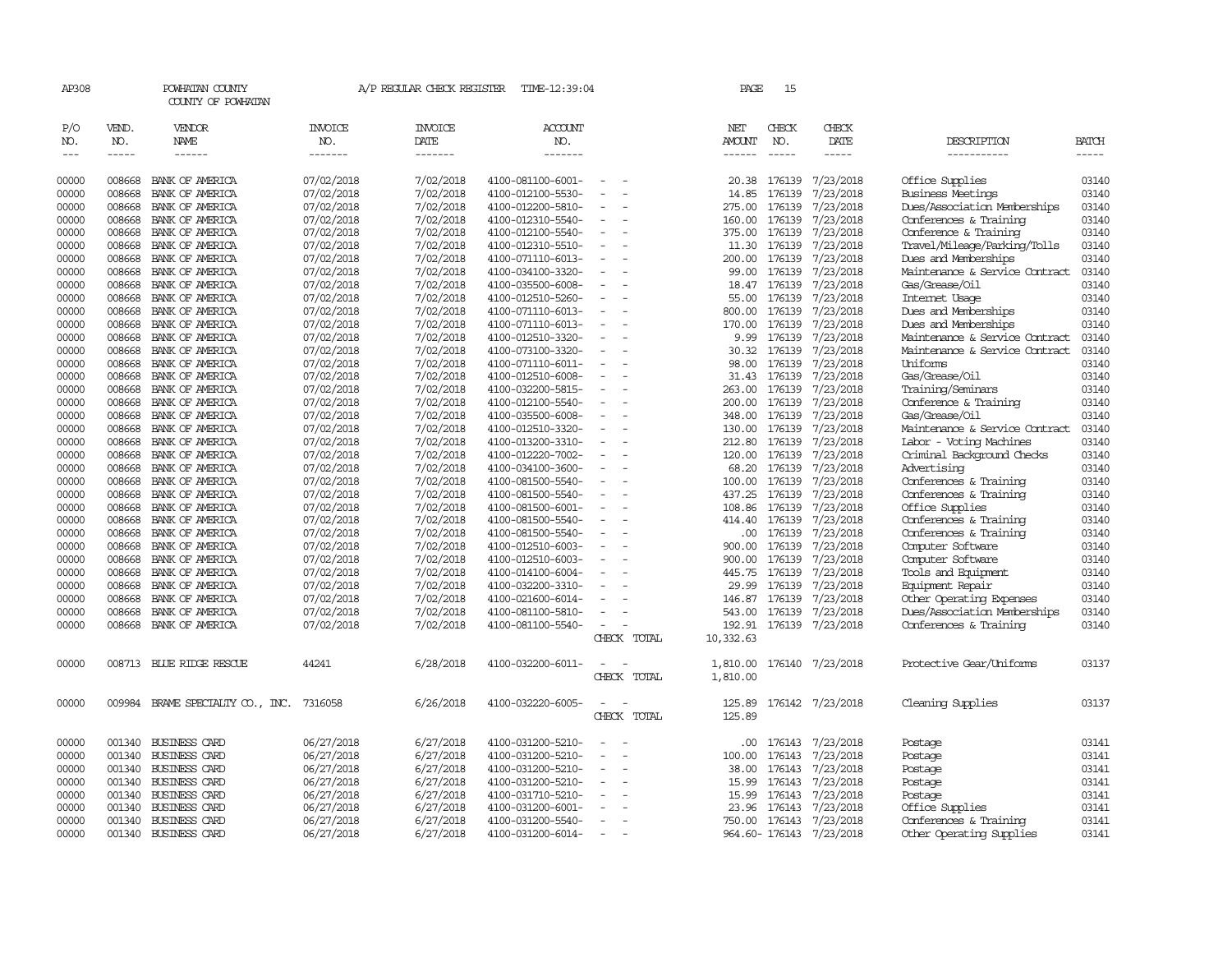AP308 POWHATAN COUNTY A/P REGULAR CHECK REGISTER TIME-12:39:04

COUNTY OF POWHATAN

| P/O NO. | VEND. NO. | VENDOR NAME | INVOICE NO. | INVOICE DATE | ACCOUNT NO. | | NET AMOUNT | CHECK NO. | CHECK DATE | DESCRIPTION | BATCH |
|---|---|---|---|---|---|---|---|---|---|---|---|
| 00000 | 008668 | BANK OF AMERICA | 07/02/2018 | 7/02/2018 | 4100-081100-6001- | - - | 20.38 | 176139 | 7/23/2018 | Office Supplies | 03140 |
| 00000 | 008668 | BANK OF AMERICA | 07/02/2018 | 7/02/2018 | 4100-012100-5530- | - - | 14.85 | 176139 | 7/23/2018 | Business Meetings | 03140 |
| 00000 | 008668 | BANK OF AMERICA | 07/02/2018 | 7/02/2018 | 4100-012200-5810- | - - | 275.00 | 176139 | 7/23/2018 | Dues/Association Memberships | 03140 |
| 00000 | 008668 | BANK OF AMERICA | 07/02/2018 | 7/02/2018 | 4100-012310-5540- | - - | 160.00 | 176139 | 7/23/2018 | Conferences & Training | 03140 |
| 00000 | 008668 | BANK OF AMERICA | 07/02/2018 | 7/02/2018 | 4100-012100-5540- | - - | 375.00 | 176139 | 7/23/2018 | Conference & Training | 03140 |
| 00000 | 008668 | BANK OF AMERICA | 07/02/2018 | 7/02/2018 | 4100-012310-5510- | - - | 11.30 | 176139 | 7/23/2018 | Travel/Mileage/Parking/Tolls | 03140 |
| 00000 | 008668 | BANK OF AMERICA | 07/02/2018 | 7/02/2018 | 4100-071110-6013- | - - | 200.00 | 176139 | 7/23/2018 | Dues and Memberships | 03140 |
| 00000 | 008668 | BANK OF AMERICA | 07/02/2018 | 7/02/2018 | 4100-034100-3320- | - - | 99.00 | 176139 | 7/23/2018 | Maintenance & Service Contract | 03140 |
| 00000 | 008668 | BANK OF AMERICA | 07/02/2018 | 7/02/2018 | 4100-035500-6008- | - - | 18.47 | 176139 | 7/23/2018 | Gas/Grease/Oil | 03140 |
| 00000 | 008668 | BANK OF AMERICA | 07/02/2018 | 7/02/2018 | 4100-012510-5260- | - - | 55.00 | 176139 | 7/23/2018 | Internet Usage | 03140 |
| 00000 | 008668 | BANK OF AMERICA | 07/02/2018 | 7/02/2018 | 4100-071110-6013- | - - | 800.00 | 176139 | 7/23/2018 | Dues and Memberships | 03140 |
| 00000 | 008668 | BANK OF AMERICA | 07/02/2018 | 7/02/2018 | 4100-071110-6013- | - - | 170.00 | 176139 | 7/23/2018 | Dues and Memberships | 03140 |
| 00000 | 008668 | BANK OF AMERICA | 07/02/2018 | 7/02/2018 | 4100-012510-3320- | - - | 9.99 | 176139 | 7/23/2018 | Maintenance & Service Contract | 03140 |
| 00000 | 008668 | BANK OF AMERICA | 07/02/2018 | 7/02/2018 | 4100-073100-3320- | - - | 30.32 | 176139 | 7/23/2018 | Maintenance & Service Contract | 03140 |
| 00000 | 008668 | BANK OF AMERICA | 07/02/2018 | 7/02/2018 | 4100-071110-6011- | - - | 98.00 | 176139 | 7/23/2018 | Uniforms | 03140 |
| 00000 | 008668 | BANK OF AMERICA | 07/02/2018 | 7/02/2018 | 4100-012510-6008- | - - | 31.43 | 176139 | 7/23/2018 | Gas/Grease/Oil | 03140 |
| 00000 | 008668 | BANK OF AMERICA | 07/02/2018 | 7/02/2018 | 4100-032200-5815- | - - | 263.00 | 176139 | 7/23/2018 | Training/Seminars | 03140 |
| 00000 | 008668 | BANK OF AMERICA | 07/02/2018 | 7/02/2018 | 4100-012100-5540- | - - | 200.00 | 176139 | 7/23/2018 | Conference & Training | 03140 |
| 00000 | 008668 | BANK OF AMERICA | 07/02/2018 | 7/02/2018 | 4100-035500-6008- | - - | 348.00 | 176139 | 7/23/2018 | Gas/Grease/Oil | 03140 |
| 00000 | 008668 | BANK OF AMERICA | 07/02/2018 | 7/02/2018 | 4100-012510-3320- | - - | 130.00 | 176139 | 7/23/2018 | Maintenance & Service Contract | 03140 |
| 00000 | 008668 | BANK OF AMERICA | 07/02/2018 | 7/02/2018 | 4100-013200-3310- | - - | 212.80 | 176139 | 7/23/2018 | Labor - Voting Machines | 03140 |
| 00000 | 008668 | BANK OF AMERICA | 07/02/2018 | 7/02/2018 | 4100-012220-7002- | - - | 120.00 | 176139 | 7/23/2018 | Criminal Background Checks | 03140 |
| 00000 | 008668 | BANK OF AMERICA | 07/02/2018 | 7/02/2018 | 4100-034100-3600- | - - | 68.20 | 176139 | 7/23/2018 | Advertising | 03140 |
| 00000 | 008668 | BANK OF AMERICA | 07/02/2018 | 7/02/2018 | 4100-081500-5540- | - - | 100.00 | 176139 | 7/23/2018 | Conferences & Training | 03140 |
| 00000 | 008668 | BANK OF AMERICA | 07/02/2018 | 7/02/2018 | 4100-081500-5540- | - - | 437.25 | 176139 | 7/23/2018 | Conferences & Training | 03140 |
| 00000 | 008668 | BANK OF AMERICA | 07/02/2018 | 7/02/2018 | 4100-081500-6001- | - - | 108.86 | 176139 | 7/23/2018 | Office Supplies | 03140 |
| 00000 | 008668 | BANK OF AMERICA | 07/02/2018 | 7/02/2018 | 4100-081500-5540- | - - | 414.40 | 176139 | 7/23/2018 | Conferences & Training | 03140 |
| 00000 | 008668 | BANK OF AMERICA | 07/02/2018 | 7/02/2018 | 4100-081500-5540- | - - | .00 | 176139 | 7/23/2018 | Conferences & Training | 03140 |
| 00000 | 008668 | BANK OF AMERICA | 07/02/2018 | 7/02/2018 | 4100-012510-6003- | - - | 900.00 | 176139 | 7/23/2018 | Computer Software | 03140 |
| 00000 | 008668 | BANK OF AMERICA | 07/02/2018 | 7/02/2018 | 4100-012510-6003- | - - | 900.00 | 176139 | 7/23/2018 | Computer Software | 03140 |
| 00000 | 008668 | BANK OF AMERICA | 07/02/2018 | 7/02/2018 | 4100-014100-6004- | - - | 445.75 | 176139 | 7/23/2018 | Tools and Equipment | 03140 |
| 00000 | 008668 | BANK OF AMERICA | 07/02/2018 | 7/02/2018 | 4100-032200-3310- | - - | 29.99 | 176139 | 7/23/2018 | Equipment Repair | 03140 |
| 00000 | 008668 | BANK OF AMERICA | 07/02/2018 | 7/02/2018 | 4100-021600-6014- | - - | 146.87 | 176139 | 7/23/2018 | Other Operating Expenses | 03140 |
| 00000 | 008668 | BANK OF AMERICA | 07/02/2018 | 7/02/2018 | 4100-081100-5810- | - - | 543.00 | 176139 | 7/23/2018 | Dues/Association Memberships | 03140 |
| 00000 | 008668 | BANK OF AMERICA | 07/02/2018 | 7/02/2018 | 4100-081100-5540- | - - | 192.91 | 176139 | 7/23/2018 | Conferences & Training | 03140 |
| | | | | | | CHECK TOTAL | 10,332.63 | | | | |
| 00000 | 008713 | BLUE RIDGE RESCUE | 44241 | 6/28/2018 | 4100-032200-6011- | - - | 1,810.00 | 176140 | 7/23/2018 | Protective Gear/Uniforms | 03137 |
| | | | | | | CHECK TOTAL | 1,810.00 | | | | |
| 00000 | 009984 | BRAME SPECIALTY CO., INC. | 7316058 | 6/26/2018 | 4100-032220-6005- | - - | 125.89 | 176142 | 7/23/2018 | Cleaning Supplies | 03137 |
| | | | | | | CHECK TOTAL | 125.89 | | | | |
| 00000 | 001340 | BUSINESS CARD | 06/27/2018 | 6/27/2018 | 4100-031200-5210- | - - | .00 | 176143 | 7/23/2018 | Postage | 03141 |
| 00000 | 001340 | BUSINESS CARD | 06/27/2018 | 6/27/2018 | 4100-031200-5210- | - - | 100.00 | 176143 | 7/23/2018 | Postage | 03141 |
| 00000 | 001340 | BUSINESS CARD | 06/27/2018 | 6/27/2018 | 4100-031200-5210- | - - | 38.00 | 176143 | 7/23/2018 | Postage | 03141 |
| 00000 | 001340 | BUSINESS CARD | 06/27/2018 | 6/27/2018 | 4100-031200-5210- | - - | 15.99 | 176143 | 7/23/2018 | Postage | 03141 |
| 00000 | 001340 | BUSINESS CARD | 06/27/2018 | 6/27/2018 | 4100-031710-5210- | - - | 15.99 | 176143 | 7/23/2018 | Postage | 03141 |
| 00000 | 001340 | BUSINESS CARD | 06/27/2018 | 6/27/2018 | 4100-031200-6001- | - - | 23.96 | 176143 | 7/23/2018 | Office Supplies | 03141 |
| 00000 | 001340 | BUSINESS CARD | 06/27/2018 | 6/27/2018 | 4100-031200-5540- | - - | 750.00 | 176143 | 7/23/2018 | Conferences & Training | 03141 |
| 00000 | 001340 | BUSINESS CARD | 06/27/2018 | 6/27/2018 | 4100-031200-6014- | - - | 964.60- | 176143 | 7/23/2018 | Other Operating Supplies | 03141 |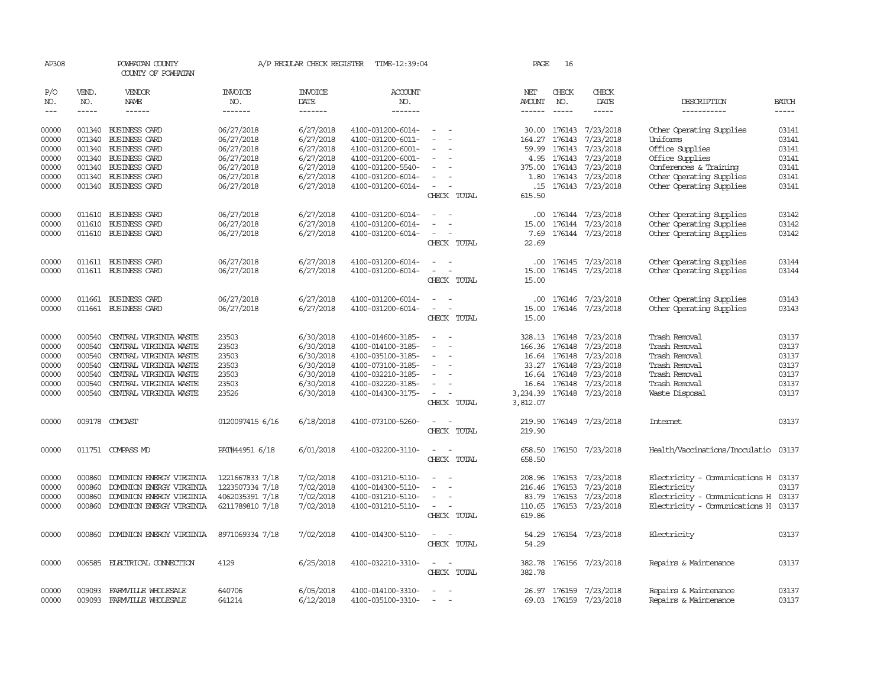AP308 POWHATAN COUNTY A/P REGULAR CHECK REGISTER TIME-12:39:04 PAGE 16

COUNTY OF POWHATAN

| P/O NO. | VEND. NO. | VENDOR NAME | INVOICE NO. | INVOICE DATE | ACCOUNT NO. | | NET AMOUNT | CHECK NO. | CHECK DATE | DESCRIPTION | BATCH |
|---|---|---|---|---|---|---|---|---|---|---|---|
| 00000 | 001340 | BUSINESS CARD | 06/27/2018 | 6/27/2018 | 4100-031200-6014- | - - | 30.00 | 176143 | 7/23/2018 | Other Operating Supplies | 03141 |
| 00000 | 001340 | BUSINESS CARD | 06/27/2018 | 6/27/2018 | 4100-031200-6011- | - - | 164.27 | 176143 | 7/23/2018 | Uniforms | 03141 |
| 00000 | 001340 | BUSINESS CARD | 06/27/2018 | 6/27/2018 | 4100-031200-6001- | - - | 59.99 | 176143 | 7/23/2018 | Office Supplies | 03141 |
| 00000 | 001340 | BUSINESS CARD | 06/27/2018 | 6/27/2018 | 4100-031200-6001- | - - | 4.95 | 176143 | 7/23/2018 | Office Supplies | 03141 |
| 00000 | 001340 | BUSINESS CARD | 06/27/2018 | 6/27/2018 | 4100-031200-5540- | - - | 375.00 | 176143 | 7/23/2018 | Conferences & Training | 03141 |
| 00000 | 001340 | BUSINESS CARD | 06/27/2018 | 6/27/2018 | 4100-031200-6014- | - - | 1.80 | 176143 | 7/23/2018 | Other Operating Supplies | 03141 |
| 00000 | 001340 | BUSINESS CARD | 06/27/2018 | 6/27/2018 | 4100-031200-6014- | - - | .15 | 176143 | 7/23/2018 | Other Operating Supplies | 03141 |
| | | | | | | CHECK TOTAL | 615.50 | | | | |
| 00000 | 011610 | BUSINESS CARD | 06/27/2018 | 6/27/2018 | 4100-031200-6014- | - - | .00 | 176144 | 7/23/2018 | Other Operating Supplies | 03142 |
| 00000 | 011610 | BUSINESS CARD | 06/27/2018 | 6/27/2018 | 4100-031200-6014- | - - | 15.00 | 176144 | 7/23/2018 | Other Operating Supplies | 03142 |
| 00000 | 011610 | BUSINESS CARD | 06/27/2018 | 6/27/2018 | 4100-031200-6014- | - - | 7.69 | 176144 | 7/23/2018 | Other Operating Supplies | 03142 |
| | | | | | | CHECK TOTAL | 22.69 | | | | |
| 00000 | 011611 | BUSINESS CARD | 06/27/2018 | 6/27/2018 | 4100-031200-6014- | - - | .00 | 176145 | 7/23/2018 | Other Operating Supplies | 03144 |
| 00000 | 011611 | BUSINESS CARD | 06/27/2018 | 6/27/2018 | 4100-031200-6014- | - - | 15.00 | 176145 | 7/23/2018 | Other Operating Supplies | 03144 |
| | | | | | | CHECK TOTAL | 15.00 | | | | |
| 00000 | 011661 | BUSINESS CARD | 06/27/2018 | 6/27/2018 | 4100-031200-6014- | - - | .00 | 176146 | 7/23/2018 | Other Operating Supplies | 03143 |
| 00000 | 011661 | BUSINESS CARD | 06/27/2018 | 6/27/2018 | 4100-031200-6014- | - - | 15.00 | 176146 | 7/23/2018 | Other Operating Supplies | 03143 |
| | | | | | | CHECK TOTAL | 15.00 | | | | |
| 00000 | 000540 | CENTRAL VIRGINIA WASTE | 23503 | 6/30/2018 | 4100-014600-3185- | - - | 328.13 | 176148 | 7/23/2018 | Trash Removal | 03137 |
| 00000 | 000540 | CENTRAL VIRGINIA WASTE | 23503 | 6/30/2018 | 4100-014100-3185- | - - | 166.36 | 176148 | 7/23/2018 | Trash Removal | 03137 |
| 00000 | 000540 | CENTRAL VIRGINIA WASTE | 23503 | 6/30/2018 | 4100-035100-3185- | - - | 16.64 | 176148 | 7/23/2018 | Trash Removal | 03137 |
| 00000 | 000540 | CENTRAL VIRGINIA WASTE | 23503 | 6/30/2018 | 4100-073100-3185- | - - | 33.27 | 176148 | 7/23/2018 | Trash Removal | 03137 |
| 00000 | 000540 | CENTRAL VIRGINIA WASTE | 23503 | 6/30/2018 | 4100-032210-3185- | - - | 16.64 | 176148 | 7/23/2018 | Trash Removal | 03137 |
| 00000 | 000540 | CENTRAL VIRGINIA WASTE | 23503 | 6/30/2018 | 4100-032220-3185- | - - | 16.64 | 176148 | 7/23/2018 | Trash Removal | 03137 |
| 00000 | 000540 | CENTRAL VIRGINIA WASTE | 23526 | 6/30/2018 | 4100-014300-3175- | - - | 3,234.39 | 176148 | 7/23/2018 | Waste Disposal | 03137 |
| | | | | | | CHECK TOTAL | 3,812.07 | | | | |
| 00000 | 009178 | COMCAST | 0120097415 6/16 | 6/18/2018 | 4100-073100-5260- | - - | 219.90 | 176149 | 7/23/2018 | Internet | 03137 |
| | | | | | | CHECK TOTAL | 219.90 | | | | |
| 00000 | 011751 | COMPASS MD | PAT#44951 6/18 | 6/01/2018 | 4100-032200-3110- | - - | 658.50 | 176150 | 7/23/2018 | Health/Vaccinations/Inoculatio | 03137 |
| | | | | | | CHECK TOTAL | 658.50 | | | | |
| 00000 | 000860 | DOMINION ENERGY VIRGINIA | 1221667833 7/18 | 7/02/2018 | 4100-031210-5110- | - - | 208.96 | 176153 | 7/23/2018 | Electricity - Communications H | 03137 |
| 00000 | 000860 | DOMINION ENERGY VIRGINIA | 1223507334 7/18 | 7/02/2018 | 4100-014300-5110- | - - | 216.46 | 176153 | 7/23/2018 | Electricity | 03137 |
| 00000 | 000860 | DOMINION ENERGY VIRGINIA | 4062035391 7/18 | 7/02/2018 | 4100-031210-5110- | - - | 83.79 | 176153 | 7/23/2018 | Electricity - Communications H | 03137 |
| 00000 | 000860 | DOMINION ENERGY VIRGINIA | 6211789810 7/18 | 7/02/2018 | 4100-031210-5110- | - - | 110.65 | 176153 | 7/23/2018 | Electricity - Communications H | 03137 |
| | | | | | | CHECK TOTAL | 619.86 | | | | |
| 00000 | 000860 | DOMINION ENERGY VIRGINIA | 8971069334 7/18 | 7/02/2018 | 4100-014300-5110- | - - | 54.29 | 176154 | 7/23/2018 | Electricity | 03137 |
| | | | | | | CHECK TOTAL | 54.29 | | | | |
| 00000 | 006585 | ELECTRICAL CONNECTION | 4129 | 6/25/2018 | 4100-032210-3310- | - - | 382.78 | 176156 | 7/23/2018 | Repairs & Maintenance | 03137 |
| | | | | | | CHECK TOTAL | 382.78 | | | | |
| 00000 | 009093 | FARMVILLE WHOLESALE | 640706 | 6/05/2018 | 4100-014100-3310- | - - | 26.97 | 176159 | 7/23/2018 | Repairs & Maintenance | 03137 |
| 00000 | 009093 | FARMVILLE WHOLESALE | 641214 | 6/12/2018 | 4100-035100-3310- | - - | 69.03 | 176159 | 7/23/2018 | Repairs & Maintenance | 03137 |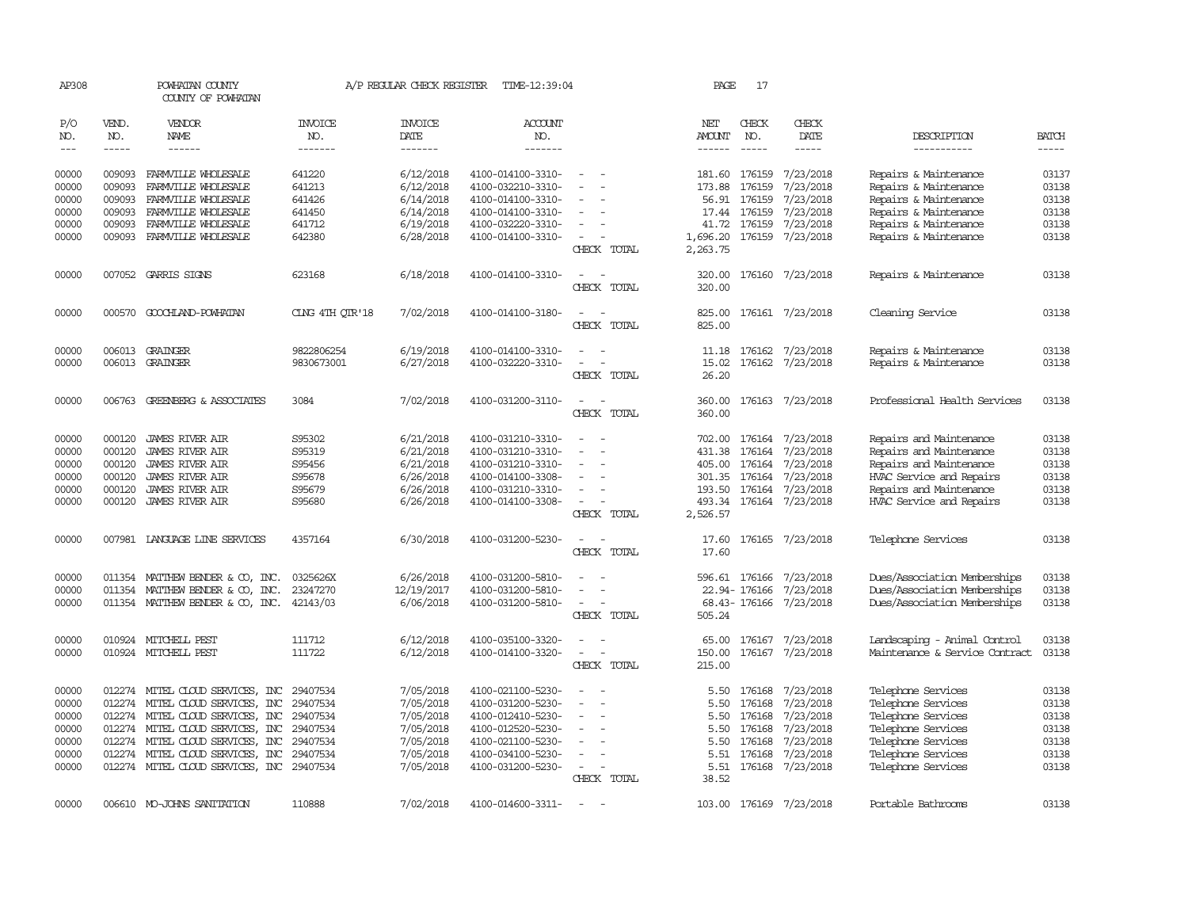AP308 POWHATAN COUNTY A/P REGULAR CHECK REGISTER TIME-12:39:04 PAGE 17

COUNTY OF POWHATAN

| P/O NO. | VEND. NO. | VENDOR NAME | INVOICE NO. | INVOICE DATE | ACCOUNT NO. | | NET AMOUNT | CHECK NO. | CHECK DATE | DESCRIPTION | BATCH |
|---|---|---|---|---|---|---|---|---|---|---|---|
| 00000 | 009093 | FARMVILLE WHOLESALE | 641220 | 6/12/2018 | 4100-014100-3310- | - - | 181.60 | 176159 | 7/23/2018 | Repairs & Maintenance | 03137 |
| 00000 | 009093 | FARMVILLE WHOLESALE | 641213 | 6/12/2018 | 4100-032210-3310- | - - | 173.88 | 176159 | 7/23/2018 | Repairs & Maintenance | 03138 |
| 00000 | 009093 | FARMVILLE WHOLESALE | 641426 | 6/14/2018 | 4100-014100-3310- | - - | 56.91 | 176159 | 7/23/2018 | Repairs & Maintenance | 03138 |
| 00000 | 009093 | FARMVILLE WHOLESALE | 641450 | 6/14/2018 | 4100-014100-3310- | - - | 17.44 | 176159 | 7/23/2018 | Repairs & Maintenance | 03138 |
| 00000 | 009093 | FARMVILLE WHOLESALE | 641712 | 6/19/2018 | 4100-032220-3310- | - - | 41.72 | 176159 | 7/23/2018 | Repairs & Maintenance | 03138 |
| 00000 | 009093 | FARMVILLE WHOLESALE | 642380 | 6/28/2018 | 4100-014100-3310- | - - | 1,696.20 | 176159 | 7/23/2018 | Repairs & Maintenance | 03138 |
| | | | | | | CHECK TOTAL | 2,263.75 | | | | |
| 00000 | 007052 | GARRIS SIGNS | 623168 | 6/18/2018 | 4100-014100-3310- | - - | 320.00 | 176160 | 7/23/2018 | Repairs & Maintenance | 03138 |
| | | | | | | CHECK TOTAL | 320.00 | | | | |
| 00000 | 000570 | GOOCHLAND-POWHATAN | CLNG 4TH QTR'18 | 7/02/2018 | 4100-014100-3180- | - - | 825.00 | 176161 | 7/23/2018 | Cleaning Service | 03138 |
| | | | | | | CHECK TOTAL | 825.00 | | | | |
| 00000 | 006013 | GRAINGER | 9822806254 | 6/19/2018 | 4100-014100-3310- | - - | 11.18 | 176162 | 7/23/2018 | Repairs & Maintenance | 03138 |
| 00000 | 006013 | GRAINGER | 9830673001 | 6/27/2018 | 4100-032220-3310- | - - | 15.02 | 176162 | 7/23/2018 | Repairs & Maintenance | 03138 |
| | | | | | | CHECK TOTAL | 26.20 | | | | |
| 00000 | 006763 | GREENBERG & ASSOCIATES | 3084 | 7/02/2018 | 4100-031200-3110- | - - | 360.00 | 176163 | 7/23/2018 | Professional Health Services | 03138 |
| | | | | | | CHECK TOTAL | 360.00 | | | | |
| 00000 | 000120 | JAMES RIVER AIR | S95302 | 6/21/2018 | 4100-031210-3310- | - - | 702.00 | 176164 | 7/23/2018 | Repairs and Maintenance | 03138 |
| 00000 | 000120 | JAMES RIVER AIR | S95319 | 6/21/2018 | 4100-031210-3310- | - - | 431.38 | 176164 | 7/23/2018 | Repairs and Maintenance | 03138 |
| 00000 | 000120 | JAMES RIVER AIR | S95456 | 6/21/2018 | 4100-031210-3310- | - - | 405.00 | 176164 | 7/23/2018 | Repairs and Maintenance | 03138 |
| 00000 | 000120 | JAMES RIVER AIR | S95678 | 6/26/2018 | 4100-014100-3308- | - - | 301.35 | 176164 | 7/23/2018 | HVAC Service and Repairs | 03138 |
| 00000 | 000120 | JAMES RIVER AIR | S95679 | 6/26/2018 | 4100-031210-3310- | - - | 193.50 | 176164 | 7/23/2018 | Repairs and Maintenance | 03138 |
| 00000 | 000120 | JAMES RIVER AIR | S95680 | 6/26/2018 | 4100-014100-3308- | - - | 493.34 | 176164 | 7/23/2018 | HVAC Service and Repairs | 03138 |
| | | | | | | CHECK TOTAL | 2,526.57 | | | | |
| 00000 | 007981 | LANGUAGE LINE SERVICES | 4357164 | 6/30/2018 | 4100-031200-5230- | - - | 17.60 | 176165 | 7/23/2018 | Telephone Services | 03138 |
| | | | | | | CHECK TOTAL | 17.60 | | | | |
| 00000 | 011354 | MATTHEW BENDER & CO, INC. | 0325626X | 6/26/2018 | 4100-031200-5810- | - - | 596.61 | 176166 | 7/23/2018 | Dues/Association Memberships | 03138 |
| 00000 | 011354 | MATTHEW BENDER & CO, INC. | 23247270 | 12/19/2017 | 4100-031200-5810- | - - | 22.94- | 176166 | 7/23/2018 | Dues/Association Memberships | 03138 |
| 00000 | 011354 | MATTHEW BENDER & CO, INC. | 42143/03 | 6/06/2018 | 4100-031200-5810- | - - | 68.43- | 176166 | 7/23/2018 | Dues/Association Memberships | 03138 |
| | | | | | | CHECK TOTAL | 505.24 | | | | |
| 00000 | 010924 | MITCHELL PEST | 111712 | 6/12/2018 | 4100-035100-3320- | - - | 65.00 | 176167 | 7/23/2018 | Landscaping - Animal Control | 03138 |
| 00000 | 010924 | MITCHELL PEST | 111722 | 6/12/2018 | 4100-014100-3320- | - - | 150.00 | 176167 | 7/23/2018 | Maintenance & Service Contract | 03138 |
| | | | | | | CHECK TOTAL | 215.00 | | | | |
| 00000 | 012274 | MITEL CLOUD SERVICES, INC | 29407534 | 7/05/2018 | 4100-021100-5230- | - - | 5.50 | 176168 | 7/23/2018 | Telephone Services | 03138 |
| 00000 | 012274 | MITEL CLOUD SERVICES, INC | 29407534 | 7/05/2018 | 4100-031200-5230- | - - | 5.50 | 176168 | 7/23/2018 | Telephone Services | 03138 |
| 00000 | 012274 | MITEL CLOUD SERVICES, INC | 29407534 | 7/05/2018 | 4100-012410-5230- | - - | 5.50 | 176168 | 7/23/2018 | Telephone Services | 03138 |
| 00000 | 012274 | MITEL CLOUD SERVICES, INC | 29407534 | 7/05/2018 | 4100-012520-5230- | - - | 5.50 | 176168 | 7/23/2018 | Telephone Services | 03138 |
| 00000 | 012274 | MITEL CLOUD SERVICES, INC | 29407534 | 7/05/2018 | 4100-021100-5230- | - - | 5.50 | 176168 | 7/23/2018 | Telephone Services | 03138 |
| 00000 | 012274 | MITEL CLOUD SERVICES, INC | 29407534 | 7/05/2018 | 4100-034100-5230- | - - | 5.51 | 176168 | 7/23/2018 | Telephone Services | 03138 |
| 00000 | 012274 | MITEL CLOUD SERVICES, INC | 29407534 | 7/05/2018 | 4100-031200-5230- | - - | 5.51 | 176168 | 7/23/2018 | Telephone Services | 03138 |
| | | | | | | CHECK TOTAL | 38.52 | | | | |
| 00000 | 006610 | MO-JOHNS SANITATION | 110888 | 7/02/2018 | 4100-014600-3311- | - - | 103.00 | 176169 | 7/23/2018 | Portable Bathrooms | 03138 |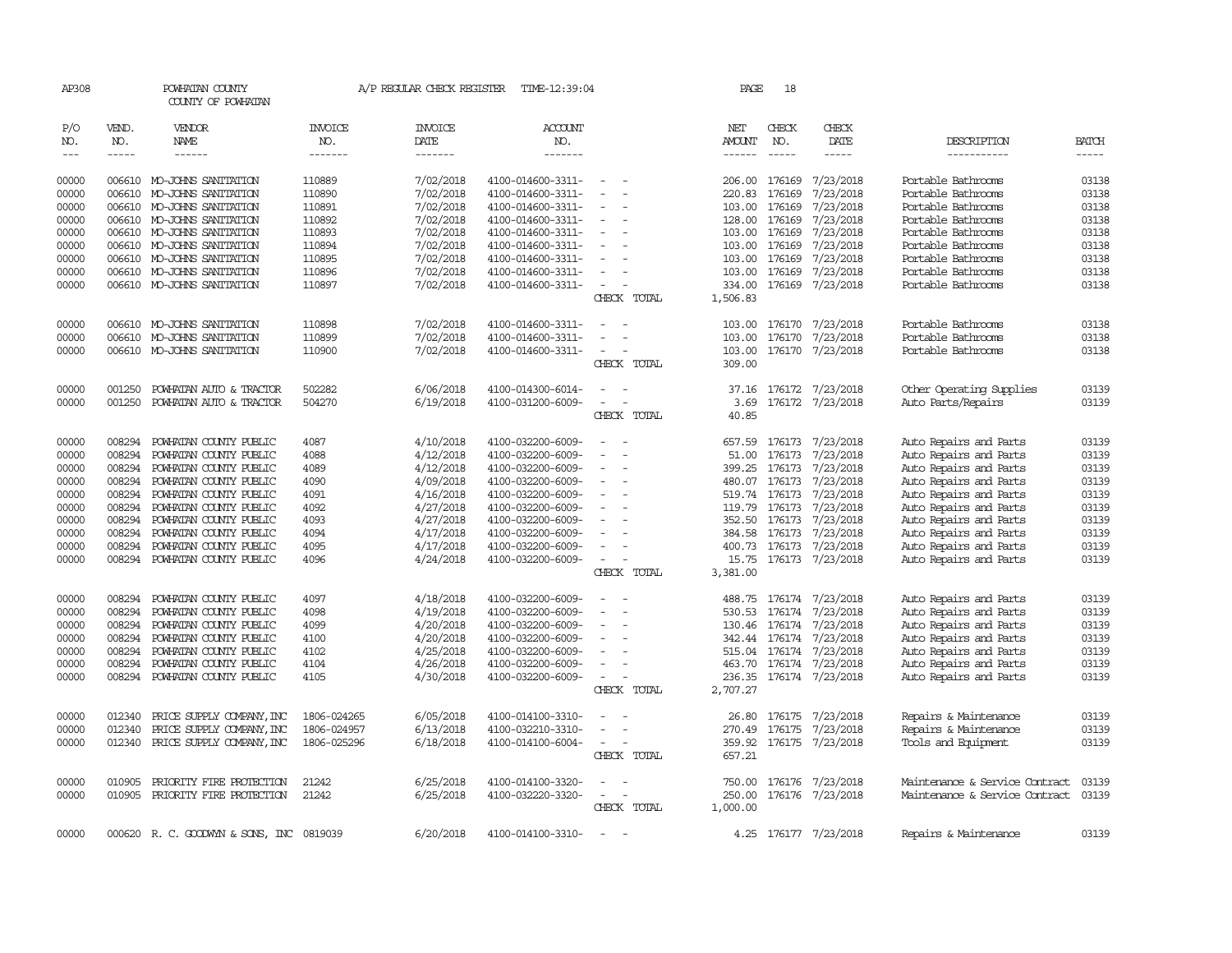AP308 POWHATAN COUNTY A/P REGULAR CHECK REGISTER TIME-12:39:04 PAGE 18

COUNTY OF POWHATAN

| P/O NO. | VEND. NO. | VENDOR NAME | INVOICE NO. | INVOICE DATE | ACCOUNT NO. | | NET AMOUNT | CHECK NO. | CHECK DATE | DESCRIPTION | BATCH |
|---|---|---|---|---|---|---|---|---|---|---|---|
| --- | ----- | ------ | ------- | ------- | ------- | | ------ | ----- | ----- | ----------- | ----- |
| 00000 | 006610 | MO-JOHNS SANITATION | 110889 | 7/02/2018 | 4100-014600-3311- | - - | 206.00 | 176169 | 7/23/2018 | Portable Bathrooms | 03138 |
| 00000 | 006610 | MO-JOHNS SANITATION | 110890 | 7/02/2018 | 4100-014600-3311- | - - | 220.83 | 176169 | 7/23/2018 | Portable Bathrooms | 03138 |
| 00000 | 006610 | MO-JOHNS SANITATION | 110891 | 7/02/2018 | 4100-014600-3311- | - - | 103.00 | 176169 | 7/23/2018 | Portable Bathrooms | 03138 |
| 00000 | 006610 | MO-JOHNS SANITATION | 110892 | 7/02/2018 | 4100-014600-3311- | - - | 128.00 | 176169 | 7/23/2018 | Portable Bathrooms | 03138 |
| 00000 | 006610 | MO-JOHNS SANITATION | 110893 | 7/02/2018 | 4100-014600-3311- | - - | 103.00 | 176169 | 7/23/2018 | Portable Bathrooms | 03138 |
| 00000 | 006610 | MO-JOHNS SANITATION | 110894 | 7/02/2018 | 4100-014600-3311- | - - | 103.00 | 176169 | 7/23/2018 | Portable Bathrooms | 03138 |
| 00000 | 006610 | MO-JOHNS SANITATION | 110895 | 7/02/2018 | 4100-014600-3311- | - - | 103.00 | 176169 | 7/23/2018 | Portable Bathrooms | 03138 |
| 00000 | 006610 | MO-JOHNS SANITATION | 110896 | 7/02/2018 | 4100-014600-3311- | - - | 103.00 | 176169 | 7/23/2018 | Portable Bathrooms | 03138 |
| 00000 | 006610 | MO-JOHNS SANITATION | 110897 | 7/02/2018 | 4100-014600-3311- | - - | 334.00 | 176169 | 7/23/2018 | Portable Bathrooms | 03138 |
| | | | | | | CHECK TOTAL | 1,506.83 | | | | |
| 00000 | 006610 | MO-JOHNS SANITATION | 110898 | 7/02/2018 | 4100-014600-3311- | - - | 103.00 | 176170 | 7/23/2018 | Portable Bathrooms | 03138 |
| 00000 | 006610 | MO-JOHNS SANITATION | 110899 | 7/02/2018 | 4100-014600-3311- | - - | 103.00 | 176170 | 7/23/2018 | Portable Bathrooms | 03138 |
| 00000 | 006610 | MO-JOHNS SANITATION | 110900 | 7/02/2018 | 4100-014600-3311- | - - | 103.00 | 176170 | 7/23/2018 | Portable Bathrooms | 03138 |
| | | | | | | CHECK TOTAL | 309.00 | | | | |
| 00000 | 001250 | POWHATAN AUTO & TRACTOR | 502282 | 6/06/2018 | 4100-014300-6014- | - - | 37.16 | 176172 | 7/23/2018 | Other Operating Supplies | 03139 |
| 00000 | 001250 | POWHATAN AUTO & TRACTOR | 504270 | 6/19/2018 | 4100-031200-6009- | - - | 3.69 | 176172 | 7/23/2018 | Auto Parts/Repairs | 03139 |
| | | | | | | CHECK TOTAL | 40.85 | | | | |
| 00000 | 008294 | POWHATAN COUNTY PUBLIC | 4087 | 4/10/2018 | 4100-032200-6009- | - - | 657.59 | 176173 | 7/23/2018 | Auto Repairs and Parts | 03139 |
| 00000 | 008294 | POWHATAN COUNTY PUBLIC | 4088 | 4/12/2018 | 4100-032200-6009- | - - | 51.00 | 176173 | 7/23/2018 | Auto Repairs and Parts | 03139 |
| 00000 | 008294 | POWHATAN COUNTY PUBLIC | 4089 | 4/12/2018 | 4100-032200-6009- | - - | 399.25 | 176173 | 7/23/2018 | Auto Repairs and Parts | 03139 |
| 00000 | 008294 | POWHATAN COUNTY PUBLIC | 4090 | 4/09/2018 | 4100-032200-6009- | - - | 480.07 | 176173 | 7/23/2018 | Auto Repairs and Parts | 03139 |
| 00000 | 008294 | POWHATAN COUNTY PUBLIC | 4091 | 4/16/2018 | 4100-032200-6009- | - - | 519.74 | 176173 | 7/23/2018 | Auto Repairs and Parts | 03139 |
| 00000 | 008294 | POWHATAN COUNTY PUBLIC | 4092 | 4/27/2018 | 4100-032200-6009- | - - | 119.79 | 176173 | 7/23/2018 | Auto Repairs and Parts | 03139 |
| 00000 | 008294 | POWHATAN COUNTY PUBLIC | 4093 | 4/27/2018 | 4100-032200-6009- | - - | 352.50 | 176173 | 7/23/2018 | Auto Repairs and Parts | 03139 |
| 00000 | 008294 | POWHATAN COUNTY PUBLIC | 4094 | 4/17/2018 | 4100-032200-6009- | - - | 384.58 | 176173 | 7/23/2018 | Auto Repairs and Parts | 03139 |
| 00000 | 008294 | POWHATAN COUNTY PUBLIC | 4095 | 4/17/2018 | 4100-032200-6009- | - - | 400.73 | 176173 | 7/23/2018 | Auto Repairs and Parts | 03139 |
| 00000 | 008294 | POWHATAN COUNTY PUBLIC | 4096 | 4/24/2018 | 4100-032200-6009- | - - | 15.75 | 176173 | 7/23/2018 | Auto Repairs and Parts | 03139 |
| | | | | | | CHECK TOTAL | 3,381.00 | | | | |
| 00000 | 008294 | POWHATAN COUNTY PUBLIC | 4097 | 4/18/2018 | 4100-032200-6009- | - - | 488.75 | 176174 | 7/23/2018 | Auto Repairs and Parts | 03139 |
| 00000 | 008294 | POWHATAN COUNTY PUBLIC | 4098 | 4/19/2018 | 4100-032200-6009- | - - | 530.53 | 176174 | 7/23/2018 | Auto Repairs and Parts | 03139 |
| 00000 | 008294 | POWHATAN COUNTY PUBLIC | 4099 | 4/20/2018 | 4100-032200-6009- | - - | 130.46 | 176174 | 7/23/2018 | Auto Repairs and Parts | 03139 |
| 00000 | 008294 | POWHATAN COUNTY PUBLIC | 4100 | 4/20/2018 | 4100-032200-6009- | - - | 342.44 | 176174 | 7/23/2018 | Auto Repairs and Parts | 03139 |
| 00000 | 008294 | POWHATAN COUNTY PUBLIC | 4102 | 4/25/2018 | 4100-032200-6009- | - - | 515.04 | 176174 | 7/23/2018 | Auto Repairs and Parts | 03139 |
| 00000 | 008294 | POWHATAN COUNTY PUBLIC | 4104 | 4/26/2018 | 4100-032200-6009- | - - | 463.70 | 176174 | 7/23/2018 | Auto Repairs and Parts | 03139 |
| 00000 | 008294 | POWHATAN COUNTY PUBLIC | 4105 | 4/30/2018 | 4100-032200-6009- | - - | 236.35 | 176174 | 7/23/2018 | Auto Repairs and Parts | 03139 |
| | | | | | | CHECK TOTAL | 2,707.27 | | | | |
| 00000 | 012340 | PRICE SUPPLY COMPANY, INC | 1806-024265 | 6/05/2018 | 4100-014100-3310- | - - | 26.80 | 176175 | 7/23/2018 | Repairs & Maintenance | 03139 |
| 00000 | 012340 | PRICE SUPPLY COMPANY, INC | 1806-024957 | 6/13/2018 | 4100-032210-3310- | - - | 270.49 | 176175 | 7/23/2018 | Repairs & Maintenance | 03139 |
| 00000 | 012340 | PRICE SUPPLY COMPANY, INC | 1806-025296 | 6/18/2018 | 4100-014100-6004- | - - | 359.92 | 176175 | 7/23/2018 | Tools and Equipment | 03139 |
| | | | | | | CHECK TOTAL | 657.21 | | | | |
| 00000 | 010905 | PRIORITY FIRE PROTECTION | 21242 | 6/25/2018 | 4100-014100-3320- | - - | 750.00 | 176176 | 7/23/2018 | Maintenance & Service Contract | 03139 |
| 00000 | 010905 | PRIORITY FIRE PROTECTION | 21242 | 6/25/2018 | 4100-032220-3320- | - - | 250.00 | 176176 | 7/23/2018 | Maintenance & Service Contract | 03139 |
| | | | | | | CHECK TOTAL | 1,000.00 | | | | |
| 00000 | 000620 | R. C. GOODWYN & SONS, INC | 0819039 | 6/20/2018 | 4100-014100-3310- | - - | 4.25 | 176177 | 7/23/2018 | Repairs & Maintenance | 03139 |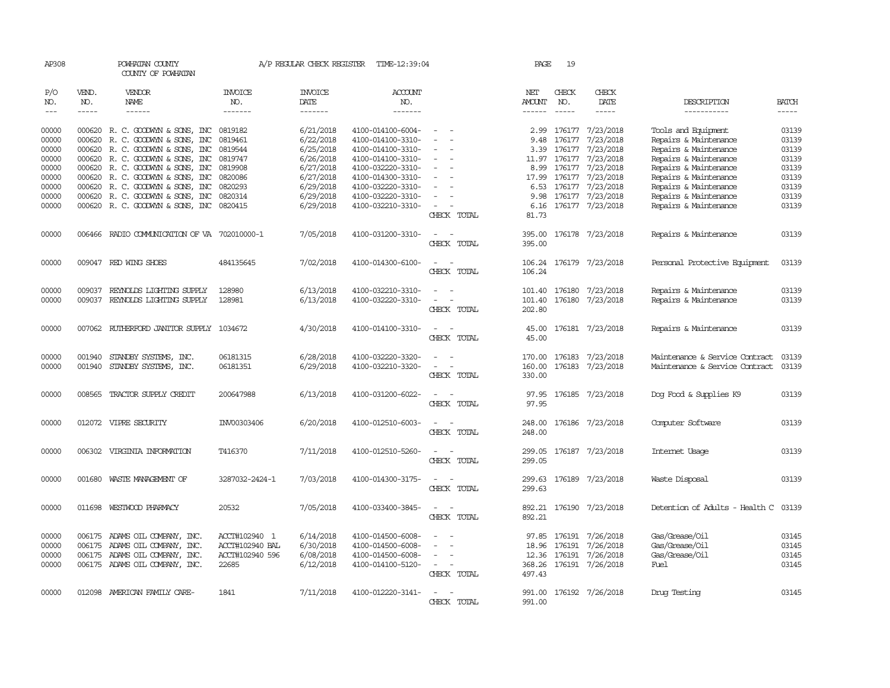AP308 POWHATAN COUNTY A/P REGULAR CHECK REGISTER TIME-12:39:04 PAGE 19

COUNTY OF POWHATAN

| P/O NO. | VEND. NO. | VENDOR NAME | INVOICE NO. | INVOICE DATE | ACCOUNT NO. | | NET AMOUNT | CHECK NO. | CHECK DATE | DESCRIPTION | BATCH |
|---|---|---|---|---|---|---|---|---|---|---|---|
| 00000 | 000620 | R. C. GOODWYN & SONS, INC | 0819182 | 6/21/2018 | 4100-014100-6004- | - - | 2.99 | 176177 | 7/23/2018 | Tools and Equipment | 03139 |
| 00000 | 000620 | R. C. GOODWYN & SONS, INC | 0819461 | 6/22/2018 | 4100-014100-3310- | - - | 9.48 | 176177 | 7/23/2018 | Repairs & Maintenance | 03139 |
| 00000 | 000620 | R. C. GOODWYN & SONS, INC | 0819544 | 6/25/2018 | 4100-014100-3310- | - - | 3.39 | 176177 | 7/23/2018 | Repairs & Maintenance | 03139 |
| 00000 | 000620 | R. C. GOODWYN & SONS, INC | 0819747 | 6/26/2018 | 4100-014100-3310- | - - | 11.97 | 176177 | 7/23/2018 | Repairs & Maintenance | 03139 |
| 00000 | 000620 | R. C. GOODWYN & SONS, INC | 0819908 | 6/27/2018 | 4100-032220-3310- | - - | 8.99 | 176177 | 7/23/2018 | Repairs & Maintenance | 03139 |
| 00000 | 000620 | R. C. GOODWYN & SONS, INC | 0820086 | 6/27/2018 | 4100-014300-3310- | - - | 17.99 | 176177 | 7/23/2018 | Repairs & Maintenance | 03139 |
| 00000 | 000620 | R. C. GOODWYN & SONS, INC | 0820293 | 6/29/2018 | 4100-032220-3310- | - - | 6.53 | 176177 | 7/23/2018 | Repairs & Maintenance | 03139 |
| 00000 | 000620 | R. C. GOODWYN & SONS, INC | 0820314 | 6/29/2018 | 4100-032220-3310- | - - | 9.98 | 176177 | 7/23/2018 | Repairs & Maintenance | 03139 |
| 00000 | 000620 | R. C. GOODWYN & SONS, INC | 0820415 | 6/29/2018 | 4100-032210-3310- | - - | 6.16 | 176177 | 7/23/2018 | Repairs & Maintenance | 03139 |
| | | | | | | CHECK TOTAL | 81.73 | | | | |
| 00000 | 006466 | RADIO COMMUNICATION OF VA | 702010000-1 | 7/05/2018 | 4100-031200-3310- | - - | 395.00 | 176178 | 7/23/2018 | Repairs & Maintenance | 03139 |
| | | | | | | CHECK TOTAL | 395.00 | | | | |
| 00000 | 009047 | RED WING SHOES | 484135645 | 7/02/2018 | 4100-014300-6100- | - - | 106.24 | 176179 | 7/23/2018 | Personal Protective Equipment | 03139 |
| | | | | | | CHECK TOTAL | 106.24 | | | | |
| 00000 | 009037 | REYNOLDS LIGHTING SUPPLY | 128980 | 6/13/2018 | 4100-032210-3310- | - - | 101.40 | 176180 | 7/23/2018 | Repairs & Maintenance | 03139 |
| 00000 | 009037 | REYNOLDS LIGHTING SUPPLY | 128981 | 6/13/2018 | 4100-032220-3310- | - - | 101.40 | 176180 | 7/23/2018 | Repairs & Maintenance | 03139 |
| | | | | | | CHECK TOTAL | 202.80 | | | | |
| 00000 | 007062 | RUTHERFORD JANITOR SUPPLY | 1034672 | 4/30/2018 | 4100-014100-3310- | - - | 45.00 | 176181 | 7/23/2018 | Repairs & Maintenance | 03139 |
| | | | | | | CHECK TOTAL | 45.00 | | | | |
| 00000 | 001940 | STANDBY SYSTEMS, INC. | 06181315 | 6/28/2018 | 4100-032220-3320- | - - | 170.00 | 176183 | 7/23/2018 | Maintenance & Service Contract | 03139 |
| 00000 | 001940 | STANDBY SYSTEMS, INC. | 06181351 | 6/29/2018 | 4100-032210-3320- | - - | 160.00 | 176183 | 7/23/2018 | Maintenance & Service Contract | 03139 |
| | | | | | | CHECK TOTAL | 330.00 | | | | |
| 00000 | 008565 | TRACTOR SUPPLY CREDIT | 200647988 | 6/13/2018 | 4100-031200-6022- | - - | 97.95 | 176185 | 7/23/2018 | Dog Food & Supplies K9 | 03139 |
| | | | | | | CHECK TOTAL | 97.95 | | | | |
| 00000 | 012072 | VIPRE SECURITY | INV00303406 | 6/20/2018 | 4100-012510-6003- | - - | 248.00 | 176186 | 7/23/2018 | Computer Software | 03139 |
| | | | | | | CHECK TOTAL | 248.00 | | | | |
| 00000 | 006302 | VIRGINIA INFORMATION | T416370 | 7/11/2018 | 4100-012510-5260- | - - | 299.05 | 176187 | 7/23/2018 | Internet Usage | 03139 |
| | | | | | | CHECK TOTAL | 299.05 | | | | |
| 00000 | 001680 | WASTE MANAGEMENT OF | 3287032-2424-1 | 7/03/2018 | 4100-014300-3175- | - - | 299.63 | 176189 | 7/23/2018 | Waste Disposal | 03139 |
| | | | | | | CHECK TOTAL | 299.63 | | | | |
| 00000 | 011698 | WESTWOOD PHARMACY | 20532 | 7/05/2018 | 4100-033400-3845- | - - | 892.21 | 176190 | 7/23/2018 | Detention of Adults - Health C | 03139 |
| | | | | | | CHECK TOTAL | 892.21 | | | | |
| 00000 | 006175 | ADAMS OIL COMPANY, INC. | ACCT#102940 1 | 6/14/2018 | 4100-014500-6008- | - - | 97.85 | 176191 | 7/26/2018 | Gas/Grease/Oil | 03145 |
| 00000 | 006175 | ADAMS OIL COMPANY, INC. | ACCT#102940 BAL | 6/30/2018 | 4100-014500-6008- | - - | 18.96 | 176191 | 7/26/2018 | Gas/Grease/Oil | 03145 |
| 00000 | 006175 | ADAMS OIL COMPANY, INC. | ACCT#102940 596 | 6/08/2018 | 4100-014500-6008- | - - | 12.36 | 176191 | 7/26/2018 | Gas/Grease/Oil | 03145 |
| 00000 | 006175 | ADAMS OIL COMPANY, INC. | 22685 | 6/12/2018 | 4100-014100-5120- | - - | 368.26 | 176191 | 7/26/2018 | Fuel | 03145 |
| | | | | | | CHECK TOTAL | 497.43 | | | | |
| 00000 | 012098 | AMERICAN FAMILY CARE- | 1841 | 7/11/2018 | 4100-012220-3141- | - - | 991.00 | 176192 | 7/26/2018 | Drug Testing | 03145 |
| | | | | | | CHECK TOTAL | 991.00 | | | | |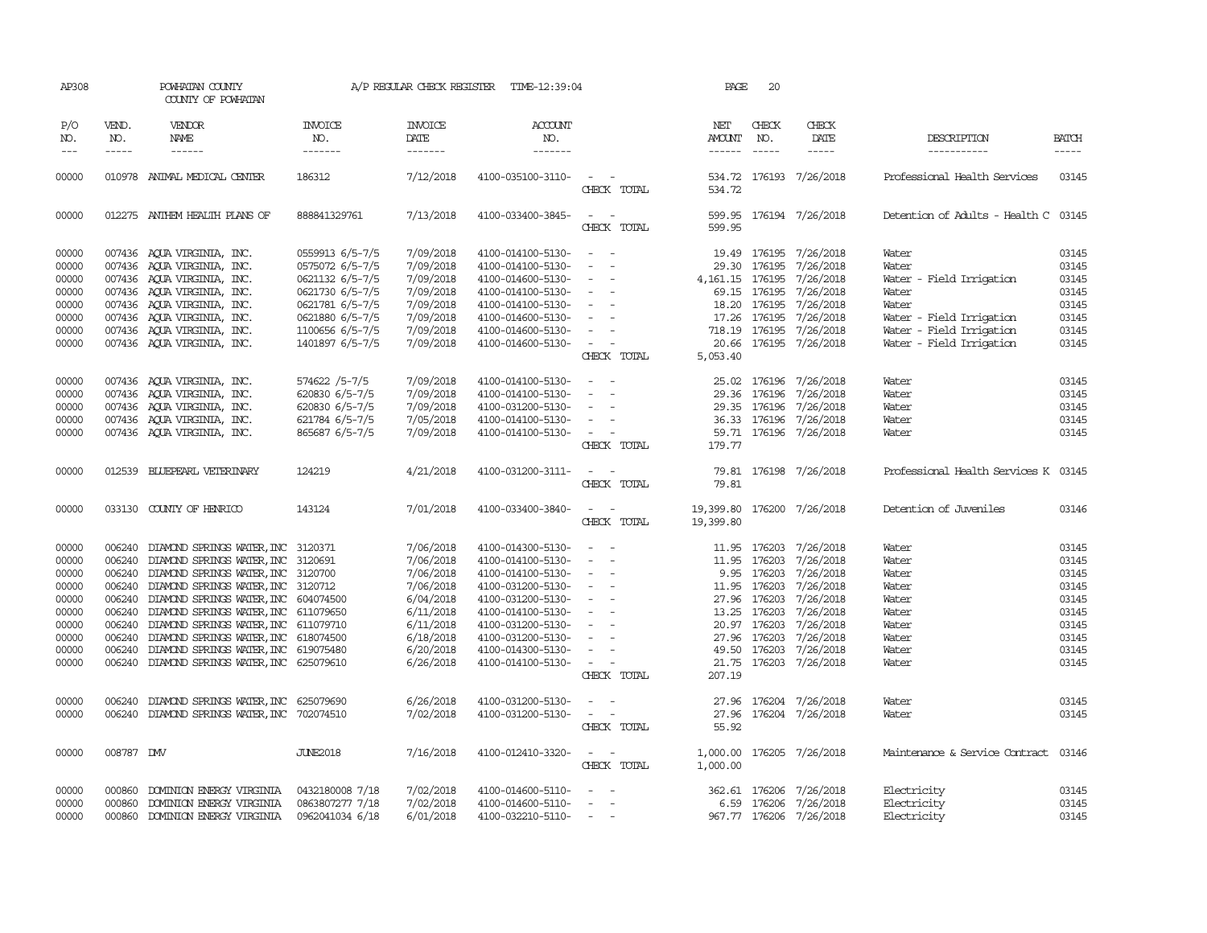AP308 POWHATAN COUNTY A/P REGULAR CHECK REGISTER TIME-12:39:04 PAGE 20

COUNTY OF POWHATAN

| P/O NO. | VEND. NO. | VENDOR NAME | INVOICE NO. | INVOICE DATE | ACCOUNT NO. | | NET AMOUNT | CHECK NO. | CHECK DATE | DESCRIPTION | BATCH |
|---|---|---|---|---|---|---|---|---|---|---|---|
| 00000 | 010978 | ANIMAL MEDICAL CENTER | 186312 | 7/12/2018 | 4100-035100-3110- | - - | 534.72 | 176193 | 7/26/2018 | Professional Health Services | 03145 |
| | | | | | | CHECK TOTAL | 534.72 | | | | |
| 00000 | 012275 | ANTHEM HEALTH PLANS OF | 888841329761 | 7/13/2018 | 4100-033400-3845- | - - | 599.95 | 176194 | 7/26/2018 | Detention of Adults - Health C | 03145 |
| | | | | | | CHECK TOTAL | 599.95 | | | | |
| 00000 | 007436 | AQUA VIRGINIA, INC. | 0559913 6/5-7/5 | 7/09/2018 | 4100-014100-5130- | - - | 19.49 | 176195 | 7/26/2018 | Water | 03145 |
| 00000 | 007436 | AQUA VIRGINIA, INC. | 0575072 6/5-7/5 | 7/09/2018 | 4100-014100-5130- | - - | 29.30 | 176195 | 7/26/2018 | Water | 03145 |
| 00000 | 007436 | AQUA VIRGINIA, INC. | 0621132 6/5-7/5 | 7/09/2018 | 4100-014600-5130- | - - | 4,161.15 | 176195 | 7/26/2018 | Water - Field Irrigation | 03145 |
| 00000 | 007436 | AQUA VIRGINIA, INC. | 0621730 6/5-7/5 | 7/09/2018 | 4100-014100-5130- | - - | 69.15 | 176195 | 7/26/2018 | Water | 03145 |
| 00000 | 007436 | AQUA VIRGINIA, INC. | 0621781 6/5-7/5 | 7/09/2018 | 4100-014100-5130- | - - | 18.20 | 176195 | 7/26/2018 | Water | 03145 |
| 00000 | 007436 | AQUA VIRGINIA, INC. | 0621880 6/5-7/5 | 7/09/2018 | 4100-014600-5130- | - - | 17.26 | 176195 | 7/26/2018 | Water - Field Irrigation | 03145 |
| 00000 | 007436 | AQUA VIRGINIA, INC. | 1100656 6/5-7/5 | 7/09/2018 | 4100-014600-5130- | - - | 718.19 | 176195 | 7/26/2018 | Water - Field Irrigation | 03145 |
| 00000 | 007436 | AQUA VIRGINIA, INC. | 1401897 6/5-7/5 | 7/09/2018 | 4100-014600-5130- | - - | 20.66 | 176195 | 7/26/2018 | Water - Field Irrigation | 03145 |
| | | | | | | CHECK TOTAL | 5,053.40 | | | | |
| 00000 | 007436 | AQUA VIRGINIA, INC. | 574622 /5-7/5 | 7/09/2018 | 4100-014100-5130- | - - | 25.02 | 176196 | 7/26/2018 | Water | 03145 |
| 00000 | 007436 | AQUA VIRGINIA, INC. | 620830 6/5-7/5 | 7/09/2018 | 4100-014100-5130- | - - | 29.36 | 176196 | 7/26/2018 | Water | 03145 |
| 00000 | 007436 | AQUA VIRGINIA, INC. | 620830 6/5-7/5 | 7/09/2018 | 4100-031200-5130- | - - | 29.35 | 176196 | 7/26/2018 | Water | 03145 |
| 00000 | 007436 | AQUA VIRGINIA, INC. | 621784 6/5-7/5 | 7/05/2018 | 4100-014100-5130- | - - | 36.33 | 176196 | 7/26/2018 | Water | 03145 |
| 00000 | 007436 | AQUA VIRGINIA, INC. | 865687 6/5-7/5 | 7/09/2018 | 4100-014100-5130- | - - | 59.71 | 176196 | 7/26/2018 | Water | 03145 |
| | | | | | | CHECK TOTAL | 179.77 | | | | |
| 00000 | 012539 | BLUEPEARL VETERINARY | 124219 | 4/21/2018 | 4100-031200-3111- | - - | 79.81 | 176198 | 7/26/2018 | Professional Health Services K | 03145 |
| | | | | | | CHECK TOTAL | 79.81 | | | | |
| 00000 | 033130 | COUNTY OF HENRICO | 143124 | 7/01/2018 | 4100-033400-3840- | - - | 19,399.80 | 176200 | 7/26/2018 | Detention of Juveniles | 03146 |
| | | | | | | CHECK TOTAL | 19,399.80 | | | | |
| 00000 | 006240 | DIAMOND SPRINGS WATER,INC | 3120371 | 7/06/2018 | 4100-014300-5130- | - - | 11.95 | 176203 | 7/26/2018 | Water | 03145 |
| 00000 | 006240 | DIAMOND SPRINGS WATER,INC | 3120691 | 7/06/2018 | 4100-014100-5130- | - - | 11.95 | 176203 | 7/26/2018 | Water | 03145 |
| 00000 | 006240 | DIAMOND SPRINGS WATER,INC | 3120700 | 7/06/2018 | 4100-014100-5130- | - - | 9.95 | 176203 | 7/26/2018 | Water | 03145 |
| 00000 | 006240 | DIAMOND SPRINGS WATER,INC | 3120712 | 7/06/2018 | 4100-031200-5130- | - - | 11.95 | 176203 | 7/26/2018 | Water | 03145 |
| 00000 | 006240 | DIAMOND SPRINGS WATER,INC | 604074500 | 6/04/2018 | 4100-031200-5130- | - - | 27.96 | 176203 | 7/26/2018 | Water | 03145 |
| 00000 | 006240 | DIAMOND SPRINGS WATER,INC | 611079650 | 6/11/2018 | 4100-014100-5130- | - - | 13.25 | 176203 | 7/26/2018 | Water | 03145 |
| 00000 | 006240 | DIAMOND SPRINGS WATER,INC | 611079710 | 6/11/2018 | 4100-031200-5130- | - - | 20.97 | 176203 | 7/26/2018 | Water | 03145 |
| 00000 | 006240 | DIAMOND SPRINGS WATER,INC | 618074500 | 6/18/2018 | 4100-031200-5130- | - - | 27.96 | 176203 | 7/26/2018 | Water | 03145 |
| 00000 | 006240 | DIAMOND SPRINGS WATER,INC | 619075480 | 6/20/2018 | 4100-014300-5130- | - - | 49.50 | 176203 | 7/26/2018 | Water | 03145 |
| 00000 | 006240 | DIAMOND SPRINGS WATER,INC | 625079610 | 6/26/2018 | 4100-014100-5130- | - - | 21.75 | 176203 | 7/26/2018 | Water | 03145 |
| | | | | | | CHECK TOTAL | 207.19 | | | | |
| 00000 | 006240 | DIAMOND SPRINGS WATER,INC | 625079690 | 6/26/2018 | 4100-031200-5130- | - - | 27.96 | 176204 | 7/26/2018 | Water | 03145 |
| 00000 | 006240 | DIAMOND SPRINGS WATER,INC | 702074510 | 7/02/2018 | 4100-031200-5130- | - - | 27.96 | 176204 | 7/26/2018 | Water | 03145 |
| | | | | | | CHECK TOTAL | 55.92 | | | | |
| 00000 | 008787 | DMV | JUNE2018 | 7/16/2018 | 4100-012410-3320- | - - | 1,000.00 | 176205 | 7/26/2018 | Maintenance & Service Contract | 03146 |
| | | | | | | CHECK TOTAL | 1,000.00 | | | | |
| 00000 | 000860 | DOMINION ENERGY VIRGINIA | 0432180008 7/18 | 7/02/2018 | 4100-014600-5110- | - - | 362.61 | 176206 | 7/26/2018 | Electricity | 03145 |
| 00000 | 000860 | DOMINION ENERGY VIRGINIA | 0863807277 7/18 | 7/02/2018 | 4100-014600-5110- | - - | 6.59 | 176206 | 7/26/2018 | Electricity | 03145 |
| 00000 | 000860 | DOMINION ENERGY VIRGINIA | 0962041034 6/18 | 6/01/2018 | 4100-032210-5110- | - - | 967.77 | 176206 | 7/26/2018 | Electricity | 03145 |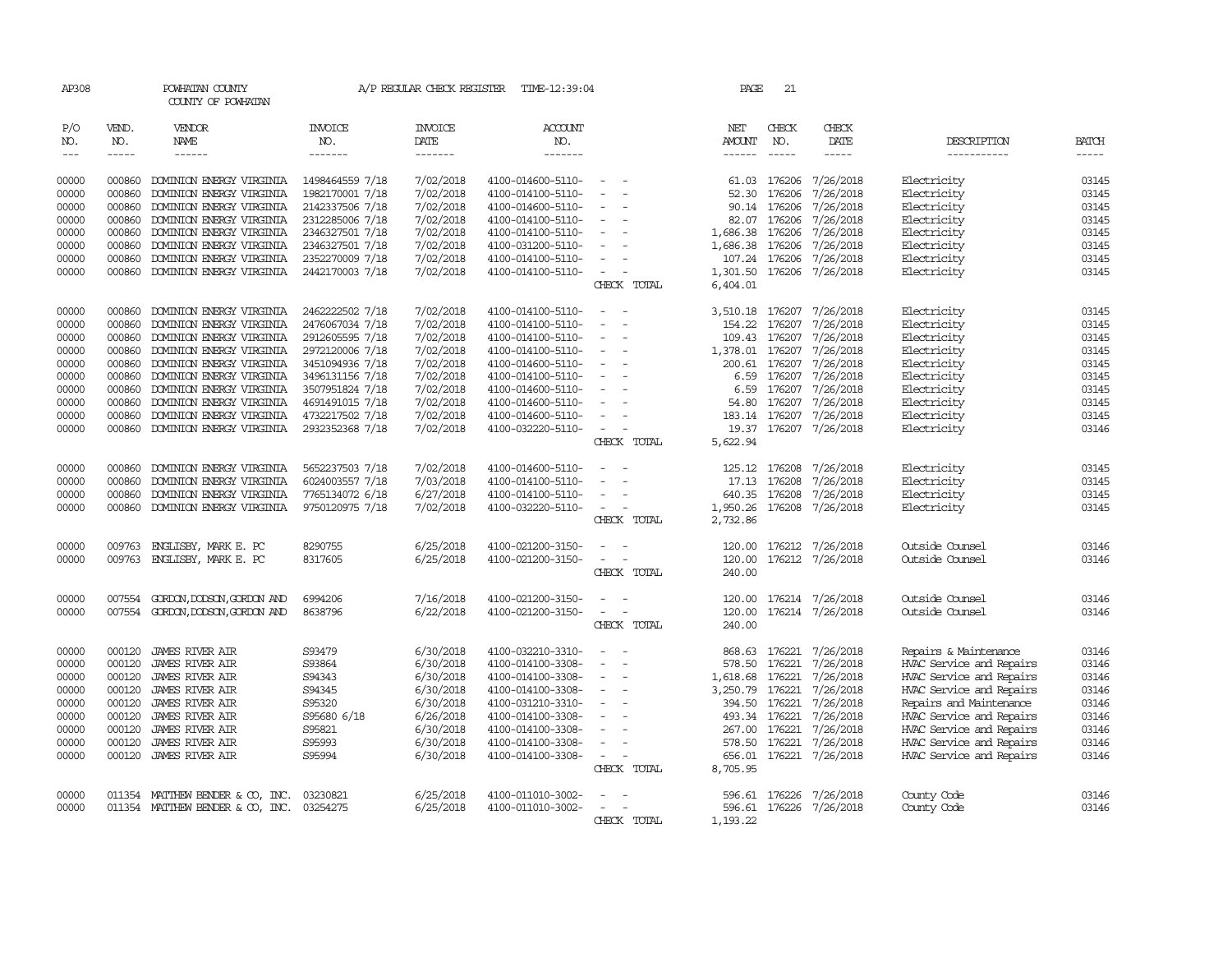AP308 POWHATAN COUNTY A/P REGULAR CHECK REGISTER TIME-12:39:04 PAGE 21

COUNTY OF POWHATAN

| P/O NO. | VEND. NO. | VENDOR NAME | INVOICE NO. | INVOICE DATE | ACCOUNT NO. | | NET AMOUNT | CHECK NO. | CHECK DATE | DESCRIPTION | BATCH |
|---|---|---|---|---|---|---|---|---|---|---|---|
| 00000 | 000860 | DOMINION ENERGY VIRGINIA | 1498464559 7/18 | 7/02/2018 | 4100-014600-5110- | - - | 61.03 | 176206 | 7/26/2018 | Electricity | 03145 |
| 00000 | 000860 | DOMINION ENERGY VIRGINIA | 1982170001 7/18 | 7/02/2018 | 4100-014100-5110- | - - | 52.30 | 176206 | 7/26/2018 | Electricity | 03145 |
| 00000 | 000860 | DOMINION ENERGY VIRGINIA | 2142337506 7/18 | 7/02/2018 | 4100-014600-5110- | - - | 90.14 | 176206 | 7/26/2018 | Electricity | 03145 |
| 00000 | 000860 | DOMINION ENERGY VIRGINIA | 2312285006 7/18 | 7/02/2018 | 4100-014100-5110- | - - | 82.07 | 176206 | 7/26/2018 | Electricity | 03145 |
| 00000 | 000860 | DOMINION ENERGY VIRGINIA | 2346327501 7/18 | 7/02/2018 | 4100-014100-5110- | - - | 1,686.38 | 176206 | 7/26/2018 | Electricity | 03145 |
| 00000 | 000860 | DOMINION ENERGY VIRGINIA | 2346327501 7/18 | 7/02/2018 | 4100-031200-5110- | - - | 1,686.38 | 176206 | 7/26/2018 | Electricity | 03145 |
| 00000 | 000860 | DOMINION ENERGY VIRGINIA | 2352270009 7/18 | 7/02/2018 | 4100-014100-5110- | - - | 107.24 | 176206 | 7/26/2018 | Electricity | 03145 |
| 00000 | 000860 | DOMINION ENERGY VIRGINIA | 2442170003 7/18 | 7/02/2018 | 4100-014100-5110- | - - | 1,301.50 | 176206 | 7/26/2018 | Electricity | 03145 |
| | | | | | | CHECK TOTAL | 6,404.01 | | | | |
| 00000 | 000860 | DOMINION ENERGY VIRGINIA | 2462222502 7/18 | 7/02/2018 | 4100-014100-5110- | - - | 3,510.18 | 176207 | 7/26/2018 | Electricity | 03145 |
| 00000 | 000860 | DOMINION ENERGY VIRGINIA | 2476067034 7/18 | 7/02/2018 | 4100-014100-5110- | - - | 154.22 | 176207 | 7/26/2018 | Electricity | 03145 |
| 00000 | 000860 | DOMINION ENERGY VIRGINIA | 2912605595 7/18 | 7/02/2018 | 4100-014100-5110- | - - | 109.43 | 176207 | 7/26/2018 | Electricity | 03145 |
| 00000 | 000860 | DOMINION ENERGY VIRGINIA | 2972120006 7/18 | 7/02/2018 | 4100-014100-5110- | - - | 1,378.01 | 176207 | 7/26/2018 | Electricity | 03145 |
| 00000 | 000860 | DOMINION ENERGY VIRGINIA | 3451094936 7/18 | 7/02/2018 | 4100-014600-5110- | - - | 200.61 | 176207 | 7/26/2018 | Electricity | 03145 |
| 00000 | 000860 | DOMINION ENERGY VIRGINIA | 3496131156 7/18 | 7/02/2018 | 4100-014100-5110- | - - | 6.59 | 176207 | 7/26/2018 | Electricity | 03145 |
| 00000 | 000860 | DOMINION ENERGY VIRGINIA | 3507951824 7/18 | 7/02/2018 | 4100-014600-5110- | - - | 6.59 | 176207 | 7/26/2018 | Electricity | 03145 |
| 00000 | 000860 | DOMINION ENERGY VIRGINIA | 4691491015 7/18 | 7/02/2018 | 4100-014600-5110- | - - | 54.80 | 176207 | 7/26/2018 | Electricity | 03145 |
| 00000 | 000860 | DOMINION ENERGY VIRGINIA | 4732217502 7/18 | 7/02/2018 | 4100-014600-5110- | - - | 183.14 | 176207 | 7/26/2018 | Electricity | 03145 |
| 00000 | 000860 | DOMINION ENERGY VIRGINIA | 2932352368 7/18 | 7/02/2018 | 4100-032220-5110- | - - | 19.37 | 176207 | 7/26/2018 | Electricity | 03146 |
| | | | | | | CHECK TOTAL | 5,622.94 | | | | |
| 00000 | 000860 | DOMINION ENERGY VIRGINIA | 5652237503 7/18 | 7/02/2018 | 4100-014600-5110- | - - | 125.12 | 176208 | 7/26/2018 | Electricity | 03145 |
| 00000 | 000860 | DOMINION ENERGY VIRGINIA | 6024003557 7/18 | 7/03/2018 | 4100-014100-5110- | - - | 17.13 | 176208 | 7/26/2018 | Electricity | 03145 |
| 00000 | 000860 | DOMINION ENERGY VIRGINIA | 7765134072 6/18 | 6/27/2018 | 4100-014100-5110- | - - | 640.35 | 176208 | 7/26/2018 | Electricity | 03145 |
| 00000 | 000860 | DOMINION ENERGY VIRGINIA | 9750120975 7/18 | 7/02/2018 | 4100-032220-5110- | - - | 1,950.26 | 176208 | 7/26/2018 | Electricity | 03145 |
| | | | | | | CHECK TOTAL | 2,732.86 | | | | |
| 00000 | 009763 | ENGLISBY, MARK E. PC | 8290755 | 6/25/2018 | 4100-021200-3150- | - - | 120.00 | 176212 | 7/26/2018 | Outside Counsel | 03146 |
| 00000 | 009763 | ENGLISBY, MARK E. PC | 8317605 | 6/25/2018 | 4100-021200-3150- | - - | 120.00 | 176212 | 7/26/2018 | Outside Counsel | 03146 |
| | | | | | | CHECK TOTAL | 240.00 | | | | |
| 00000 | 007554 | GORDON,DODSON,GORDON AND | 6994206 | 7/16/2018 | 4100-021200-3150- | - - | 120.00 | 176214 | 7/26/2018 | Outside Counsel | 03146 |
| 00000 | 007554 | GORDON,DODSON,GORDON AND | 8638796 | 6/22/2018 | 4100-021200-3150- | - - | 120.00 | 176214 | 7/26/2018 | Outside Counsel | 03146 |
| | | | | | | CHECK TOTAL | 240.00 | | | | |
| 00000 | 000120 | JAMES RIVER AIR | S93479 | 6/30/2018 | 4100-032210-3310- | - - | 868.63 | 176221 | 7/26/2018 | Repairs & Maintenance | 03146 |
| 00000 | 000120 | JAMES RIVER AIR | S93864 | 6/30/2018 | 4100-014100-3308- | - - | 578.50 | 176221 | 7/26/2018 | HVAC Service and Repairs | 03146 |
| 00000 | 000120 | JAMES RIVER AIR | S94343 | 6/30/2018 | 4100-014100-3308- | - - | 1,618.68 | 176221 | 7/26/2018 | HVAC Service and Repairs | 03146 |
| 00000 | 000120 | JAMES RIVER AIR | S94345 | 6/30/2018 | 4100-014100-3308- | - - | 3,250.79 | 176221 | 7/26/2018 | HVAC Service and Repairs | 03146 |
| 00000 | 000120 | JAMES RIVER AIR | S95320 | 6/30/2018 | 4100-031210-3310- | - - | 394.50 | 176221 | 7/26/2018 | Repairs and Maintenance | 03146 |
| 00000 | 000120 | JAMES RIVER AIR | S95680 6/18 | 6/26/2018 | 4100-014100-3308- | - - | 493.34 | 176221 | 7/26/2018 | HVAC Service and Repairs | 03146 |
| 00000 | 000120 | JAMES RIVER AIR | S95821 | 6/30/2018 | 4100-014100-3308- | - - | 267.00 | 176221 | 7/26/2018 | HVAC Service and Repairs | 03146 |
| 00000 | 000120 | JAMES RIVER AIR | S95993 | 6/30/2018 | 4100-014100-3308- | - - | 578.50 | 176221 | 7/26/2018 | HVAC Service and Repairs | 03146 |
| 00000 | 000120 | JAMES RIVER AIR | S95994 | 6/30/2018 | 4100-014100-3308- | - - | 656.01 | 176221 | 7/26/2018 | HVAC Service and Repairs | 03146 |
| | | | | | | CHECK TOTAL | 8,705.95 | | | | |
| 00000 | 011354 | MATTHEW BENDER & CO, INC. | 03230821 | 6/25/2018 | 4100-011010-3002- | - - | 596.61 | 176226 | 7/26/2018 | County Code | 03146 |
| 00000 | 011354 | MATTHEW BENDER & CO, INC. | 03254275 | 6/25/2018 | 4100-011010-3002- | - - | 596.61 | 176226 | 7/26/2018 | County Code | 03146 |
| | | | | | | CHECK TOTAL | 1,193.22 | | | | |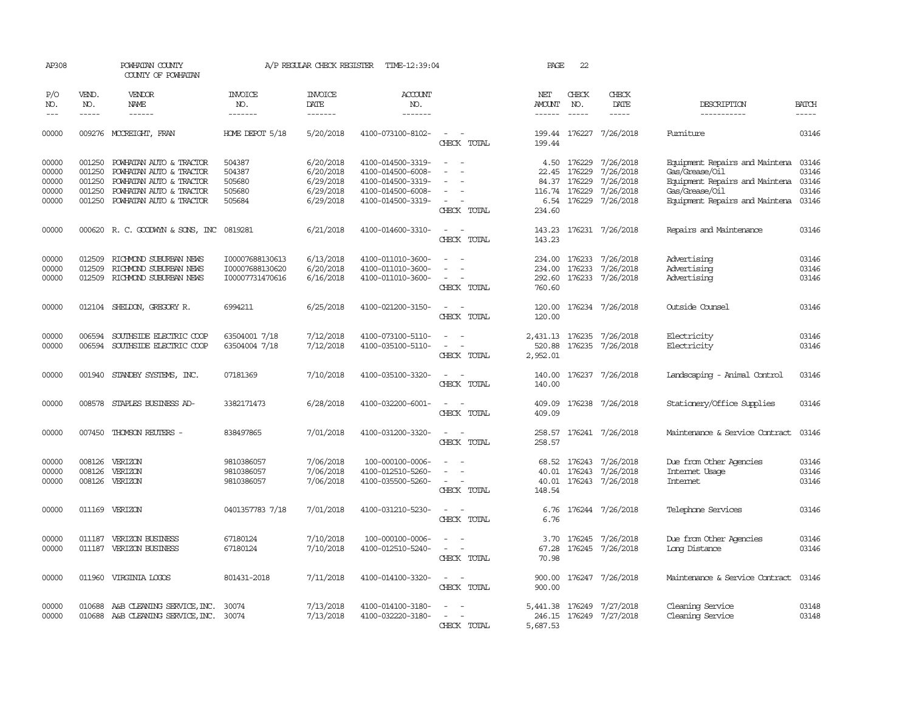AP308 POWHATAN COUNTY COUNTY OF POWHATAN — A/P REGULAR CHECK REGISTER TIME-12:39:04 PAGE 22

| P/O NO. | VEND. NO. | VENDOR NAME | INVOICE NO. | INVOICE DATE | ACCOUNT NO. | | NET AMOUNT | CHECK NO. | CHECK DATE | DESCRIPTION | BATCH |
|---|---|---|---|---|---|---|---|---|---|---|---|
| 00000 | 009276 | MCCREIGHT, FRAN | HOME DEPOT 5/18 | 5/20/2018 | 4100-073100-8102- | - - | 199.44 | 176227 | 7/26/2018 | Furniture | 03146 |
| | | | | | | CHECK TOTAL | 199.44 | | | | |
| 00000 | 001250 | POWHATAN AUTO & TRACTOR | 504387 | 6/20/2018 | 4100-014500-3319- | - - | 4.50 | 176229 | 7/26/2018 | Equipment Repairs and Maintena | 03146 |
| 00000 | 001250 | POWHATAN AUTO & TRACTOR | 504387 | 6/20/2018 | 4100-014500-6008- | - - | 22.45 | 176229 | 7/26/2018 | Gas/Grease/Oil | 03146 |
| 00000 | 001250 | POWHATAN AUTO & TRACTOR | 505680 | 6/29/2018 | 4100-014500-3319- | - - | 84.37 | 176229 | 7/26/2018 | Equipment Repairs and Maintena | 03146 |
| 00000 | 001250 | POWHATAN AUTO & TRACTOR | 505680 | 6/29/2018 | 4100-014500-6008- | - - | 116.74 | 176229 | 7/26/2018 | Gas/Grease/Oil | 03146 |
| 00000 | 001250 | POWHATAN AUTO & TRACTOR | 505684 | 6/29/2018 | 4100-014500-3319- | - - | 6.54 | 176229 | 7/26/2018 | Equipment Repairs and Maintena | 03146 |
| | | | | | | CHECK TOTAL | 234.60 | | | | |
| 00000 | 000620 | R. C. GOODWYN & SONS, INC | 0819281 | 6/21/2018 | 4100-014600-3310- | - - | 143.23 | 176231 | 7/26/2018 | Repairs and Maintenance | 03146 |
| | | | | | | CHECK TOTAL | 143.23 | | | | |
| 00000 | 012509 | RICHMOND SUBURBAN NEWS | I00007688130613 | 6/13/2018 | 4100-011010-3600- | - - | 234.00 | 176233 | 7/26/2018 | Advertising | 03146 |
| 00000 | 012509 | RICHMOND SUBURBAN NEWS | I00007688130620 | 6/20/2018 | 4100-011010-3600- | - - | 234.00 | 176233 | 7/26/2018 | Advertising | 03146 |
| 00000 | 012509 | RICHMOND SUBURBAN NEWS | I00007731470616 | 6/16/2018 | 4100-011010-3600- | - - | 292.60 | 176233 | 7/26/2018 | Advertising | 03146 |
| | | | | | | CHECK TOTAL | 760.60 | | | | |
| 00000 | 012104 | SHELDON, GREGORY R. | 6994211 | 6/25/2018 | 4100-021200-3150- | - - | 120.00 | 176234 | 7/26/2018 | Outside Counsel | 03146 |
| | | | | | | CHECK TOTAL | 120.00 | | | | |
| 00000 | 006594 | SOUTHSIDE ELECTRIC COOP | 63504001 7/18 | 7/12/2018 | 4100-073100-5110- | - - | 2,431.13 | 176235 | 7/26/2018 | Electricity | 03146 |
| 00000 | 006594 | SOUTHSIDE ELECTRIC COOP | 63504004 7/18 | 7/12/2018 | 4100-035100-5110- | - - | 520.88 | 176235 | 7/26/2018 | Electricity | 03146 |
| | | | | | | CHECK TOTAL | 2,952.01 | | | | |
| 00000 | 001940 | STANDBY SYSTEMS, INC. | 07181369 | 7/10/2018 | 4100-035100-3320- | - - | 140.00 | 176237 | 7/26/2018 | Landscaping - Animal Control | 03146 |
| | | | | | | CHECK TOTAL | 140.00 | | | | |
| 00000 | 008578 | STAPLES BUSINESS AD- | 3382171473 | 6/28/2018 | 4100-032200-6001- | - - | 409.09 | 176238 | 7/26/2018 | Stationery/Office Supplies | 03146 |
| | | | | | | CHECK TOTAL | 409.09 | | | | |
| 00000 | 007450 | THOMSON REUTERS - | 838497865 | 7/01/2018 | 4100-031200-3320- | - - | 258.57 | 176241 | 7/26/2018 | Maintenance & Service Contract | 03146 |
| | | | | | | CHECK TOTAL | 258.57 | | | | |
| 00000 | 008126 | VERIZON | 9810386057 | 7/06/2018 | 100-000100-0006- | - - | 68.52 | 176243 | 7/26/2018 | Due from Other Agencies | 03146 |
| 00000 | 008126 | VERIZON | 9810386057 | 7/06/2018 | 4100-012510-5260- | - - | 40.01 | 176243 | 7/26/2018 | Internet Usage | 03146 |
| 00000 | 008126 | VERIZON | 9810386057 | 7/06/2018 | 4100-035500-5260- | - - | 40.01 | 176243 | 7/26/2018 | Internet | 03146 |
| | | | | | | CHECK TOTAL | 148.54 | | | | |
| 00000 | 011169 | VERIZON | 0401357783 7/18 | 7/01/2018 | 4100-031210-5230- | - - | 6.76 | 176244 | 7/26/2018 | Telephone Services | 03146 |
| | | | | | | CHECK TOTAL | 6.76 | | | | |
| 00000 | 011187 | VERIZON BUSINESS | 67180124 | 7/10/2018 | 100-000100-0006- | - - | 3.70 | 176245 | 7/26/2018 | Due from Other Agencies | 03146 |
| 00000 | 011187 | VERIZON BUSINESS | 67180124 | 7/10/2018 | 4100-012510-5240- | - - | 67.28 | 176245 | 7/26/2018 | Long Distance | 03146 |
| | | | | | | CHECK TOTAL | 70.98 | | | | |
| 00000 | 011960 | VIRGINIA LOGOS | 801431-2018 | 7/11/2018 | 4100-014100-3320- | - - | 900.00 | 176247 | 7/26/2018 | Maintenance & Service Contract | 03146 |
| | | | | | | CHECK TOTAL | 900.00 | | | | |
| 00000 | 010688 | A&B CLEANING SERVICE, INC. | 30074 | 7/13/2018 | 4100-014100-3180- | - - | 5,441.38 | 176249 | 7/27/2018 | Cleaning Service | 03148 |
| 00000 | 010688 | A&B CLEANING SERVICE, INC. | 30074 | 7/13/2018 | 4100-032220-3180- | - - | 246.15 | 176249 | 7/27/2018 | Cleaning Service | 03148 |
| | | | | | | CHECK TOTAL | 5,687.53 | | | | |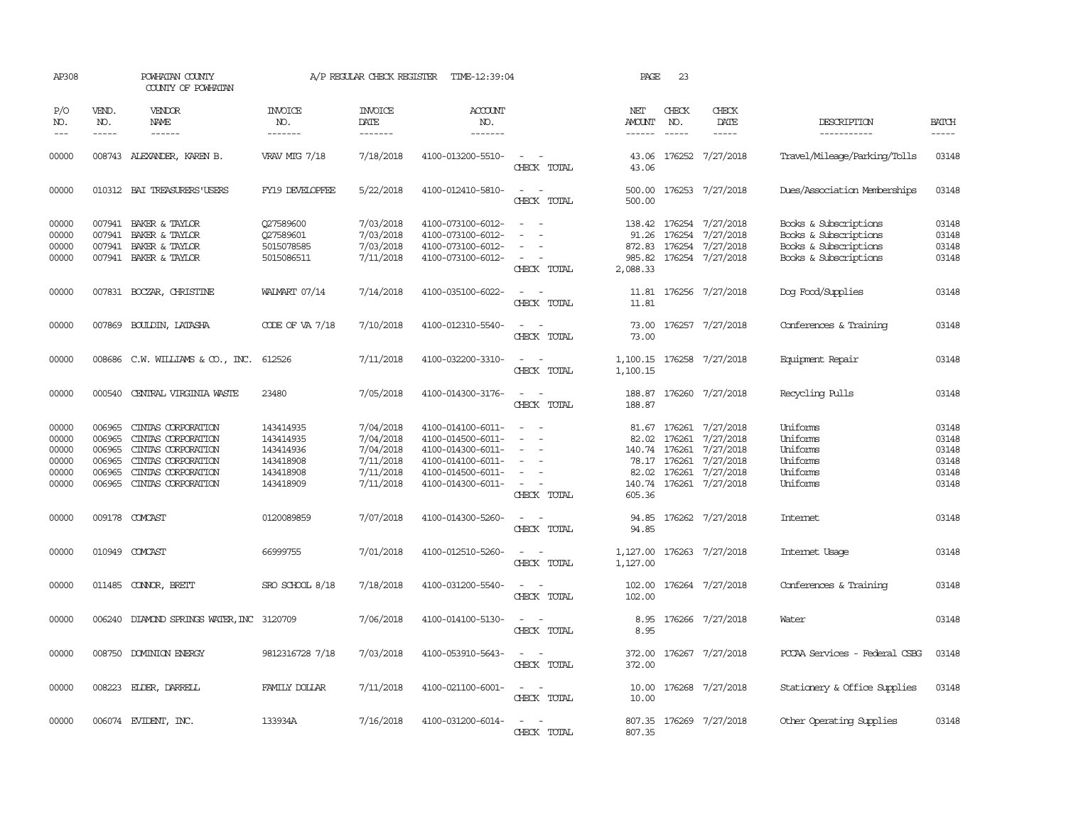AP308 POWHATAN COUNTY COUNTY OF POWHATAN — A/P REGULAR CHECK REGISTER TIME-12:39:04 — PAGE 23

| P/O NO. | VEND. NO. | VENDOR NAME | INVOICE NO. | INVOICE DATE | ACCOUNT NO. | | NET AMOUNT | CHECK NO. | CHECK DATE | DESCRIPTION | BATCH |
|---|---|---|---|---|---|---|---|---|---|---|---|
| 00000 | 008743 | ALEXANDER, KAREN B. | VRAV MTG 7/18 | 7/18/2018 | 4100-013200-5510- | - - | 43.06 | 176252 | 7/27/2018 | Travel/Mileage/Parking/Tolls | 03148 |
| | | | | | | CHECK TOTAL | 43.06 | | | | |
| 00000 | 010312 | BAI TREASURERS'USERS | FY19 DEVELOPFEE | 5/22/2018 | 4100-012410-5810- | - - | 500.00 | 176253 | 7/27/2018 | Dues/Association Memberships | 03148 |
| | | | | | | CHECK TOTAL | 500.00 | | | | |
| 00000 | 007941 | BAKER & TAYLOR | Q27589600 | 7/03/2018 | 4100-073100-6012- | - - | 138.42 | 176254 | 7/27/2018 | Books & Subscriptions | 03148 |
| 00000 | 007941 | BAKER & TAYLOR | Q27589601 | 7/03/2018 | 4100-073100-6012- | - - | 91.26 | 176254 | 7/27/2018 | Books & Subscriptions | 03148 |
| 00000 | 007941 | BAKER & TAYLOR | 5015078585 | 7/03/2018 | 4100-073100-6012- | - - | 872.83 | 176254 | 7/27/2018 | Books & Subscriptions | 03148 |
| 00000 | 007941 | BAKER & TAYLOR | 5015086511 | 7/11/2018 | 4100-073100-6012- | - - | 985.82 | 176254 | 7/27/2018 | Books & Subscriptions | 03148 |
| | | | | | | CHECK TOTAL | 2,088.33 | | | | |
| 00000 | 007831 | BOCZAR, CHRISTINE | WALMART 07/14 | 7/14/2018 | 4100-035100-6022- | - - | 11.81 | 176256 | 7/27/2018 | Dog Food/Supplies | 03148 |
| | | | | | | CHECK TOTAL | 11.81 | | | | |
| 00000 | 007869 | BOULDIN, LATASHA | CODE OF VA 7/18 | 7/10/2018 | 4100-012310-5540- | - - | 73.00 | 176257 | 7/27/2018 | Conferences & Training | 03148 |
| | | | | | | CHECK TOTAL | 73.00 | | | | |
| 00000 | 008686 | C.W. WILLIAMS & CO., INC. | 612526 | 7/11/2018 | 4100-032200-3310- | - - | 1,100.15 | 176258 | 7/27/2018 | Equipment Repair | 03148 |
| | | | | | | CHECK TOTAL | 1,100.15 | | | | |
| 00000 | 000540 | CENTRAL VIRGINIA WASTE | 23480 | 7/05/2018 | 4100-014300-3176- | - - | 188.87 | 176260 | 7/27/2018 | Recycling Pulls | 03148 |
| | | | | | | CHECK TOTAL | 188.87 | | | | |
| 00000 | 006965 | CINTAS CORPORATION | 143414935 | 7/04/2018 | 4100-014100-6011- | - - | 81.67 | 176261 | 7/27/2018 | Uniforms | 03148 |
| 00000 | 006965 | CINTAS CORPORATION | 143414935 | 7/04/2018 | 4100-014500-6011- | - - | 82.02 | 176261 | 7/27/2018 | Uniforms | 03148 |
| 00000 | 006965 | CINTAS CORPORATION | 143414936 | 7/04/2018 | 4100-014300-6011- | - - | 140.74 | 176261 | 7/27/2018 | Uniforms | 03148 |
| 00000 | 006965 | CINTAS CORPORATION | 143418908 | 7/11/2018 | 4100-014100-6011- | - - | 78.17 | 176261 | 7/27/2018 | Uniforms | 03148 |
| 00000 | 006965 | CINTAS CORPORATION | 143418908 | 7/11/2018 | 4100-014500-6011- | - - | 82.02 | 176261 | 7/27/2018 | Uniforms | 03148 |
| 00000 | 006965 | CINTAS CORPORATION | 143418909 | 7/11/2018 | 4100-014300-6011- | - - | 140.74 | 176261 | 7/27/2018 | Uniforms | 03148 |
| | | | | | | CHECK TOTAL | 605.36 | | | | |
| 00000 | 009178 | COMCAST | 0120089859 | 7/07/2018 | 4100-014300-5260- | - - | 94.85 | 176262 | 7/27/2018 | Internet | 03148 |
| | | | | | | CHECK TOTAL | 94.85 | | | | |
| 00000 | 010949 | COMCAST | 66999755 | 7/01/2018 | 4100-012510-5260- | - - | 1,127.00 | 176263 | 7/27/2018 | Internet Usage | 03148 |
| | | | | | | CHECK TOTAL | 1,127.00 | | | | |
| 00000 | 011485 | CONNOR, BRETT | SRO SCHOOL 8/18 | 7/18/2018 | 4100-031200-5540- | - - | 102.00 | 176264 | 7/27/2018 | Conferences & Training | 03148 |
| | | | | | | CHECK TOTAL | 102.00 | | | | |
| 00000 | 006240 | DIAMOND SPRINGS WATER,INC | 3120709 | 7/06/2018 | 4100-014100-5130- | - - | 8.95 | 176266 | 7/27/2018 | Water | 03148 |
| | | | | | | CHECK TOTAL | 8.95 | | | | |
| 00000 | 008750 | DOMINION ENERGY | 9812316728 7/18 | 7/03/2018 | 4100-053910-5643- | - - | 372.00 | 176267 | 7/27/2018 | PCCAA Services - Federal CSBG | 03148 |
| | | | | | | CHECK TOTAL | 372.00 | | | | |
| 00000 | 008223 | ELDER, DARRELL | FAMILY DOLLAR | 7/11/2018 | 4100-021100-6001- | - - | 10.00 | 176268 | 7/27/2018 | Stationery & Office Supplies | 03148 |
| | | | | | | CHECK TOTAL | 10.00 | | | | |
| 00000 | 006074 | EVIDENT, INC. | 133934A | 7/16/2018 | 4100-031200-6014- | - - | 807.35 | 176269 | 7/27/2018 | Other Operating Supplies | 03148 |
| | | | | | | CHECK TOTAL | 807.35 | | | | |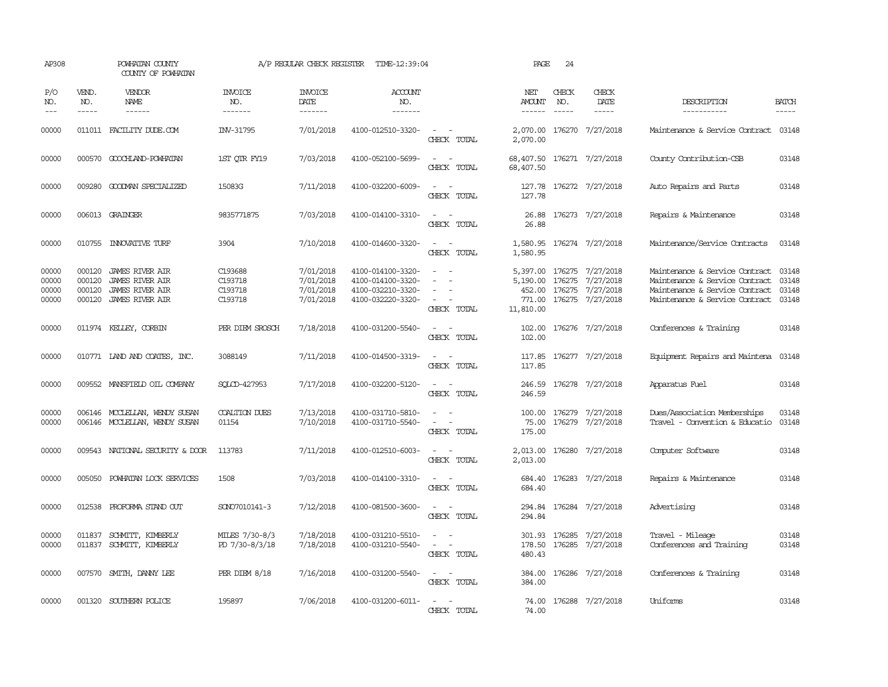AP308 POWHATAN COUNTY A/P REGULAR CHECK REGISTER TIME-12:39:04 PAGE 24

COUNTY OF POWHATAN

| P/O NO. | VEND. NO. | VENDOR NAME | INVOICE NO. | INVOICE DATE | ACCOUNT NO. | | NET AMOUNT | CHECK NO. | CHECK DATE | DESCRIPTION | BATCH |
|---|---|---|---|---|---|---|---|---|---|---|---|
| --- | ----- | ------ | ------- | ------- | ------- | | ------ | ----- | ----- | ----------- | ----- |
| 00000 | 011011 | FACILITY DUDE.COM | INV-31795 | 7/01/2018 | 4100-012510-3320- | - - | 2,070.00 | 176270 | 7/27/2018 | Maintenance & Service Contract | 03148 |
| | | | | | | CHECK TOTAL | 2,070.00 | | | | |
| 00000 | 000570 | GOOCHLAND-POWHATAN | 1ST QTR FY19 | 7/03/2018 | 4100-052100-5699- | - - | 68,407.50 | 176271 | 7/27/2018 | County Contribution-CSB | 03148 |
| | | | | | | CHECK TOTAL | 68,407.50 | | | | |
| 00000 | 009280 | GOODMAN SPECIALIZED | 15083G | 7/11/2018 | 4100-032200-6009- | - - | 127.78 | 176272 | 7/27/2018 | Auto Repairs and Parts | 03148 |
| | | | | | | CHECK TOTAL | 127.78 | | | | |
| 00000 | 006013 | GRAINGER | 9835771875 | 7/03/2018 | 4100-014100-3310- | - - | 26.88 | 176273 | 7/27/2018 | Repairs & Maintenance | 03148 |
| | | | | | | CHECK TOTAL | 26.88 | | | | |
| 00000 | 010755 | INNOVATIVE TURF | 3904 | 7/10/2018 | 4100-014600-3320- | - - | 1,580.95 | 176274 | 7/27/2018 | Maintenance/Service Contracts | 03148 |
| | | | | | | CHECK TOTAL | 1,580.95 | | | | |
| 00000 | 000120 | JAMES RIVER AIR | C193688 | 7/01/2018 | 4100-014100-3320- | - - | 5,397.00 | 176275 | 7/27/2018 | Maintenance & Service Contract | 03148 |
| 00000 | 000120 | JAMES RIVER AIR | C193718 | 7/01/2018 | 4100-014100-3320- | - - | 5,190.00 | 176275 | 7/27/2018 | Maintenance & Service Contract | 03148 |
| 00000 | 000120 | JAMES RIVER AIR | C193718 | 7/01/2018 | 4100-032210-3320- | - - | 452.00 | 176275 | 7/27/2018 | Maintenance & Service Contract | 03148 |
| 00000 | 000120 | JAMES RIVER AIR | C193718 | 7/01/2018 | 4100-032220-3320- | - - | 771.00 | 176275 | 7/27/2018 | Maintenance & Service Contract | 03148 |
| | | | | | | CHECK TOTAL | 11,810.00 | | | | |
| 00000 | 011974 | KELLEY, CORBIN | PER DIEM SROSCH | 7/18/2018 | 4100-031200-5540- | - - | 102.00 | 176276 | 7/27/2018 | Conferences & Training | 03148 |
| | | | | | | CHECK TOTAL | 102.00 | | | | |
| 00000 | 010771 | LAND AND COATES, INC. | 3088149 | 7/11/2018 | 4100-014500-3319- | - - | 117.85 | 176277 | 7/27/2018 | Equipment Repairs and Maintena | 03148 |
| | | | | | | CHECK TOTAL | 117.85 | | | | |
| 00000 | 009552 | MANSFIELD OIL COMPANY | SQLCD-427953 | 7/17/2018 | 4100-032200-5120- | - - | 246.59 | 176278 | 7/27/2018 | Apparatus Fuel | 03148 |
| | | | | | | CHECK TOTAL | 246.59 | | | | |
| 00000 | 006146 | MCCLELLAN, WENDY SUSAN | COALTION DUES | 7/13/2018 | 4100-031710-5810- | - - | 100.00 | 176279 | 7/27/2018 | Dues/Association Memberships | 03148 |
| 00000 | 006146 | MCCLELLAN, WENDY SUSAN | 01154 | 7/10/2018 | 4100-031710-5540- | - - | 75.00 | 176279 | 7/27/2018 | Travel - Convention & Educatio | 03148 |
| | | | | | | CHECK TOTAL | 175.00 | | | | |
| 00000 | 009543 | NATIONAL SECURITY & DOOR | 113783 | 7/11/2018 | 4100-012510-6003- | - - | 2,013.00 | 176280 | 7/27/2018 | Computer Software | 03148 |
| | | | | | | CHECK TOTAL | 2,013.00 | | | | |
| 00000 | 005050 | POWHATAN LOCK SERVICES | 1508 | 7/03/2018 | 4100-014100-3310- | - - | 684.40 | 176283 | 7/27/2018 | Repairs & Maintenance | 03148 |
| | | | | | | CHECK TOTAL | 684.40 | | | | |
| 00000 | 012538 | PROFORMA STAND OUT | SONO7010141-3 | 7/12/2018 | 4100-081500-3600- | - - | 294.84 | 176284 | 7/27/2018 | Advertising | 03148 |
| | | | | | | CHECK TOTAL | 294.84 | | | | |
| 00000 | 011837 | SCHMITT, KIMBERLY | MILES 7/30-8/3 | 7/18/2018 | 4100-031210-5510- | - - | 301.93 | 176285 | 7/27/2018 | Travel - Mileage | 03148 |
| 00000 | 011837 | SCHMITT, KIMBERLY | PD 7/30-8/3/18 | 7/18/2018 | 4100-031210-5540- | - - | 178.50 | 176285 | 7/27/2018 | Conferences and Training | 03148 |
| | | | | | | CHECK TOTAL | 480.43 | | | | |
| 00000 | 007570 | SMITH, DANNY LEE | PER DIEM 8/18 | 7/16/2018 | 4100-031200-5540- | - - | 384.00 | 176286 | 7/27/2018 | Conferences & Training | 03148 |
| | | | | | | CHECK TOTAL | 384.00 | | | | |
| 00000 | 001320 | SOUTHERN POLICE | 195897 | 7/06/2018 | 4100-031200-6011- | - - | 74.00 | 176288 | 7/27/2018 | Uniforms | 03148 |
| | | | | | | CHECK TOTAL | 74.00 | | | | |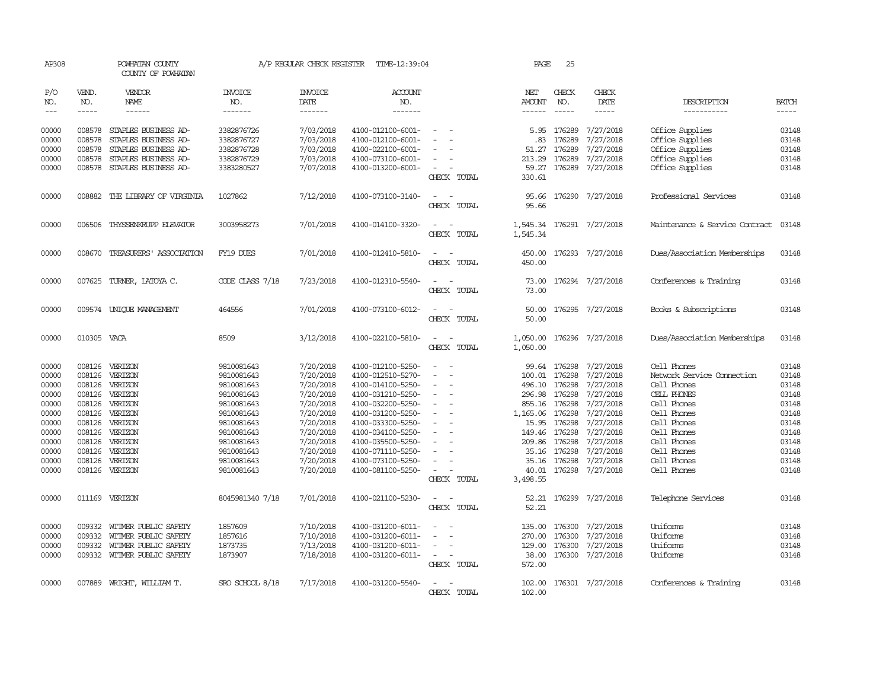AP308 POWHATAN COUNTY A/P REGULAR CHECK REGISTER TIME-12:39:04 PAGE 25
COUNTY OF POWHATAN

| P/O NO. | VEND. NO. | VENDOR NAME | INVOICE NO. | INVOICE DATE | ACCOUNT NO. | | NET AMOUNT | CHECK NO. | CHECK DATE | DESCRIPTION | BATCH |
|---|---|---|---|---|---|---|---|---|---|---|---|
| 00000 | 008578 | STAPLES BUSINESS AD- | 3382876726 | 7/03/2018 | 4100-012100-6001- | - - | 5.95 | 176289 | 7/27/2018 | Office Supplies | 03148 |
| 00000 | 008578 | STAPLES BUSINESS AD- | 3382876727 | 7/03/2018 | 4100-012100-6001- | - - | .83 | 176289 | 7/27/2018 | Office Supplies | 03148 |
| 00000 | 008578 | STAPLES BUSINESS AD- | 3382876728 | 7/03/2018 | 4100-022100-6001- | - - | 51.27 | 176289 | 7/27/2018 | Office Supplies | 03148 |
| 00000 | 008578 | STAPLES BUSINESS AD- | 3382876729 | 7/03/2018 | 4100-073100-6001- | - - | 213.29 | 176289 | 7/27/2018 | Office Supplies | 03148 |
| 00000 | 008578 | STAPLES BUSINESS AD- | 3383280527 | 7/07/2018 | 4100-013200-6001- | - - | 59.27 | 176289 | 7/27/2018 | Office Supplies | 03148 |
| | | | | | | CHECK TOTAL | 330.61 | | | | |
| 00000 | 008882 | THE LIBRARY OF VIRGINIA | 1027862 | 7/12/2018 | 4100-073100-3140- | - - | 95.66 | 176290 | 7/27/2018 | Professional Services | 03148 |
| | | | | | | CHECK TOTAL | 95.66 | | | | |
| 00000 | 006506 | THYSSENKRUPP ELEVATOR | 3003958273 | 7/01/2018 | 4100-014100-3320- | - - | 1,545.34 | 176291 | 7/27/2018 | Maintenance & Service Contract | 03148 |
| | | | | | | CHECK TOTAL | 1,545.34 | | | | |
| 00000 | 008670 | TREASURERS' ASSOCIATION | FY19 DUES | 7/01/2018 | 4100-012410-5810- | - - | 450.00 | 176293 | 7/27/2018 | Dues/Association Memberships | 03148 |
| | | | | | | CHECK TOTAL | 450.00 | | | | |
| 00000 | 007625 | TURNER, LATOYA C. | CODE CLASS 7/18 | 7/23/2018 | 4100-012310-5540- | - - | 73.00 | 176294 | 7/27/2018 | Conferences & Training | 03148 |
| | | | | | | CHECK TOTAL | 73.00 | | | | |
| 00000 | 009574 | UNIQUE MANAGEMENT | 464556 | 7/01/2018 | 4100-073100-6012- | - - | 50.00 | 176295 | 7/27/2018 | Books & Subscriptions | 03148 |
| | | | | | | CHECK TOTAL | 50.00 | | | | |
| 00000 | 010305 | VACA | 8509 | 3/12/2018 | 4100-022100-5810- | - - | 1,050.00 | 176296 | 7/27/2018 | Dues/Association Memberships | 03148 |
| | | | | | | CHECK TOTAL | 1,050.00 | | | | |
| 00000 | 008126 | VERIZON | 9810081643 | 7/20/2018 | 4100-012100-5250- | - - | 99.64 | 176298 | 7/27/2018 | Cell Phones | 03148 |
| 00000 | 008126 | VERIZON | 9810081643 | 7/20/2018 | 4100-012510-5270- | - - | 100.01 | 176298 | 7/27/2018 | Network Service Connection | 03148 |
| 00000 | 008126 | VERIZON | 9810081643 | 7/20/2018 | 4100-014100-5250- | - - | 496.10 | 176298 | 7/27/2018 | Cell Phones | 03148 |
| 00000 | 008126 | VERIZON | 9810081643 | 7/20/2018 | 4100-031210-5250- | - - | 296.98 | 176298 | 7/27/2018 | CELL PHONES | 03148 |
| 00000 | 008126 | VERIZON | 9810081643 | 7/20/2018 | 4100-032200-5250- | - - | 855.16 | 176298 | 7/27/2018 | Cell Phones | 03148 |
| 00000 | 008126 | VERIZON | 9810081643 | 7/20/2018 | 4100-031200-5250- | - - | 1,165.06 | 176298 | 7/27/2018 | Cell Phones | 03148 |
| 00000 | 008126 | VERIZON | 9810081643 | 7/20/2018 | 4100-033300-5250- | - - | 15.95 | 176298 | 7/27/2018 | Cell Phones | 03148 |
| 00000 | 008126 | VERIZON | 9810081643 | 7/20/2018 | 4100-034100-5250- | - - | 149.46 | 176298 | 7/27/2018 | Cell Phones | 03148 |
| 00000 | 008126 | VERIZON | 9810081643 | 7/20/2018 | 4100-035500-5250- | - - | 209.86 | 176298 | 7/27/2018 | Cell Phones | 03148 |
| 00000 | 008126 | VERIZON | 9810081643 | 7/20/2018 | 4100-071110-5250- | - - | 35.16 | 176298 | 7/27/2018 | Cell Phones | 03148 |
| 00000 | 008126 | VERIZON | 9810081643 | 7/20/2018 | 4100-073100-5250- | - - | 35.16 | 176298 | 7/27/2018 | Cell Phones | 03148 |
| 00000 | 008126 | VERIZON | 9810081643 | 7/20/2018 | 4100-081100-5250- | - - | 40.01 | 176298 | 7/27/2018 | Cell Phones | 03148 |
| | | | | | | CHECK TOTAL | 3,498.55 | | | | |
| 00000 | 011169 | VERIZON | 8045981340 7/18 | 7/01/2018 | 4100-021100-5230- | - - | 52.21 | 176299 | 7/27/2018 | Telephone Services | 03148 |
| | | | | | | CHECK TOTAL | 52.21 | | | | |
| 00000 | 009332 | WITMER PUBLIC SAFETY | 1857609 | 7/10/2018 | 4100-031200-6011- | - - | 135.00 | 176300 | 7/27/2018 | Uniforms | 03148 |
| 00000 | 009332 | WITMER PUBLIC SAFETY | 1857616 | 7/10/2018 | 4100-031200-6011- | - - | 270.00 | 176300 | 7/27/2018 | Uniforms | 03148 |
| 00000 | 009332 | WITMER PUBLIC SAFETY | 1873735 | 7/13/2018 | 4100-031200-6011- | - - | 129.00 | 176300 | 7/27/2018 | Uniforms | 03148 |
| 00000 | 009332 | WITMER PUBLIC SAFETY | 1873907 | 7/18/2018 | 4100-031200-6011- | - - | 38.00 | 176300 | 7/27/2018 | Uniforms | 03148 |
| | | | | | | CHECK TOTAL | 572.00 | | | | |
| 00000 | 007889 | WRIGHT, WILLIAM T. | SRO SCHOOL 8/18 | 7/17/2018 | 4100-031200-5540- | - - | 102.00 | 176301 | 7/27/2018 | Conferences & Training | 03148 |
| | | | | | | CHECK TOTAL | 102.00 | | | | |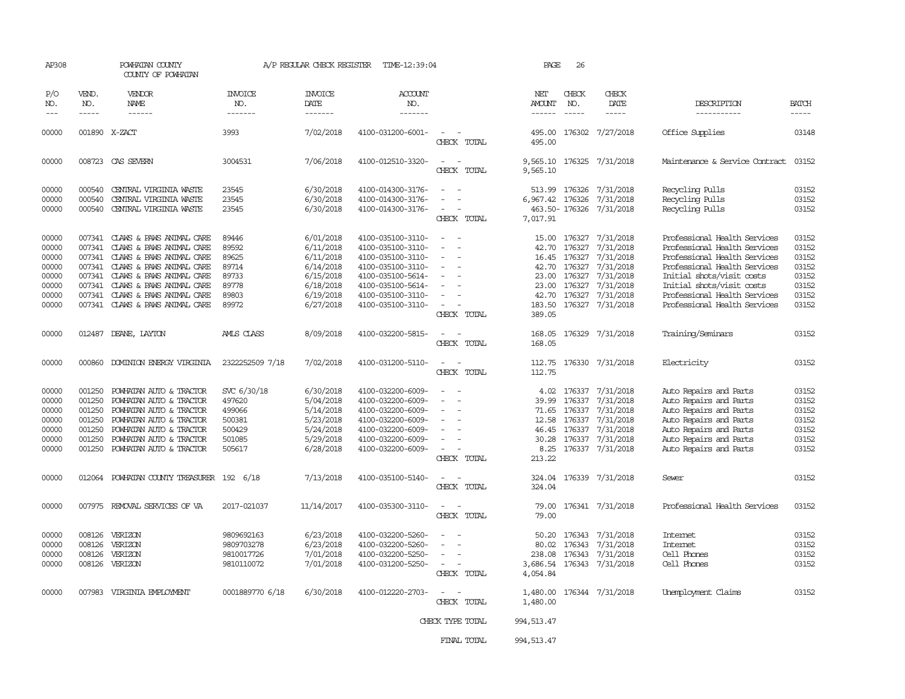AP308 POWHATAN COUNTY A/P REGULAR CHECK REGISTER TIME-12:39:04 PAGE 26

COUNTY OF POWHATAN

| P/O NO. | VEND. NO. | VENDOR NAME | INVOICE NO. | INVOICE DATE | ACCOUNT NO. | | NET AMOUNT | CHECK NO. | CHECK DATE | DESCRIPTION | BATCH |
|---|---|---|---|---|---|---|---|---|---|---|---|
| 00000 | 001890 | X-ZACT | 3993 | 7/02/2018 | 4100-031200-6001- | - - | 495.00 | 176302 | 7/27/2018 | Office Supplies | 03148 |
| | | | | | | CHECK TOTAL | 495.00 | | | | |
| 00000 | 008723 | CAS SEVERN | 3004531 | 7/06/2018 | 4100-012510-3320- | - - | 9,565.10 | 176325 | 7/31/2018 | Maintenance & Service Contract | 03152 |
| | | | | | | CHECK TOTAL | 9,565.10 | | | | |
| 00000 | 000540 | CENTRAL VIRGINIA WASTE | 23545 | 6/30/2018 | 4100-014300-3176- | - - | 513.99 | 176326 | 7/31/2018 | Recycling Pulls | 03152 |
| 00000 | 000540 | CENTRAL VIRGINIA WASTE | 23545 | 6/30/2018 | 4100-014300-3176- | - - | 6,967.42 | 176326 | 7/31/2018 | Recycling Pulls | 03152 |
| 00000 | 000540 | CENTRAL VIRGINIA WASTE | 23545 | 6/30/2018 | 4100-014300-3176- | - - | 463.50- | 176326 | 7/31/2018 | Recycling Pulls | 03152 |
| | | | | | | CHECK TOTAL | 7,017.91 | | | | |
| 00000 | 007341 | CLAWS & PAWS ANIMAL CARE | 89446 | 6/01/2018 | 4100-035100-3110- | - - | 15.00 | 176327 | 7/31/2018 | Professional Health Services | 03152 |
| 00000 | 007341 | CLAWS & PAWS ANIMAL CARE | 89592 | 6/11/2018 | 4100-035100-3110- | - - | 42.70 | 176327 | 7/31/2018 | Professional Health Services | 03152 |
| 00000 | 007341 | CLAWS & PAWS ANIMAL CARE | 89625 | 6/11/2018 | 4100-035100-3110- | - - | 16.45 | 176327 | 7/31/2018 | Professional Health Services | 03152 |
| 00000 | 007341 | CLAWS & PAWS ANIMAL CARE | 89714 | 6/14/2018 | 4100-035100-3110- | - - | 42.70 | 176327 | 7/31/2018 | Professional Health Services | 03152 |
| 00000 | 007341 | CLAWS & PAWS ANIMAL CARE | 89733 | 6/15/2018 | 4100-035100-5614- | - - | 23.00 | 176327 | 7/31/2018 | Initial shots/visit costs | 03152 |
| 00000 | 007341 | CLAWS & PAWS ANIMAL CARE | 89778 | 6/18/2018 | 4100-035100-5614- | - - | 23.00 | 176327 | 7/31/2018 | Initial shots/visit costs | 03152 |
| 00000 | 007341 | CLAWS & PAWS ANIMAL CARE | 89803 | 6/19/2018 | 4100-035100-3110- | - - | 42.70 | 176327 | 7/31/2018 | Professional Health Services | 03152 |
| 00000 | 007341 | CLAWS & PAWS ANIMAL CARE | 89972 | 6/27/2018 | 4100-035100-3110- | - - | 183.50 | 176327 | 7/31/2018 | Professional Health Services | 03152 |
| | | | | | | CHECK TOTAL | 389.05 | | | | |
| 00000 | 012487 | DEANE, LAYTON | AMLS CLASS | 8/09/2018 | 4100-032200-5815- | - - | 168.05 | 176329 | 7/31/2018 | Training/Seminars | 03152 |
| | | | | | | CHECK TOTAL | 168.05 | | | | |
| 00000 | 000860 | DOMINION ENERGY VIRGINIA | 2322252509 7/18 | 7/02/2018 | 4100-031200-5110- | - - | 112.75 | 176330 | 7/31/2018 | Electricity | 03152 |
| | | | | | | CHECK TOTAL | 112.75 | | | | |
| 00000 | 001250 | POWHATAN AUTO & TRACTOR | SVC 6/30/18 | 6/30/2018 | 4100-032200-6009- | - - | 4.02 | 176337 | 7/31/2018 | Auto Repairs and Parts | 03152 |
| 00000 | 001250 | POWHATAN AUTO & TRACTOR | 497620 | 5/04/2018 | 4100-032200-6009- | - - | 39.99 | 176337 | 7/31/2018 | Auto Repairs and Parts | 03152 |
| 00000 | 001250 | POWHATAN AUTO & TRACTOR | 499066 | 5/14/2018 | 4100-032200-6009- | - - | 71.65 | 176337 | 7/31/2018 | Auto Repairs and Parts | 03152 |
| 00000 | 001250 | POWHATAN AUTO & TRACTOR | 500381 | 5/23/2018 | 4100-032200-6009- | - - | 12.58 | 176337 | 7/31/2018 | Auto Repairs and Parts | 03152 |
| 00000 | 001250 | POWHATAN AUTO & TRACTOR | 500429 | 5/24/2018 | 4100-032200-6009- | - - | 46.45 | 176337 | 7/31/2018 | Auto Repairs and Parts | 03152 |
| 00000 | 001250 | POWHATAN AUTO & TRACTOR | 501085 | 5/29/2018 | 4100-032200-6009- | - - | 30.28 | 176337 | 7/31/2018 | Auto Repairs and Parts | 03152 |
| 00000 | 001250 | POWHATAN AUTO & TRACTOR | 505617 | 6/28/2018 | 4100-032200-6009- | - - | 8.25 | 176337 | 7/31/2018 | Auto Repairs and Parts | 03152 |
| | | | | | | CHECK TOTAL | 213.22 | | | | |
| 00000 | 012064 | POWHATAN COUNTY TREASURER | 192 6/18 | 7/13/2018 | 4100-035100-5140- | - - | 324.04 | 176339 | 7/31/2018 | Sewer | 03152 |
| | | | | | | CHECK TOTAL | 324.04 | | | | |
| 00000 | 007975 | REMOVAL SERVICES OF VA | 2017-021037 | 11/14/2017 | 4100-035300-3110- | - - | 79.00 | 176341 | 7/31/2018 | Professional Health Services | 03152 |
| | | | | | | CHECK TOTAL | 79.00 | | | | |
| 00000 | 008126 | VERIZON | 9809692163 | 6/23/2018 | 4100-032200-5260- | - - | 50.20 | 176343 | 7/31/2018 | Internet | 03152 |
| 00000 | 008126 | VERIZON | 9809703278 | 6/23/2018 | 4100-032200-5260- | - - | 80.02 | 176343 | 7/31/2018 | Internet | 03152 |
| 00000 | 008126 | VERIZON | 9810017726 | 7/01/2018 | 4100-032200-5250- | - - | 238.08 | 176343 | 7/31/2018 | Cell Phones | 03152 |
| 00000 | 008126 | VERIZON | 9810110072 | 7/01/2018 | 4100-031200-5250- | - - | 3,686.54 | 176343 | 7/31/2018 | Cell Phones | 03152 |
| | | | | | | CHECK TOTAL | 4,054.84 | | | | |
| 00000 | 007983 | VIRGINIA EMPLOYMENT | 0001889770 6/18 | 6/30/2018 | 4100-012220-2703- | - - | 1,480.00 | 176344 | 7/31/2018 | Unemployment Claims | 03152 |
| | | | | | | CHECK TOTAL | 1,480.00 | | | | |
| | | | | | | CHECK TYPE TOTAL | 994,513.47 | | | | |
| | | | | | | FINAL TOTAL | 994,513.47 | | | | |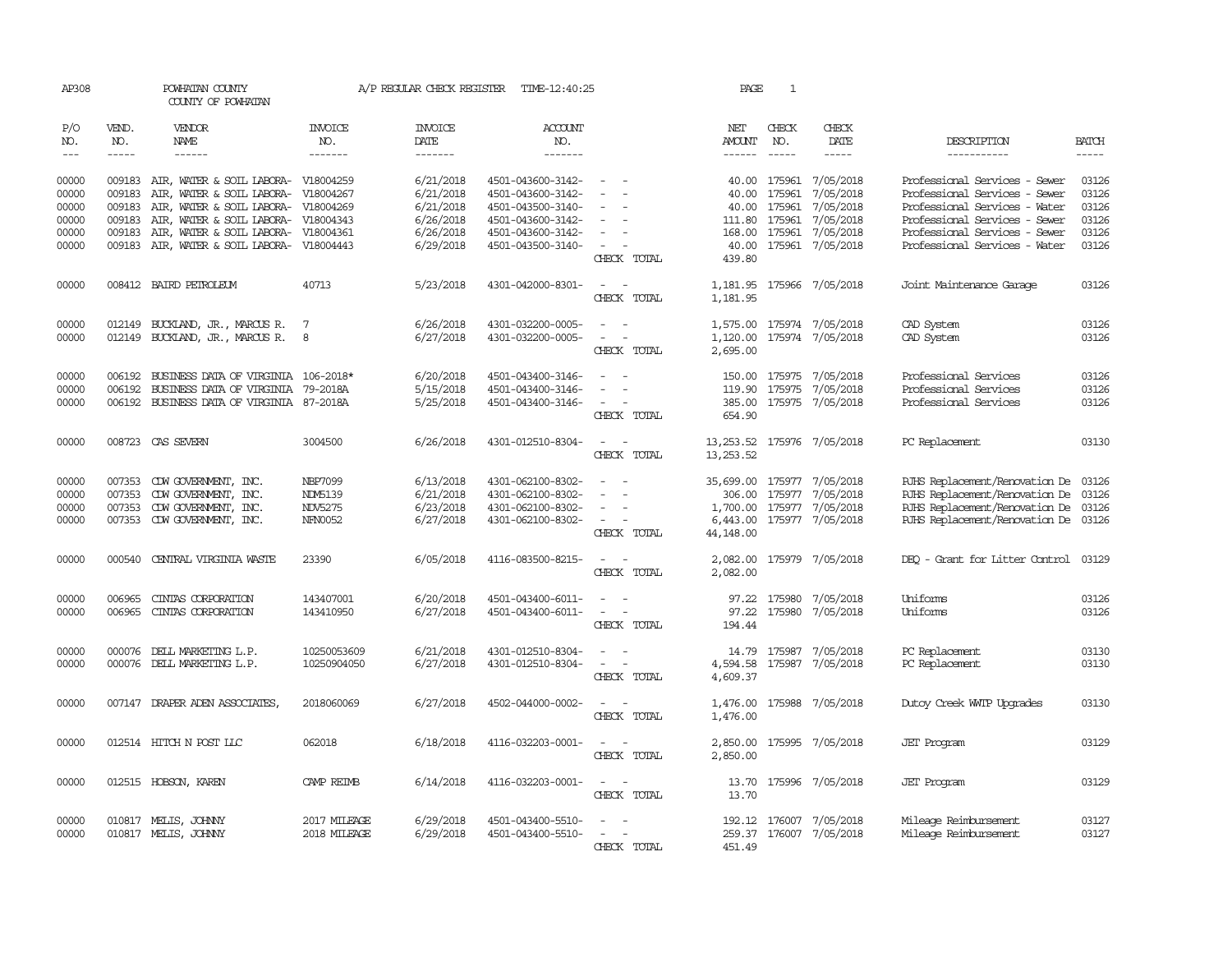AP308 POWHATAN COUNTY A/P REGULAR CHECK REGISTER TIME-12:40:25 PAGE 1

COUNTY OF POWHATAN

| P/O NO. | VEND. NO. | VENDOR NAME | INVOICE NO. | INVOICE DATE | ACCOUNT NO. | | NET AMOUNT | CHECK NO. | CHECK DATE | DESCRIPTION | BATCH |
|---|---|---|---|---|---|---|---|---|---|---|---|
| 00000 | 009183 | AIR, WATER & SOIL LABORA- | V18004259 | 6/21/2018 | 4501-043600-3142- | - - | 40.00 | 175961 | 7/05/2018 | Professional Services - Sewer | 03126 |
| 00000 | 009183 | AIR, WATER & SOIL LABORA- | V18004267 | 6/21/2018 | 4501-043600-3142- | - - | 40.00 | 175961 | 7/05/2018 | Professional Services - Sewer | 03126 |
| 00000 | 009183 | AIR, WATER & SOIL LABORA- | V18004269 | 6/21/2018 | 4501-043500-3140- | - - | 40.00 | 175961 | 7/05/2018 | Professional Services - Water | 03126 |
| 00000 | 009183 | AIR, WATER & SOIL LABORA- | V18004343 | 6/26/2018 | 4501-043600-3142- | - - | 111.80 | 175961 | 7/05/2018 | Professional Services - Sewer | 03126 |
| 00000 | 009183 | AIR, WATER & SOIL LABORA- | V18004361 | 6/26/2018 | 4501-043600-3142- | - - | 168.00 | 175961 | 7/05/2018 | Professional Services - Sewer | 03126 |
| 00000 | 009183 | AIR, WATER & SOIL LABORA- | V18004443 | 6/29/2018 | 4501-043500-3140- | - - | 40.00 | 175961 | 7/05/2018 | Professional Services - Water | 03126 |
| | | | | | | CHECK TOTAL | 439.80 | | | | |
| 00000 | 008412 | BAIRD PETROLEUM | 40713 | 5/23/2018 | 4301-042000-8301- | - - | 1,181.95 | 175966 | 7/05/2018 | Joint Maintenance Garage | 03126 |
| | | | | | | CHECK TOTAL | 1,181.95 | | | | |
| 00000 | 012149 | BUCKLAND, JR., MARCUS R. | 7 | 6/26/2018 | 4301-032200-0005- | - - | 1,575.00 | 175974 | 7/05/2018 | CAD System | 03126 |
| 00000 | 012149 | BUCKLAND, JR., MARCUS R. | 8 | 6/27/2018 | 4301-032200-0005- | - - | 1,120.00 | 175974 | 7/05/2018 | CAD System | 03126 |
| | | | | | | CHECK TOTAL | 2,695.00 | | | | |
| 00000 | 006192 | BUSINESS DATA OF VIRGINIA | 106-2018* | 6/20/2018 | 4501-043400-3146- | - - | 150.00 | 175975 | 7/05/2018 | Professional Services | 03126 |
| 00000 | 006192 | BUSINESS DATA OF VIRGINIA | 79-2018A | 5/15/2018 | 4501-043400-3146- | - - | 119.90 | 175975 | 7/05/2018 | Professional Services | 03126 |
| 00000 | 006192 | BUSINESS DATA OF VIRGINIA | 87-2018A | 5/25/2018 | 4501-043400-3146- | - - | 385.00 | 175975 | 7/05/2018 | Professional Services | 03126 |
| | | | | | | CHECK TOTAL | 654.90 | | | | |
| 00000 | 008723 | CAS SEVERN | 3004500 | 6/26/2018 | 4301-012510-8304- | - - | 13,253.52 | 175976 | 7/05/2018 | PC Replacement | 03130 |
| | | | | | | CHECK TOTAL | 13,253.52 | | | | |
| 00000 | 007353 | CDW GOVERNMENT, INC. | NBP7099 | 6/13/2018 | 4301-062100-8302- | - - | 35,699.00 | 175977 | 7/05/2018 | PJHS Replacement/Renovation De | 03126 |
| 00000 | 007353 | CDW GOVERNMENT, INC. | NDM5139 | 6/21/2018 | 4301-062100-8302- | - - | 306.00 | 175977 | 7/05/2018 | PJHS Replacement/Renovation De | 03126 |
| 00000 | 007353 | CDW GOVERNMENT, INC. | NDV5275 | 6/23/2018 | 4301-062100-8302- | - - | 1,700.00 | 175977 | 7/05/2018 | PJHS Replacement/Renovation De | 03126 |
| 00000 | 007353 | CDW GOVERNMENT, INC. | NFN0052 | 6/27/2018 | 4301-062100-8302- | - - | 6,443.00 | 175977 | 7/05/2018 | PJHS Replacement/Renovation De | 03126 |
| | | | | | | CHECK TOTAL | 44,148.00 | | | | |
| 00000 | 000540 | CENTRAL VIRGINIA WASTE | 23390 | 6/05/2018 | 4116-083500-8215- | - - | 2,082.00 | 175979 | 7/05/2018 | DEQ - Grant for Litter Control | 03129 |
| | | | | | | CHECK TOTAL | 2,082.00 | | | | |
| 00000 | 006965 | CINTAS CORPORATION | 143407001 | 6/20/2018 | 4501-043400-6011- | - - | 97.22 | 175980 | 7/05/2018 | Uniforms | 03126 |
| 00000 | 006965 | CINTAS CORPORATION | 143410950 | 6/27/2018 | 4501-043400-6011- | - - | 97.22 | 175980 | 7/05/2018 | Uniforms | 03126 |
| | | | | | | CHECK TOTAL | 194.44 | | | | |
| 00000 | 000076 | DELL MARKETING L.P. | 10250053609 | 6/21/2018 | 4301-012510-8304- | - - | 14.79 | 175987 | 7/05/2018 | PC Replacement | 03130 |
| 00000 | 000076 | DELL MARKETING L.P. | 10250904050 | 6/27/2018 | 4301-012510-8304- | - - | 4,594.58 | 175987 | 7/05/2018 | PC Replacement | 03130 |
| | | | | | | CHECK TOTAL | 4,609.37 | | | | |
| 00000 | 007147 | DRAPER ADEN ASSOCIATES, | 2018060069 | 6/27/2018 | 4502-044000-0002- | - - | 1,476.00 | 175988 | 7/05/2018 | Dutoy Creek WWTP Upgrades | 03130 |
| | | | | | | CHECK TOTAL | 1,476.00 | | | | |
| 00000 | 012514 | HITCH N POST LLC | 062018 | 6/18/2018 | 4116-032203-0001- | - - | 2,850.00 | 175995 | 7/05/2018 | JET Program | 03129 |
| | | | | | | CHECK TOTAL | 2,850.00 | | | | |
| 00000 | 012515 | HOBSON, KAREN | CAMP REIMB | 6/14/2018 | 4116-032203-0001- | - - | 13.70 | 175996 | 7/05/2018 | JET Program | 03129 |
| | | | | | | CHECK TOTAL | 13.70 | | | | |
| 00000 | 010817 | MELIS, JOHNNY | 2017 MILEAGE | 6/29/2018 | 4501-043400-5510- | - - | 192.12 | 176007 | 7/05/2018 | Mileage Reimbursement | 03127 |
| 00000 | 010817 | MELIS, JOHNNY | 2018 MILEAGE | 6/29/2018 | 4501-043400-5510- | - - | 259.37 | 176007 | 7/05/2018 | Mileage Reimbursement | 03127 |
| | | | | | | CHECK TOTAL | 451.49 | | | | |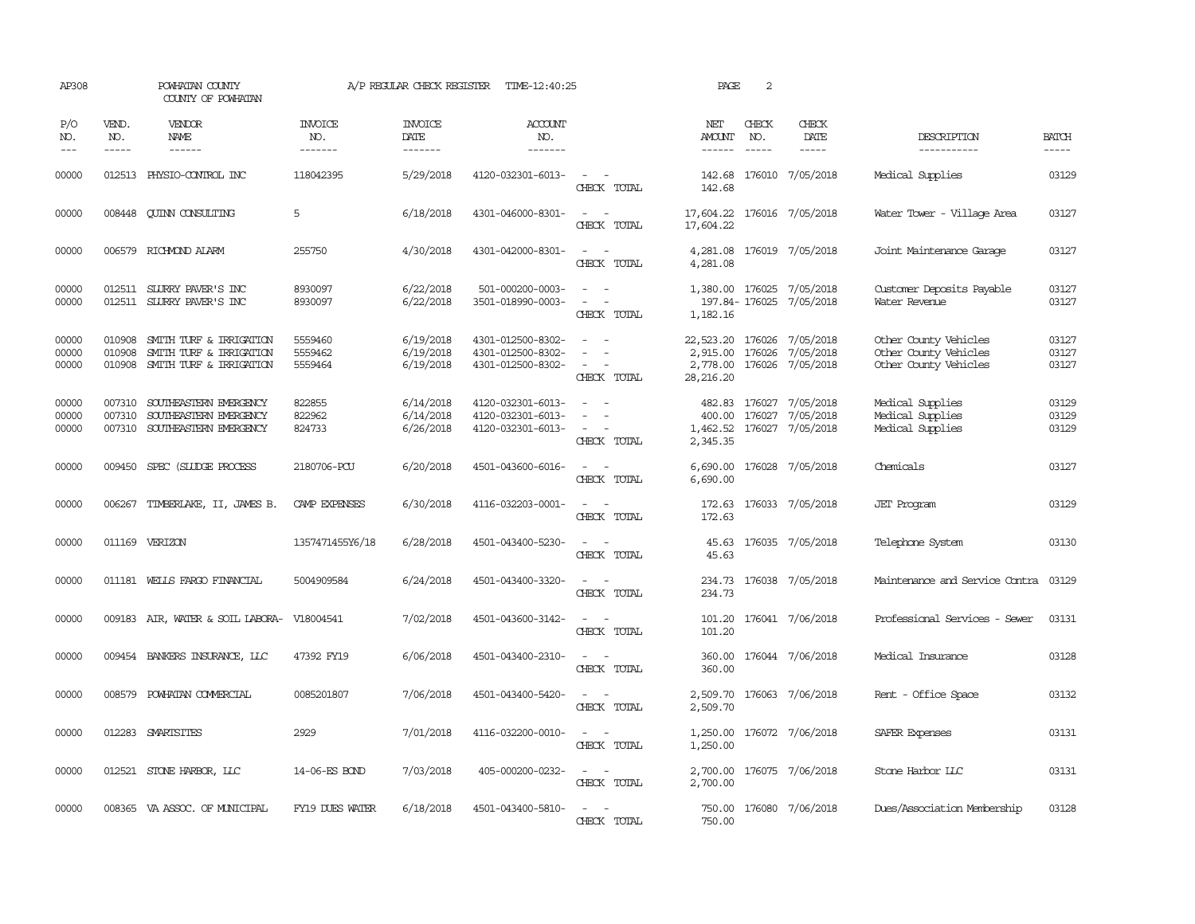AP308 POWHATAN COUNTY A/P REGULAR CHECK REGISTER TIME-12:40:25 PAGE 2

COUNTY OF POWHATAN

| P/O NO. | VEND. NO. | VENDOR NAME | INVOICE NO. | INVOICE DATE | ACCOUNT NO. | | NET AMOUNT | CHECK NO. | CHECK DATE | DESCRIPTION | BATCH |
|---|---|---|---|---|---|---|---|---|---|---|---|
| 00000 | 012513 | PHYSIO-CONTROL INC | 118042395 | 5/29/2018 | 4120-032301-6013- | - - | 142.68 | 176010 | 7/05/2018 | Medical Supplies | 03129 |
| | | | | | | CHECK TOTAL | 142.68 | | | | |
| 00000 | 008448 | QUINN CONSULTING | 5 | 6/18/2018 | 4301-046000-8301- | - - | 17,604.22 | 176016 | 7/05/2018 | Water Tower - Village Area | 03127 |
| | | | | | | CHECK TOTAL | 17,604.22 | | | | |
| 00000 | 006579 | RICHMOND ALARM | 255750 | 4/30/2018 | 4301-042000-8301- | - - | 4,281.08 | 176019 | 7/05/2018 | Joint Maintenance Garage | 03127 |
| | | | | | | CHECK TOTAL | 4,281.08 | | | | |
| 00000 | 012511 | SLURRY PAVER'S INC | 8930097 | 6/22/2018 | 501-000200-0003- | - - | 1,380.00 | 176025 | 7/05/2018 | Customer Deposits Payable | 03127 |
| 00000 | 012511 | SLURRY PAVER'S INC | 8930097 | 6/22/2018 | 3501-018990-0003- | - - | 197.84- | 176025 | 7/05/2018 | Water Revenue | 03127 |
| | | | | | | CHECK TOTAL | 1,182.16 | | | | |
| 00000 | 010908 | SMITH TURF & IRRIGATION | 5559460 | 6/19/2018 | 4301-012500-8302- | - - | 22,523.20 | 176026 | 7/05/2018 | Other County Vehicles | 03127 |
| 00000 | 010908 | SMITH TURF & IRRIGATION | 5559462 | 6/19/2018 | 4301-012500-8302- | - - | 2,915.00 | 176026 | 7/05/2018 | Other County Vehicles | 03127 |
| 00000 | 010908 | SMITH TURF & IRRIGATION | 5559464 | 6/19/2018 | 4301-012500-8302- | - - | 2,778.00 | 176026 | 7/05/2018 | Other County Vehicles | 03127 |
| | | | | | | CHECK TOTAL | 28,216.20 | | | | |
| 00000 | 007310 | SOUTHEASTERN EMERGENCY | 822855 | 6/14/2018 | 4120-032301-6013- | - - | 482.83 | 176027 | 7/05/2018 | Medical Supplies | 03129 |
| 00000 | 007310 | SOUTHEASTERN EMERGENCY | 822962 | 6/14/2018 | 4120-032301-6013- | - - | 400.00 | 176027 | 7/05/2018 | Medical Supplies | 03129 |
| 00000 | 007310 | SOUTHEASTERN EMERGENCY | 824733 | 6/26/2018 | 4120-032301-6013- | - - | 1,462.52 | 176027 | 7/05/2018 | Medical Supplies | 03129 |
| | | | | | | CHECK TOTAL | 2,345.35 | | | | |
| 00000 | 009450 | SPEC (SLUDGE PROCESS | 2180706-PCU | 6/20/2018 | 4501-043600-6016- | - - | 6,690.00 | 176028 | 7/05/2018 | Chemicals | 03127 |
| | | | | | | CHECK TOTAL | 6,690.00 | | | | |
| 00000 | 006267 | TIMBERLAKE, II, JAMES B. | CAMP EXPENSES | 6/30/2018 | 4116-032203-0001- | - - | 172.63 | 176033 | 7/05/2018 | JET Program | 03129 |
| | | | | | | CHECK TOTAL | 172.63 | | | | |
| 00000 | 011169 | VERIZON | 1357471455Y6/18 | 6/28/2018 | 4501-043400-5230- | - - | 45.63 | 176035 | 7/05/2018 | Telephone System | 03130 |
| | | | | | | CHECK TOTAL | 45.63 | | | | |
| 00000 | 011181 | WELLS FARGO FINANCIAL | 5004909584 | 6/24/2018 | 4501-043400-3320- | - - | 234.73 | 176038 | 7/05/2018 | Maintenance and Service Contra | 03129 |
| | | | | | | CHECK TOTAL | 234.73 | | | | |
| 00000 | 009183 | AIR, WATER & SOIL LABORA- | V18004541 | 7/02/2018 | 4501-043600-3142- | - - | 101.20 | 176041 | 7/06/2018 | Professional Services - Sewer | 03131 |
| | | | | | | CHECK TOTAL | 101.20 | | | | |
| 00000 | 009454 | BANKERS INSURANCE, LLC | 47392 FY19 | 6/06/2018 | 4501-043400-2310- | - - | 360.00 | 176044 | 7/06/2018 | Medical Insurance | 03128 |
| | | | | | | CHECK TOTAL | 360.00 | | | | |
| 00000 | 008579 | POWHATAN COMMERCIAL | 0085201807 | 7/06/2018 | 4501-043400-5420- | - - | 2,509.70 | 176063 | 7/06/2018 | Rent - Office Space | 03132 |
| | | | | | | CHECK TOTAL | 2,509.70 | | | | |
| 00000 | 012283 | SMARTSITES | 2929 | 7/01/2018 | 4116-032200-0010- | - - | 1,250.00 | 176072 | 7/06/2018 | SAFER Expenses | 03131 |
| | | | | | | CHECK TOTAL | 1,250.00 | | | | |
| 00000 | 012521 | STONE HARBOR, LLC | 14-06-ES BOND | 7/03/2018 | 405-000200-0232- | - - | 2,700.00 | 176075 | 7/06/2018 | Stone Harbor LLC | 03131 |
| | | | | | | CHECK TOTAL | 2,700.00 | | | | |
| 00000 | 008365 | VA ASSOC. OF MUNICIPAL | FY19 DUES WATER | 6/18/2018 | 4501-043400-5810- | - - | 750.00 | 176080 | 7/06/2018 | Dues/Association Membership | 03128 |
| | | | | | | CHECK TOTAL | 750.00 | | | | |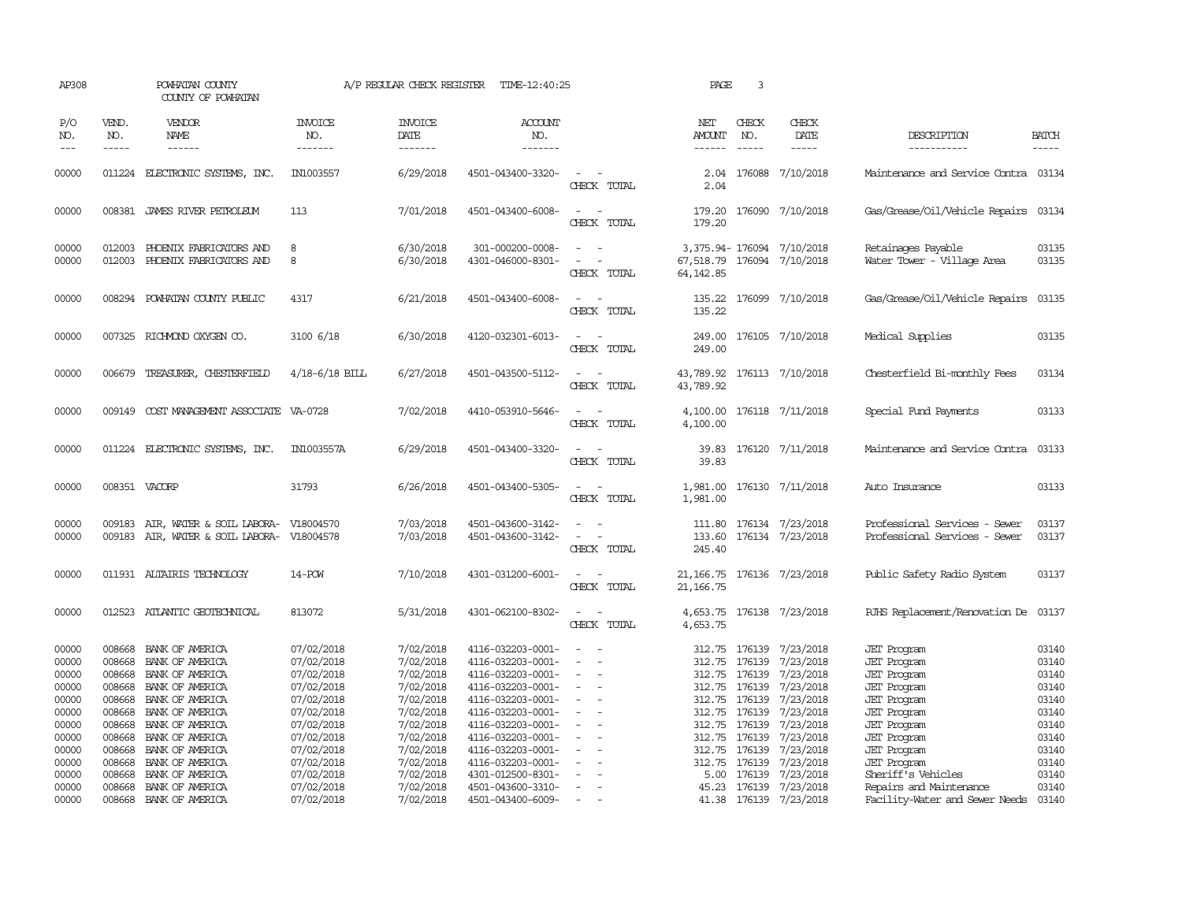AP308 POWHATAN COUNTY A/P REGULAR CHECK REGISTER TIME-12:40:25 PAGE 3

COUNTY OF POWHATAN

| P/O NO. | VEND. NO. | VENDOR NAME | INVOICE NO. | INVOICE DATE | ACCOUNT NO. | | NET AMOUNT | CHECK NO. | CHECK DATE | DESCRIPTION | BATCH |
|---|---|---|---|---|---|---|---|---|---|---|---|
| 00000 | 011224 | ELECTRONIC SYSTEMS, INC. | IN1003557 | 6/29/2018 | 4501-043400-3320- | - - | 2.04 | 176088 | 7/10/2018 | Maintenance and Service Contra | 03134 |
| | | | | | | CHECK TOTAL | 2.04 | | | | |
| 00000 | 008381 | JAMES RIVER PETROLEUM | 113 | 7/01/2018 | 4501-043400-6008- | - - | 179.20 | 176090 | 7/10/2018 | Gas/Grease/Oil/Vehicle Repairs | 03134 |
| | | | | | | CHECK TOTAL | 179.20 | | | | |
| 00000 | 012003 | PHOENIX FABRICATORS AND | 8 | 6/30/2018 | 301-000200-0008- | - - | 3,375.94- | 176094 | 7/10/2018 | Retainages Payable | 03135 |
| 00000 | 012003 | PHOENIX FABRICATORS AND | 8 | 6/30/2018 | 4301-046000-8301- | - - | 67,518.79 | 176094 | 7/10/2018 | Water Tower - Village Area | 03135 |
| | | | | | | CHECK TOTAL | 64,142.85 | | | | |
| 00000 | 008294 | POWHATAN COUNTY PUBLIC | 4317 | 6/21/2018 | 4501-043400-6008- | - - | 135.22 | 176099 | 7/10/2018 | Gas/Grease/Oil/Vehicle Repairs | 03135 |
| | | | | | | CHECK TOTAL | 135.22 | | | | |
| 00000 | 007325 | RICHMOND OXYGEN CO. | 3100 6/18 | 6/30/2018 | 4120-032301-6013- | - - | 249.00 | 176105 | 7/10/2018 | Medical Supplies | 03135 |
| | | | | | | CHECK TOTAL | 249.00 | | | | |
| 00000 | 006679 | TREASURER, CHESTERFIELD | 4/18-6/18 BILL | 6/27/2018 | 4501-043500-5112- | - - | 43,789.92 | 176113 | 7/10/2018 | Chesterfield Bi-monthly Fees | 03134 |
| | | | | | | CHECK TOTAL | 43,789.92 | | | | |
| 00000 | 009149 | COST MANAGEMENT ASSOCIATE | VA-0728 | 7/02/2018 | 4410-053910-5646- | - - | 4,100.00 | 176118 | 7/11/2018 | Special Fund Payments | 03133 |
| | | | | | | CHECK TOTAL | 4,100.00 | | | | |
| 00000 | 011224 | ELECTRONIC SYSTEMS, INC. | IN1003557A | 6/29/2018 | 4501-043400-3320- | - - | 39.83 | 176120 | 7/11/2018 | Maintenance and Service Contra | 03133 |
| | | | | | | CHECK TOTAL | 39.83 | | | | |
| 00000 | 008351 | VACORP | 31793 | 6/26/2018 | 4501-043400-5305- | - - | 1,981.00 | 176130 | 7/11/2018 | Auto Insurance | 03133 |
| | | | | | | CHECK TOTAL | 1,981.00 | | | | |
| 00000 | 009183 | AIR, WATER & SOIL LABORA- | V18004570 | 7/03/2018 | 4501-043600-3142- | - - | 111.80 | 176134 | 7/23/2018 | Professional Services - Sewer | 03137 |
| 00000 | 009183 | AIR, WATER & SOIL LABORA- | V18004578 | 7/03/2018 | 4501-043600-3142- | - - | 133.60 | 176134 | 7/23/2018 | Professional Services - Sewer | 03137 |
| | | | | | | CHECK TOTAL | 245.40 | | | | |
| 00000 | 011931 | ALTAIRIS TECHNOLOGY | 14-POW | 7/10/2018 | 4301-031200-6001- | - - | 21,166.75 | 176136 | 7/23/2018 | Public Safety Radio System | 03137 |
| | | | | | | CHECK TOTAL | 21,166.75 | | | | |
| 00000 | 012523 | ATLANTIC GEOTECHNICAL | 813072 | 5/31/2018 | 4301-062100-8302- | - - | 4,653.75 | 176138 | 7/23/2018 | PJHS Replacement/Renovation De | 03137 |
| | | | | | | CHECK TOTAL | 4,653.75 | | | | |
| 00000 | 008668 | BANK OF AMERICA | 07/02/2018 | 7/02/2018 | 4116-032203-0001- | - - | 312.75 | 176139 | 7/23/2018 | JET Program | 03140 |
| 00000 | 008668 | BANK OF AMERICA | 07/02/2018 | 7/02/2018 | 4116-032203-0001- | - - | 312.75 | 176139 | 7/23/2018 | JET Program | 03140 |
| 00000 | 008668 | BANK OF AMERICA | 07/02/2018 | 7/02/2018 | 4116-032203-0001- | - - | 312.75 | 176139 | 7/23/2018 | JET Program | 03140 |
| 00000 | 008668 | BANK OF AMERICA | 07/02/2018 | 7/02/2018 | 4116-032203-0001- | - - | 312.75 | 176139 | 7/23/2018 | JET Program | 03140 |
| 00000 | 008668 | BANK OF AMERICA | 07/02/2018 | 7/02/2018 | 4116-032203-0001- | - - | 312.75 | 176139 | 7/23/2018 | JET Program | 03140 |
| 00000 | 008668 | BANK OF AMERICA | 07/02/2018 | 7/02/2018 | 4116-032203-0001- | - - | 312.75 | 176139 | 7/23/2018 | JET Program | 03140 |
| 00000 | 008668 | BANK OF AMERICA | 07/02/2018 | 7/02/2018 | 4116-032203-0001- | - - | 312.75 | 176139 | 7/23/2018 | JET Program | 03140 |
| 00000 | 008668 | BANK OF AMERICA | 07/02/2018 | 7/02/2018 | 4116-032203-0001- | - - | 312.75 | 176139 | 7/23/2018 | JET Program | 03140 |
| 00000 | 008668 | BANK OF AMERICA | 07/02/2018 | 7/02/2018 | 4116-032203-0001- | - - | 312.75 | 176139 | 7/23/2018 | JET Program | 03140 |
| 00000 | 008668 | BANK OF AMERICA | 07/02/2018 | 7/02/2018 | 4116-032203-0001- | - - | 312.75 | 176139 | 7/23/2018 | JET Program | 03140 |
| 00000 | 008668 | BANK OF AMERICA | 07/02/2018 | 7/02/2018 | 4301-012500-8301- | - - | 5.00 | 176139 | 7/23/2018 | Sheriff's Vehicles | 03140 |
| 00000 | 008668 | BANK OF AMERICA | 07/02/2018 | 7/02/2018 | 4501-043600-3310- | - - | 45.23 | 176139 | 7/23/2018 | Repairs and Maintenance | 03140 |
| 00000 | 008668 | BANK OF AMERICA | 07/02/2018 | 7/02/2018 | 4501-043400-6009- | - - | 41.38 | 176139 | 7/23/2018 | Facility-Water and Sewer Needs | 03140 |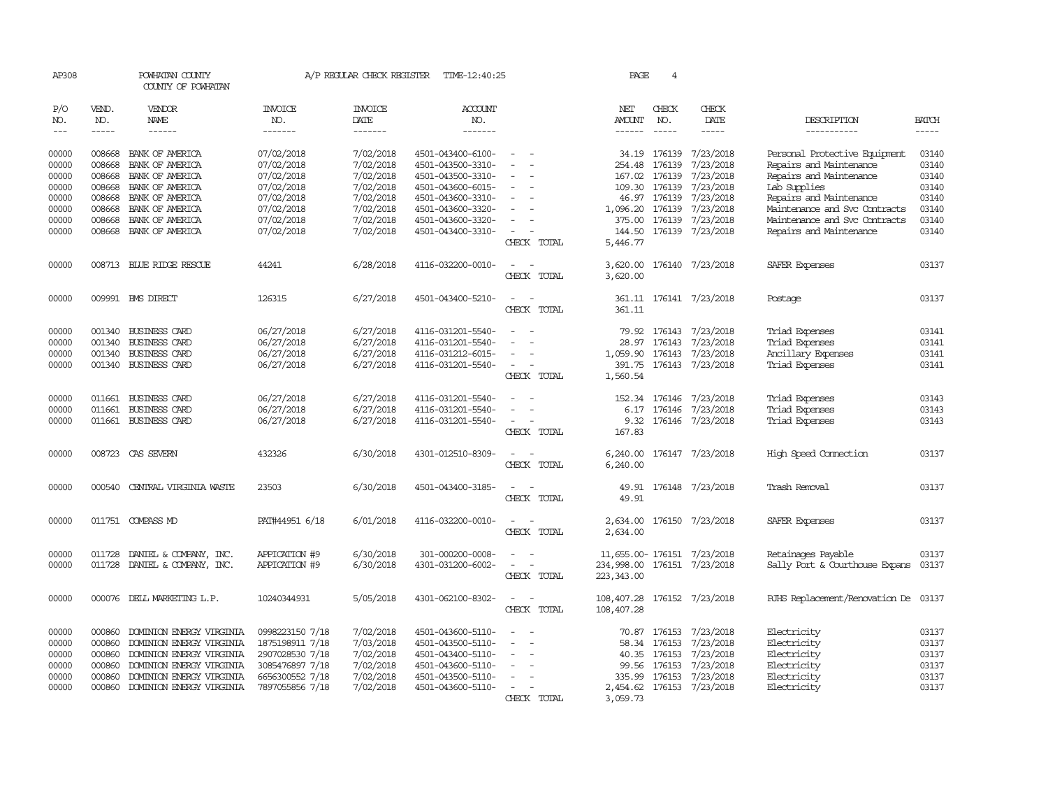AP308 POWHATAN COUNTY A/P REGULAR CHECK REGISTER TIME-12:40:25 PAGE 4

COUNTY OF POWHATAN

| P/O NO. | VEND. NO. | VENDOR NAME | INVOICE NO. | INVOICE DATE | ACCOUNT NO. | | NET AMOUNT | CHECK NO. | CHECK DATE | DESCRIPTION | BATCH |
|---|---|---|---|---|---|---|---|---|---|---|---|
| 00000 | 008668 | BANK OF AMERICA | 07/02/2018 | 7/02/2018 | 4501-043400-6100- | - - | 34.19 | 176139 | 7/23/2018 | Personal Protective Equipment | 03140 |
| 00000 | 008668 | BANK OF AMERICA | 07/02/2018 | 7/02/2018 | 4501-043500-3310- | - - | 254.48 | 176139 | 7/23/2018 | Repairs and Maintenance | 03140 |
| 00000 | 008668 | BANK OF AMERICA | 07/02/2018 | 7/02/2018 | 4501-043500-3310- | - - | 167.02 | 176139 | 7/23/2018 | Repairs and Maintenance | 03140 |
| 00000 | 008668 | BANK OF AMERICA | 07/02/2018 | 7/02/2018 | 4501-043600-6015- | - - | 109.30 | 176139 | 7/23/2018 | Lab Supplies | 03140 |
| 00000 | 008668 | BANK OF AMERICA | 07/02/2018 | 7/02/2018 | 4501-043600-3310- | - - | 46.97 | 176139 | 7/23/2018 | Repairs and Maintenance | 03140 |
| 00000 | 008668 | BANK OF AMERICA | 07/02/2018 | 7/02/2018 | 4501-043600-3320- | - - | 1,096.20 | 176139 | 7/23/2018 | Maintenance and Svc Contracts | 03140 |
| 00000 | 008668 | BANK OF AMERICA | 07/02/2018 | 7/02/2018 | 4501-043600-3320- | - - | 375.00 | 176139 | 7/23/2018 | Maintenance and Svc Contracts | 03140 |
| 00000 | 008668 | BANK OF AMERICA | 07/02/2018 | 7/02/2018 | 4501-043400-3310- | - - | 144.50 | 176139 | 7/23/2018 | Repairs and Maintenance | 03140 |
| | | | | | | CHECK TOTAL | 5,446.77 | | | | |
| 00000 | 008713 | BLUE RIDGE RESCUE | 44241 | 6/28/2018 | 4116-032200-0010- | - - | 3,620.00 | 176140 | 7/23/2018 | SAFER Expenses | 03137 |
| | | | | | | CHECK TOTAL | 3,620.00 | | | | |
| 00000 | 009991 | BMS DIRECT | 126315 | 6/27/2018 | 4501-043400-5210- | - - | 361.11 | 176141 | 7/23/2018 | Postage | 03137 |
| | | | | | | CHECK TOTAL | 361.11 | | | | |
| 00000 | 001340 | BUSINESS CARD | 06/27/2018 | 6/27/2018 | 4116-031201-5540- | - - | 79.92 | 176143 | 7/23/2018 | Triad Expenses | 03141 |
| 00000 | 001340 | BUSINESS CARD | 06/27/2018 | 6/27/2018 | 4116-031201-5540- | - - | 28.97 | 176143 | 7/23/2018 | Triad Expenses | 03141 |
| 00000 | 001340 | BUSINESS CARD | 06/27/2018 | 6/27/2018 | 4116-031212-6015- | - - | 1,059.90 | 176143 | 7/23/2018 | Ancillary Expenses | 03141 |
| 00000 | 001340 | BUSINESS CARD | 06/27/2018 | 6/27/2018 | 4116-031201-5540- | - - | 391.75 | 176143 | 7/23/2018 | Triad Expenses | 03141 |
| | | | | | | CHECK TOTAL | 1,560.54 | | | | |
| 00000 | 011661 | BUSINESS CARD | 06/27/2018 | 6/27/2018 | 4116-031201-5540- | - - | 152.34 | 176146 | 7/23/2018 | Triad Expenses | 03143 |
| 00000 | 011661 | BUSINESS CARD | 06/27/2018 | 6/27/2018 | 4116-031201-5540- | - - | 6.17 | 176146 | 7/23/2018 | Triad Expenses | 03143 |
| 00000 | 011661 | BUSINESS CARD | 06/27/2018 | 6/27/2018 | 4116-031201-5540- | - - | 9.32 | 176146 | 7/23/2018 | Triad Expenses | 03143 |
| | | | | | | CHECK TOTAL | 167.83 | | | | |
| 00000 | 008723 | CAS SEVERN | 432326 | 6/30/2018 | 4301-012510-8309- | - - | 6,240.00 | 176147 | 7/23/2018 | High Speed Connection | 03137 |
| | | | | | | CHECK TOTAL | 6,240.00 | | | | |
| 00000 | 000540 | CENTRAL VIRGINIA WASTE | 23503 | 6/30/2018 | 4501-043400-3185- | - - | 49.91 | 176148 | 7/23/2018 | Trash Removal | 03137 |
| | | | | | | CHECK TOTAL | 49.91 | | | | |
| 00000 | 011751 | COMPASS MD | PAT#44951 6/18 | 6/01/2018 | 4116-032200-0010- | - - | 2,634.00 | 176150 | 7/23/2018 | SAFER Expenses | 03137 |
| | | | | | | CHECK TOTAL | 2,634.00 | | | | |
| 00000 | 011728 | DANIEL & COMPANY, INC. | APPICATION #9 | 6/30/2018 | 301-000200-0008- | - - | 11,655.00- | 176151 | 7/23/2018 | Retainages Payable | 03137 |
| 00000 | 011728 | DANIEL & COMPANY, INC. | APPICATION #9 | 6/30/2018 | 4301-031200-6002- | - - | 234,998.00 | 176151 | 7/23/2018 | Sally Port & Courthouse Expans | 03137 |
| | | | | | | CHECK TOTAL | 223,343.00 | | | | |
| 00000 | 000076 | DELL MARKETING L.P. | 10240344931 | 5/05/2018 | 4301-062100-8302- | - - | 108,407.28 | 176152 | 7/23/2018 | PJHS Replacement/Renovation De | 03137 |
| | | | | | | CHECK TOTAL | 108,407.28 | | | | |
| 00000 | 000860 | DOMINION ENERGY VIRGINIA | 0998223150 7/18 | 7/02/2018 | 4501-043600-5110- | - - | 70.87 | 176153 | 7/23/2018 | Electricity | 03137 |
| 00000 | 000860 | DOMINION ENERGY VIRGINIA | 1875198911 7/18 | 7/03/2018 | 4501-043500-5110- | - - | 58.34 | 176153 | 7/23/2018 | Electricity | 03137 |
| 00000 | 000860 | DOMINION ENERGY VIRGINIA | 2907028530 7/18 | 7/02/2018 | 4501-043400-5110- | - - | 40.35 | 176153 | 7/23/2018 | Electricity | 03137 |
| 00000 | 000860 | DOMINION ENERGY VIRGINIA | 3085476897 7/18 | 7/02/2018 | 4501-043600-5110- | - - | 99.56 | 176153 | 7/23/2018 | Electricity | 03137 |
| 00000 | 000860 | DOMINION ENERGY VIRGINIA | 6656300552 7/18 | 7/02/2018 | 4501-043500-5110- | - - | 335.99 | 176153 | 7/23/2018 | Electricity | 03137 |
| 00000 | 000860 | DOMINION ENERGY VIRGINIA | 7897055856 7/18 | 7/02/2018 | 4501-043600-5110- | - - | 2,454.62 | 176153 | 7/23/2018 | Electricity | 03137 |
| | | | | | | CHECK TOTAL | 3,059.73 | | | | |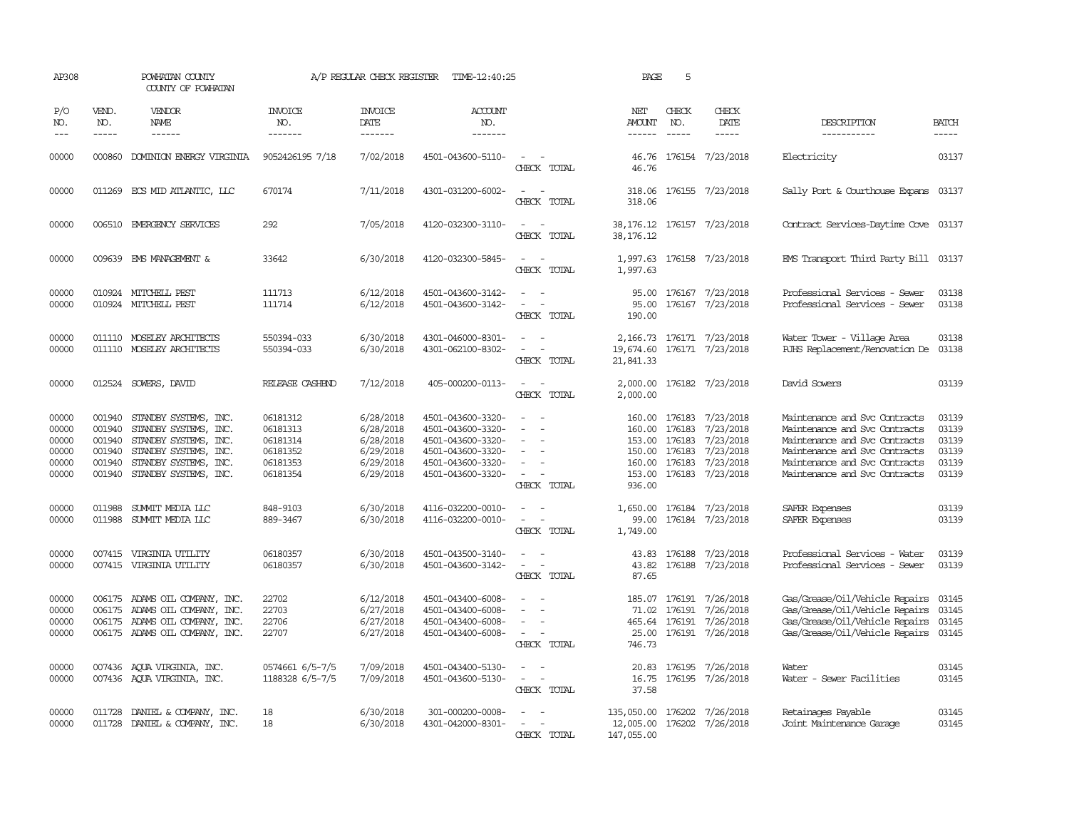AP308 POWHATAN COUNTY COUNTY OF POWHATAN A/P REGULAR CHECK REGISTER TIME-12:40:25 PAGE 5

| P/O NO. | VEND. NO. | VENDOR NAME | INVOICE NO. | INVOICE DATE | ACCOUNT NO. | | NET AMOUNT | CHECK NO. | CHECK DATE | DESCRIPTION | BATCH |
|---|---|---|---|---|---|---|---|---|---|---|---|
| 00000 | 000860 | DOMINION ENERGY VIRGINIA | 9052426195 7/18 | 7/02/2018 | 4501-043600-5110- | - - | 46.76 | 176154 | 7/23/2018 | Electricity | 03137 |
| | | | | | | CHECK TOTAL | 46.76 | | | | |
| 00000 | 011269 | ECS MID ATLANTIC, LLC | 670174 | 7/11/2018 | 4301-031200-6002- | - - | 318.06 | 176155 | 7/23/2018 | Sally Port & Courthouse Expans | 03137 |
| | | | | | | CHECK TOTAL | 318.06 | | | | |
| 00000 | 006510 | EMERGENCY SERVICES | 292 | 7/05/2018 | 4120-032300-3110- | - - | 38,176.12 | 176157 | 7/23/2018 | Contract Services-Daytime Cove | 03137 |
| | | | | | | CHECK TOTAL | 38,176.12 | | | | |
| 00000 | 009639 | EMS MANAGEMENT & | 33642 | 6/30/2018 | 4120-032300-5845- | - - | 1,997.63 | 176158 | 7/23/2018 | EMS Transport Third Party Bill | 03137 |
| | | | | | | CHECK TOTAL | 1,997.63 | | | | |
| 00000 | 010924 | MITCHELL PEST | 111713 | 6/12/2018 | 4501-043600-3142- | - - | 95.00 | 176167 | 7/23/2018 | Professional Services - Sewer | 03138 |
| 00000 | 010924 | MITCHELL PEST | 111714 | 6/12/2018 | 4501-043600-3142- | - - | 95.00 | 176167 | 7/23/2018 | Professional Services - Sewer | 03138 |
| | | | | | | CHECK TOTAL | 190.00 | | | | |
| 00000 | 011110 | MOSELEY ARCHITECTS | 550394-033 | 6/30/2018 | 4301-046000-8301- | - - | 2,166.73 | 176171 | 7/23/2018 | Water Tower - Village Area | 03138 |
| 00000 | 011110 | MOSELEY ARCHITECTS | 550394-033 | 6/30/2018 | 4301-062100-8302- | - - | 19,674.60 | 176171 | 7/23/2018 | PJHS Replacement/Renovation De | 03138 |
| | | | | | | CHECK TOTAL | 21,841.33 | | | | |
| 00000 | 012524 | SOWERS, DAVID | RELEASE CASHBND | 7/12/2018 | 405-000200-0113- | - - | 2,000.00 | 176182 | 7/23/2018 | David Sowers | 03139 |
| | | | | | | CHECK TOTAL | 2,000.00 | | | | |
| 00000 | 001940 | STANDBY SYSTEMS, INC. | 06181312 | 6/28/2018 | 4501-043600-3320- | - - | 160.00 | 176183 | 7/23/2018 | Maintenance and Svc Contracts | 03139 |
| 00000 | 001940 | STANDBY SYSTEMS, INC. | 06181313 | 6/28/2018 | 4501-043600-3320- | - - | 160.00 | 176183 | 7/23/2018 | Maintenance and Svc Contracts | 03139 |
| 00000 | 001940 | STANDBY SYSTEMS, INC. | 06181314 | 6/28/2018 | 4501-043600-3320- | - - | 153.00 | 176183 | 7/23/2018 | Maintenance and Svc Contracts | 03139 |
| 00000 | 001940 | STANDBY SYSTEMS, INC. | 06181352 | 6/29/2018 | 4501-043600-3320- | - - | 150.00 | 176183 | 7/23/2018 | Maintenance and Svc Contracts | 03139 |
| 00000 | 001940 | STANDBY SYSTEMS, INC. | 06181353 | 6/29/2018 | 4501-043600-3320- | - - | 160.00 | 176183 | 7/23/2018 | Maintenance and Svc Contracts | 03139 |
| 00000 | 001940 | STANDBY SYSTEMS, INC. | 06181354 | 6/29/2018 | 4501-043600-3320- | - - | 153.00 | 176183 | 7/23/2018 | Maintenance and Svc Contracts | 03139 |
| | | | | | | CHECK TOTAL | 936.00 | | | | |
| 00000 | 011988 | SUMMIT MEDIA LLC | 848-9103 | 6/30/2018 | 4116-032200-0010- | - - | 1,650.00 | 176184 | 7/23/2018 | SAFER Expenses | 03139 |
| 00000 | 011988 | SUMMIT MEDIA LLC | 889-3467 | 6/30/2018 | 4116-032200-0010- | - - | 99.00 | 176184 | 7/23/2018 | SAFER Expenses | 03139 |
| | | | | | | CHECK TOTAL | 1,749.00 | | | | |
| 00000 | 007415 | VIRGINIA UTILITY | 06180357 | 6/30/2018 | 4501-043500-3140- | - - | 43.83 | 176188 | 7/23/2018 | Professional Services - Water | 03139 |
| 00000 | 007415 | VIRGINIA UTILITY | 06180357 | 6/30/2018 | 4501-043600-3142- | - - | 43.82 | 176188 | 7/23/2018 | Professional Services - Sewer | 03139 |
| | | | | | | CHECK TOTAL | 87.65 | | | | |
| 00000 | 006175 | ADAMS OIL COMPANY, INC. | 22702 | 6/12/2018 | 4501-043400-6008- | - - | 185.07 | 176191 | 7/26/2018 | Gas/Grease/Oil/Vehicle Repairs | 03145 |
| 00000 | 006175 | ADAMS OIL COMPANY, INC. | 22703 | 6/27/2018 | 4501-043400-6008- | - - | 71.02 | 176191 | 7/26/2018 | Gas/Grease/Oil/Vehicle Repairs | 03145 |
| 00000 | 006175 | ADAMS OIL COMPANY, INC. | 22706 | 6/27/2018 | 4501-043400-6008- | - - | 465.64 | 176191 | 7/26/2018 | Gas/Grease/Oil/Vehicle Repairs | 03145 |
| 00000 | 006175 | ADAMS OIL COMPANY, INC. | 22707 | 6/27/2018 | 4501-043400-6008- | - - | 25.00 | 176191 | 7/26/2018 | Gas/Grease/Oil/Vehicle Repairs | 03145 |
| | | | | | | CHECK TOTAL | 746.73 | | | | |
| 00000 | 007436 | AQUA VIRGINIA, INC. | 0574661 6/5-7/5 | 7/09/2018 | 4501-043400-5130- | - - | 20.83 | 176195 | 7/26/2018 | Water | 03145 |
| 00000 | 007436 | AQUA VIRGINIA, INC. | 1188328 6/5-7/5 | 7/09/2018 | 4501-043600-5130- | - - | 16.75 | 176195 | 7/26/2018 | Water - Sewer Facilities | 03145 |
| | | | | | | CHECK TOTAL | 37.58 | | | | |
| 00000 | 011728 | DANIEL & COMPANY, INC. | 18 | 6/30/2018 | 301-000200-0008- | - - | 135,050.00 | 176202 | 7/26/2018 | Retainages Payable | 03145 |
| 00000 | 011728 | DANIEL & COMPANY, INC. | 18 | 6/30/2018 | 4301-042000-8301- | - - | 12,005.00 | 176202 | 7/26/2018 | Joint Maintenance Garage | 03145 |
| | | | | | | CHECK TOTAL | 147,055.00 | | | | |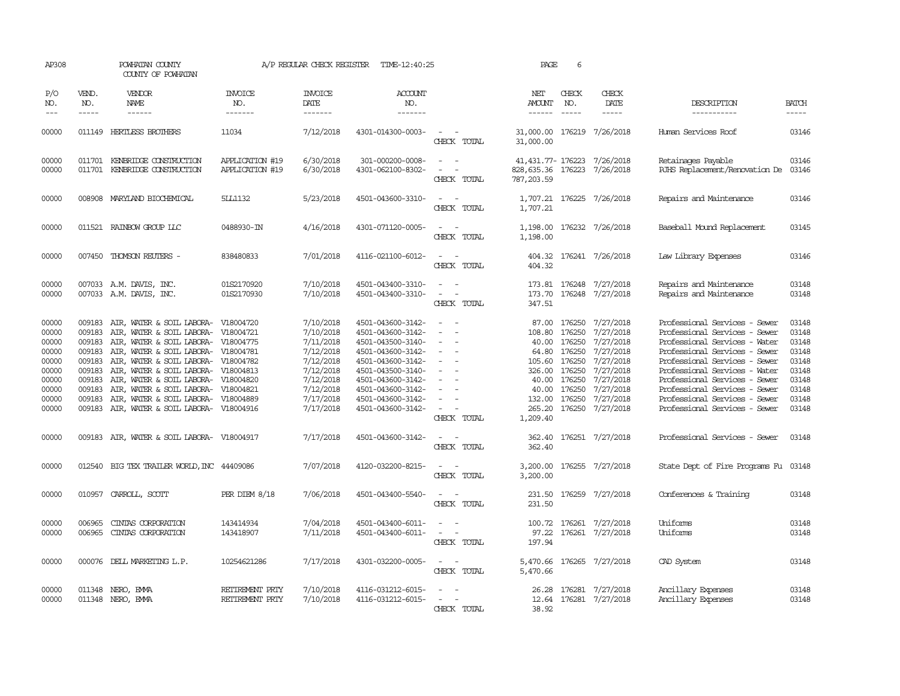AP308 POWHATAN COUNTY A/P REGULAR CHECK REGISTER TIME-12:40:25 PAGE 6

COUNTY OF POWHATAN

| P/O NO. | VEND. NO. | VENDOR NAME | INVOICE NO. | INVOICE DATE | ACCOUNT NO. | | NET AMOUNT | CHECK NO. | CHECK DATE | DESCRIPTION | BATCH |
|---|---|---|---|---|---|---|---|---|---|---|---|
| 00000 | 011149 | HERTLESS BROTHERS | 11034 | 7/12/2018 | 4301-014300-0003- | - - | 31,000.00 | 176219 | 7/26/2018 | Human Services Roof | 03146 |
| | | | | | | CHECK TOTAL | 31,000.00 | | | | |
| 00000 | 011701 | KENBRIDGE CONSTRUCTION | APPLICATION #19 | 6/30/2018 | 301-000200-0008- | - - | 41,431.77- | 176223 | 7/26/2018 | Retainages Payable | 03146 |
| 00000 | 011701 | KENBRIDGE CONSTRUCTION | APPLICATION #19 | 6/30/2018 | 4301-062100-8302- | - - | 828,635.36 | 176223 | 7/26/2018 | PJHS Replacement/Renovation De | 03146 |
| | | | | | | CHECK TOTAL | 787,203.59 | | | | |
| 00000 | 008908 | MARYLAND BIOCHEMICAL | 5LL1132 | 5/23/2018 | 4501-043600-3310- | - - | 1,707.21 | 176225 | 7/26/2018 | Repairs and Maintenance | 03146 |
| | | | | | | CHECK TOTAL | 1,707.21 | | | | |
| 00000 | 011521 | RAINBOW GROUP LLC | 0488930-IN | 4/16/2018 | 4301-071120-0005- | - - | 1,198.00 | 176232 | 7/26/2018 | Baseball Mound Replacement | 03145 |
| | | | | | | CHECK TOTAL | 1,198.00 | | | | |
| 00000 | 007450 | THOMSON REUTERS - | 838480833 | 7/01/2018 | 4116-021100-6012- | - - | 404.32 | 176241 | 7/26/2018 | Law Library Expenses | 03146 |
| | | | | | | CHECK TOTAL | 404.32 | | | | |
| 00000 | 007033 | A.M. DAVIS, INC. | 01S2170920 | 7/10/2018 | 4501-043400-3310- | - - | 173.81 | 176248 | 7/27/2018 | Repairs and Maintenance | 03148 |
| 00000 | 007033 | A.M. DAVIS, INC. | 01S2170930 | 7/10/2018 | 4501-043400-3310- | - - | 173.70 | 176248 | 7/27/2018 | Repairs and Maintenance | 03148 |
| | | | | | | CHECK TOTAL | 347.51 | | | | |
| 00000 | 009183 | AIR, WATER & SOIL LABORA- | V18004720 | 7/10/2018 | 4501-043600-3142- | - - | 87.00 | 176250 | 7/27/2018 | Professional Services - Sewer | 03148 |
| 00000 | 009183 | AIR, WATER & SOIL LABORA- | V18004721 | 7/10/2018 | 4501-043600-3142- | - - | 108.80 | 176250 | 7/27/2018 | Professional Services - Sewer | 03148 |
| 00000 | 009183 | AIR, WATER & SOIL LABORA- | V18004775 | 7/11/2018 | 4501-043500-3140- | - - | 40.00 | 176250 | 7/27/2018 | Professional Services - Water | 03148 |
| 00000 | 009183 | AIR, WATER & SOIL LABORA- | V18004781 | 7/12/2018 | 4501-043600-3142- | - - | 64.80 | 176250 | 7/27/2018 | Professional Services - Sewer | 03148 |
| 00000 | 009183 | AIR, WATER & SOIL LABORA- | V18004782 | 7/12/2018 | 4501-043600-3142- | - - | 105.60 | 176250 | 7/27/2018 | Professional Services - Sewer | 03148 |
| 00000 | 009183 | AIR, WATER & SOIL LABORA- | V18004813 | 7/12/2018 | 4501-043500-3140- | - - | 326.00 | 176250 | 7/27/2018 | Professional Services - Water | 03148 |
| 00000 | 009183 | AIR, WATER & SOIL LABORA- | V18004820 | 7/12/2018 | 4501-043600-3142- | - - | 40.00 | 176250 | 7/27/2018 | Professional Services - Sewer | 03148 |
| 00000 | 009183 | AIR, WATER & SOIL LABORA- | V18004821 | 7/12/2018 | 4501-043600-3142- | - - | 40.00 | 176250 | 7/27/2018 | Professional Services - Sewer | 03148 |
| 00000 | 009183 | AIR, WATER & SOIL LABORA- | V18004889 | 7/17/2018 | 4501-043600-3142- | - - | 132.00 | 176250 | 7/27/2018 | Professional Services - Sewer | 03148 |
| 00000 | 009183 | AIR, WATER & SOIL LABORA- | V18004916 | 7/17/2018 | 4501-043600-3142- | - - | 265.20 | 176250 | 7/27/2018 | Professional Services - Sewer | 03148 |
| | | | | | | CHECK TOTAL | 1,209.40 | | | | |
| 00000 | 009183 | AIR, WATER & SOIL LABORA- | V18004917 | 7/17/2018 | 4501-043600-3142- | - - | 362.40 | 176251 | 7/27/2018 | Professional Services - Sewer | 03148 |
| | | | | | | CHECK TOTAL | 362.40 | | | | |
| 00000 | 012540 | BIG TEX TRAILER WORLD,INC | 44409086 | 7/07/2018 | 4120-032200-8215- | - - | 3,200.00 | 176255 | 7/27/2018 | State Dept of Fire Programs Fu | 03148 |
| | | | | | | CHECK TOTAL | 3,200.00 | | | | |
| 00000 | 010957 | CARROLL, SCOTT | PER DIEM 8/18 | 7/06/2018 | 4501-043400-5540- | - - | 231.50 | 176259 | 7/27/2018 | Conferences & Training | 03148 |
| | | | | | | CHECK TOTAL | 231.50 | | | | |
| 00000 | 006965 | CINTAS CORPORATION | 143414934 | 7/04/2018 | 4501-043400-6011- | - - | 100.72 | 176261 | 7/27/2018 | Uniforms | 03148 |
| 00000 | 006965 | CINTAS CORPORATION | 143418907 | 7/11/2018 | 4501-043400-6011- | - - | 97.22 | 176261 | 7/27/2018 | Uniforms | 03148 |
| | | | | | | CHECK TOTAL | 197.94 | | | | |
| 00000 | 000076 | DELL MARKETING L.P. | 10254621286 | 7/17/2018 | 4301-032200-0005- | - - | 5,470.66 | 176265 | 7/27/2018 | CAD System | 03148 |
| | | | | | | CHECK TOTAL | 5,470.66 | | | | |
| 00000 | 011348 | NERO, EMMA | RETIREMENT PRTY | 7/10/2018 | 4116-031212-6015- | - - | 26.28 | 176281 | 7/27/2018 | Ancillary Expenses | 03148 |
| 00000 | 011348 | NERO, EMMA | RETIREMENT PRTY | 7/10/2018 | 4116-031212-6015- | - - | 12.64 | 176281 | 7/27/2018 | Ancillary Expenses | 03148 |
| | | | | | | CHECK TOTAL | 38.92 | | | | |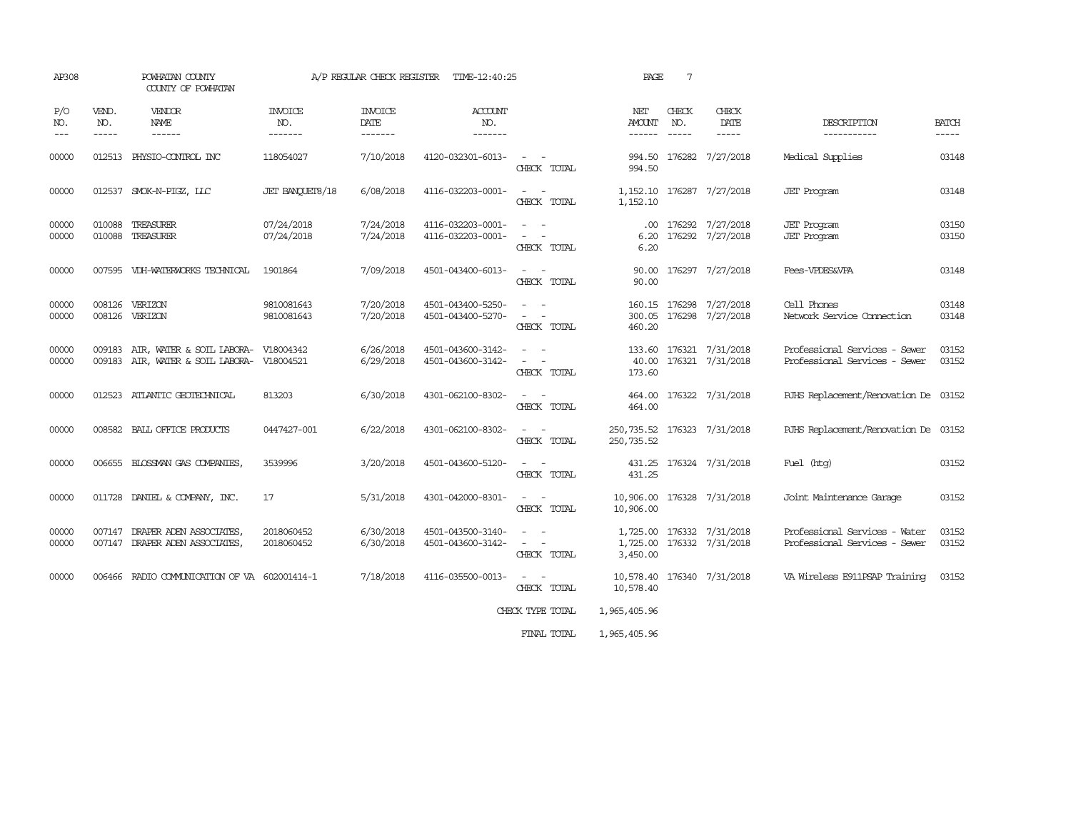AP308 POWHATAN COUNTY A/P REGULAR CHECK REGISTER TIME-12:40:25 PAGE 7

COUNTY OF POWHATAN

| P/O NO. | VEND. NO. | VENDOR NAME | INVOICE NO. | INVOICE DATE | ACCOUNT NO. | | NET AMOUNT | CHECK NO. | CHECK DATE | DESCRIPTION | BATCH |
|---|---|---|---|---|---|---|---|---|---|---|---|
| 00000 | 012513 | PHYSIO-CONTROL INC | 118054027 | 7/10/2018 | 4120-032301-6013- | - - | 994.50 | 176282 | 7/27/2018 | Medical Supplies | 03148 |
| | | | | | | CHECK TOTAL | 994.50 | | | | |
| 00000 | 012537 | SMOK-N-PIGZ, LLC | JET BANQUET8/18 | 6/08/2018 | 4116-032203-0001- | - - | 1,152.10 | 176287 | 7/27/2018 | JET Program | 03148 |
| | | | | | | CHECK TOTAL | 1,152.10 | | | | |
| 00000 | 010088 | TREASURER | 07/24/2018 | 7/24/2018 | 4116-032203-0001- | - - | .00 | 176292 | 7/27/2018 | JET Program | 03150 |
| 00000 | 010088 | TREASURER | 07/24/2018 | 7/24/2018 | 4116-032203-0001- | - - | 6.20 | 176292 | 7/27/2018 | JET Program | 03150 |
| | | | | | | CHECK TOTAL | 6.20 | | | | |
| 00000 | 007595 | VDH-WATERWORKS TECHNICAL | 1901864 | 7/09/2018 | 4501-043400-6013- | - - | 90.00 | 176297 | 7/27/2018 | Fees-VPDES&VPA | 03148 |
| | | | | | | CHECK TOTAL | 90.00 | | | | |
| 00000 | 008126 | VERIZON | 9810081643 | 7/20/2018 | 4501-043400-5250- | - - | 160.15 | 176298 | 7/27/2018 | Cell Phones | 03148 |
| 00000 | 008126 | VERIZON | 9810081643 | 7/20/2018 | 4501-043400-5270- | - - | 300.05 | 176298 | 7/27/2018 | Network Service Connection | 03148 |
| | | | | | | CHECK TOTAL | 460.20 | | | | |
| 00000 | 009183 | AIR, WATER & SOIL LABORA- | V18004342 | 6/26/2018 | 4501-043600-3142- | - - | 133.60 | 176321 | 7/31/2018 | Professional Services - Sewer | 03152 |
| 00000 | 009183 | AIR, WATER & SOIL LABORA- | V18004521 | 6/29/2018 | 4501-043600-3142- | - - | 40.00 | 176321 | 7/31/2018 | Professional Services - Sewer | 03152 |
| | | | | | | CHECK TOTAL | 173.60 | | | | |
| 00000 | 012523 | ATLANTIC GEOTECHNICAL | 813203 | 6/30/2018 | 4301-062100-8302- | - - | 464.00 | 176322 | 7/31/2018 | PJHS Replacement/Renovation De | 03152 |
| | | | | | | CHECK TOTAL | 464.00 | | | | |
| 00000 | 008582 | BALL OFFICE PRODUCTS | 0447427-001 | 6/22/2018 | 4301-062100-8302- | - - | 250,735.52 | 176323 | 7/31/2018 | PJHS Replacement/Renovation De | 03152 |
| | | | | | | CHECK TOTAL | 250,735.52 | | | | |
| 00000 | 006655 | BLOSSMAN GAS COMPANIES, | 3539996 | 3/20/2018 | 4501-043600-5120- | - - | 431.25 | 176324 | 7/31/2018 | Fuel (htg) | 03152 |
| | | | | | | CHECK TOTAL | 431.25 | | | | |
| 00000 | 011728 | DANIEL & COMPANY, INC. | 17 | 5/31/2018 | 4301-042000-8301- | - - | 10,906.00 | 176328 | 7/31/2018 | Joint Maintenance Garage | 03152 |
| | | | | | | CHECK TOTAL | 10,906.00 | | | | |
| 00000 | 007147 | DRAPER ADEN ASSOCIATES, | 2018060452 | 6/30/2018 | 4501-043500-3140- | - - | 1,725.00 | 176332 | 7/31/2018 | Professional Services - Water | 03152 |
| 00000 | 007147 | DRAPER ADEN ASSOCIATES, | 2018060452 | 6/30/2018 | 4501-043600-3142- | - - | 1,725.00 | 176332 | 7/31/2018 | Professional Services - Sewer | 03152 |
| | | | | | | CHECK TOTAL | 3,450.00 | | | | |
| 00000 | 006466 | RADIO COMMUNICATION OF VA | 602001414-1 | 7/18/2018 | 4116-035500-0013- | - - | 10,578.40 | 176340 | 7/31/2018 | VA Wireless E911PSAP Training | 03152 |
| | | | | | | CHECK TOTAL | 10,578.40 | | | | |
| | | | | | | CHECK TYPE TOTAL | 1,965,405.96 | | | | |
| | | | | | | FINAL TOTAL | 1,965,405.96 | | | | |